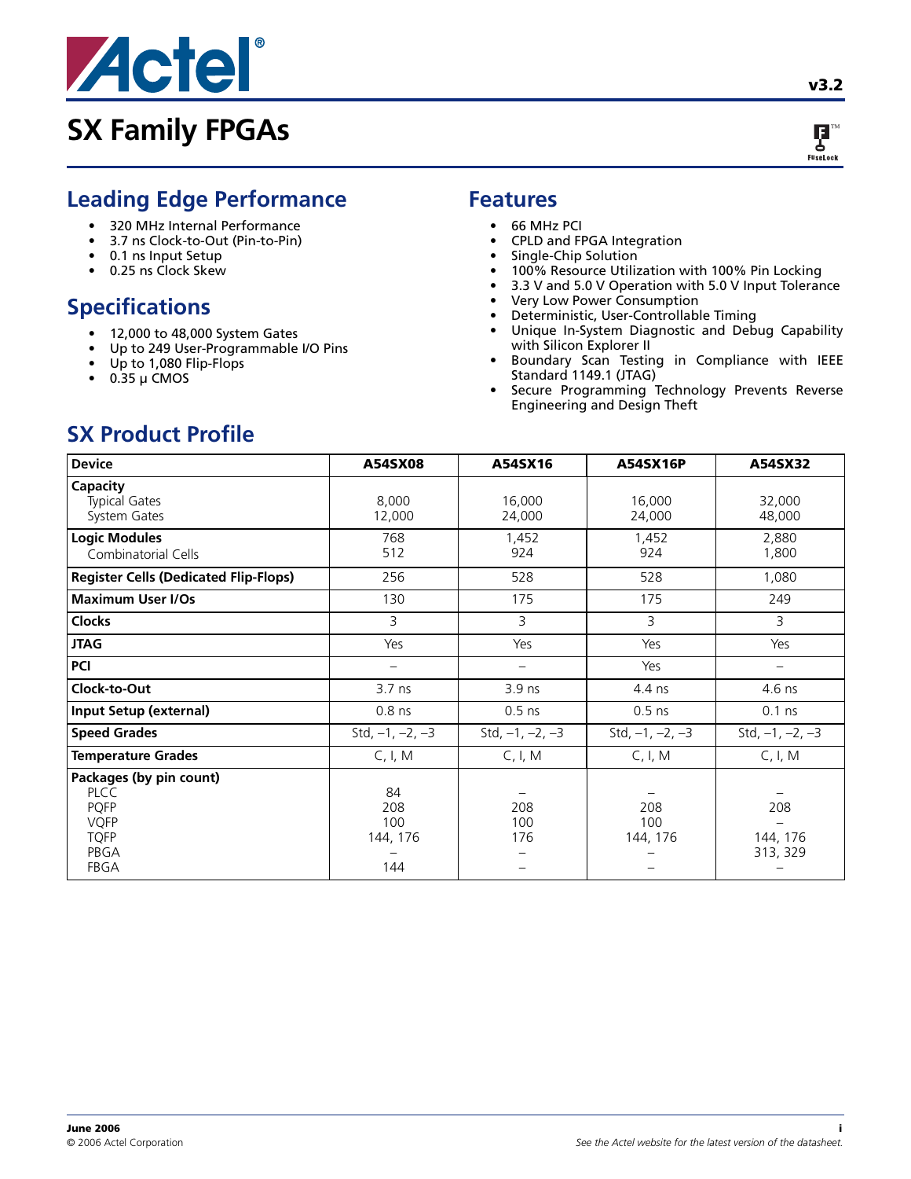# SX Family FPGAs

v3.2

## Leading Edge Performance

- 320 MHz Internal Performance
- 3.7 ns Clock-to-Out (Pin-to-Pin)
- 0.1 ns Input Setup
- 0.25 ns Clock Skew

## Specifications

- 12,000 to 48,000 System Gates
- Up to 249 User-Programmable I/O Pins
- Up to 1,080 Flip-Flops
- 0.35 µ CMOS

## Features

- 66 MHz PCI
- CPLD and FPGA Integration
- Single-Chip Solution
- 100% Resource Utilization with 100% Pin Locking
- 3.3 V and 5.0 V Operation with 5.0 V Input Tolerance
- Very Low Power Consumption
- Deterministic, User-Controllable Timing
- Unique In-System Diagnostic and Debug Capability with Silicon Explorer II
- Boundary Scan Testing in Compliance with IEEE Standard 1149.1 (JTAG)
- Secure Programming Technology Prevents Reverse Engineering and Design Theft

## SX Product Profile

| Device | A54SX08 | A54SX16 | A54SX16P | A54SX32 |
|---|---|---|---|---|
| **Capacity** | | | | |
| Typical Gates | 8,000 | 16,000 | 16,000 | 32,000 |
| System Gates | 12,000 | 24,000 | 24,000 | 48,000 |
| **Logic Modules** | 768 | 1,452 | 1,452 | 2,880 |
| Combinatorial Cells | 512 | 924 | 924 | 1,800 |
| **Register Cells (Dedicated Flip-Flops)** | 256 | 528 | 528 | 1,080 |
| **Maximum User I/Os** | 130 | 175 | 175 | 249 |
| **Clocks** | 3 | 3 | 3 | 3 |
| **JTAG** | Yes | Yes | Yes | Yes |
| **PCI** | – | – | Yes | – |
| **Clock-to-Out** | 3.7 ns | 3.9 ns | 4.4 ns | 4.6 ns |
| **Input Setup (external)** | 0.8 ns | 0.5 ns | 0.5 ns | 0.1 ns |
| **Speed Grades** | Std, –1, –2, –3 | Std, –1, –2, –3 | Std, –1, –2, –3 | Std, –1, –2, –3 |
| **Temperature Grades** | C, I, M | C, I, M | C, I, M | C, I, M |
| **Packages (by pin count)** | | | | |
| PLCC | 84 | – | – | – |
| PQFP | 208 | 208 | 208 | 208 |
| VQFP | 100 | 100 | 100 | – |
| TQFP | 144, 176 | 176 | 144, 176 | 144, 176 |
| PBGA | – | – | – | 313, 329 |
| FBGA | 144 | – | – | – |

June 2006
© 2006 Actel Corporation

*See the Actel website for the latest version of the datasheet.*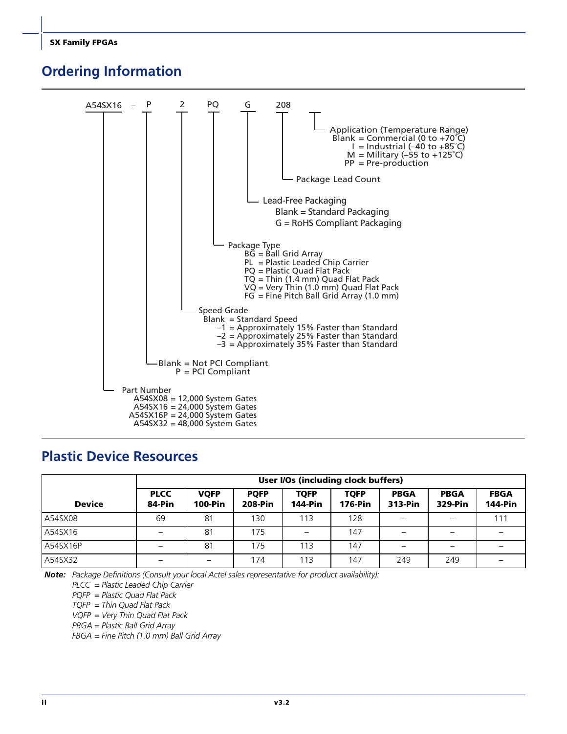## Ordering Information

A54SX16 – P 2 PQ G 208

- **Application (Temperature Range)**
  - Blank = Commercial (0 to +70°C)
  - I = Industrial (–40 to +85°C)
  - M = Military (–55 to +125°C)
  - PP = Pre-production
- **Package Lead Count**
- **Lead-Free Packaging**
  - Blank = Standard Packaging
  - G = RoHS Compliant Packaging
- **Package Type**
  - BG = Ball Grid Array
  - PL = Plastic Leaded Chip Carrier
  - PQ = Plastic Quad Flat Pack
  - TQ = Thin (1.4 mm) Quad Flat Pack
  - VQ = Very Thin (1.0 mm) Quad Flat Pack
  - FG = Fine Pitch Ball Grid Array (1.0 mm)
- **Speed Grade**
  - Blank = Standard Speed
  - –1 = Approximately 15% Faster than Standard
  - –2 = Approximately 25% Faster than Standard
  - –3 = Approximately 35% Faster than Standard
- Blank = Not PCI Compliant
  - P = PCI Compliant
- **Part Number**
  - A54SX08 = 12,000 System Gates
  - A54SX16 = 24,000 System Gates
  - A54SX16P = 24,000 System Gates
  - A54SX32 = 48,000 System Gates

## Plastic Device Resources

| Device | User I/Os (including clock buffers) | | | | | | | |
|---|---|---|---|---|---|---|---|---|
| | PLCC 84-Pin | VQFP 100-Pin | PQFP 208-Pin | TQFP 144-Pin | TQFP 176-Pin | PBGA 313-Pin | PBGA 329-Pin | FBGA 144-Pin |
| A54SX08 | 69 | 81 | 130 | 113 | 128 | – | – | 111 |
| A54SX16 | – | 81 | 175 | – | 147 | – | – | – |
| A54SX16P | – | 81 | 175 | 113 | 147 | – | – | – |
| A54SX32 | – | – | 174 | 113 | 147 | 249 | 249 | – |

***Note:*** *Package Definitions (Consult your local Actel sales representative for product availability):*
*PLCC = Plastic Leaded Chip Carrier*
*PQFP = Plastic Quad Flat Pack*
*TQFP = Thin Quad Flat Pack*
*VQFP = Very Thin Quad Flat Pack*
*PBGA = Plastic Ball Grid Array*
*FBGA = Fine Pitch (1.0 mm) Ball Grid Array*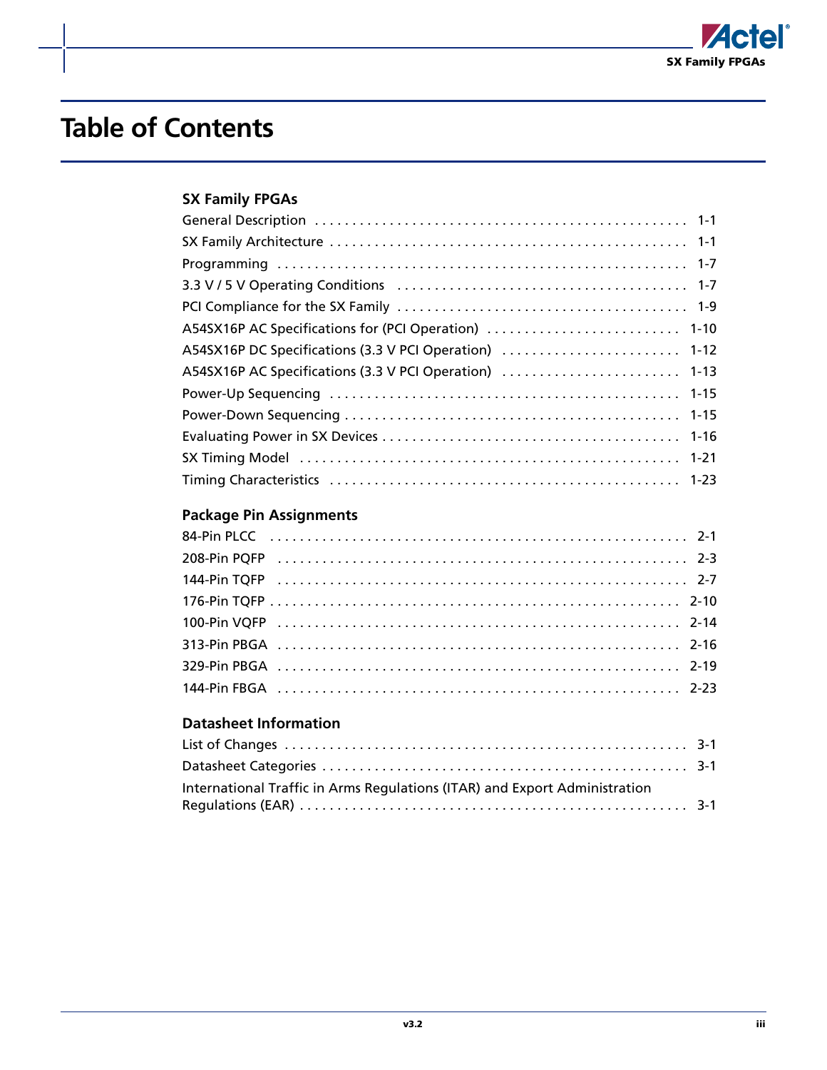# Table of Contents

## SX Family FPGAs

General Description . . . . . . . . . . . . . . . . . . . . . . . . . . . . . . . . . . . . . . . . . . . . . . . . . . 1-1
SX Family Architecture . . . . . . . . . . . . . . . . . . . . . . . . . . . . . . . . . . . . . . . . . . . . . . . . 1-1
Programming . . . . . . . . . . . . . . . . . . . . . . . . . . . . . . . . . . . . . . . . . . . . . . . . . . . . . . 1-7
3.3 V / 5 V Operating Conditions . . . . . . . . . . . . . . . . . . . . . . . . . . . . . . . . . . . . . . 1-7
PCI Compliance for the SX Family . . . . . . . . . . . . . . . . . . . . . . . . . . . . . . . . . . . . . . 1-9
A54SX16P AC Specifications for (PCI Operation) . . . . . . . . . . . . . . . . . . . . . . . . . . 1-10
A54SX16P DC Specifications (3.3 V PCI Operation) . . . . . . . . . . . . . . . . . . . . . . . . 1-12
A54SX16P AC Specifications (3.3 V PCI Operation) . . . . . . . . . . . . . . . . . . . . . . . . 1-13
Power-Up Sequencing . . . . . . . . . . . . . . . . . . . . . . . . . . . . . . . . . . . . . . . . . . . . . . 1-15
Power-Down Sequencing . . . . . . . . . . . . . . . . . . . . . . . . . . . . . . . . . . . . . . . . . . . . 1-15
Evaluating Power in SX Devices . . . . . . . . . . . . . . . . . . . . . . . . . . . . . . . . . . . . . . . 1-16
SX Timing Model . . . . . . . . . . . . . . . . . . . . . . . . . . . . . . . . . . . . . . . . . . . . . . . . . . . 1-21
Timing Characteristics . . . . . . . . . . . . . . . . . . . . . . . . . . . . . . . . . . . . . . . . . . . . . . 1-23

## Package Pin Assignments

84-Pin PLCC . . . . . . . . . . . . . . . . . . . . . . . . . . . . . . . . . . . . . . . . . . . . . . . . . . . . . . 2-1
208-Pin PQFP . . . . . . . . . . . . . . . . . . . . . . . . . . . . . . . . . . . . . . . . . . . . . . . . . . . . . 2-3
144-Pin TQFP . . . . . . . . . . . . . . . . . . . . . . . . . . . . . . . . . . . . . . . . . . . . . . . . . . . . . 2-7
176-Pin TQFP . . . . . . . . . . . . . . . . . . . . . . . . . . . . . . . . . . . . . . . . . . . . . . . . . . . . . 2-10
100-Pin VQFP . . . . . . . . . . . . . . . . . . . . . . . . . . . . . . . . . . . . . . . . . . . . . . . . . . . . . 2-14
313-Pin PBGA . . . . . . . . . . . . . . . . . . . . . . . . . . . . . . . . . . . . . . . . . . . . . . . . . . . . . 2-16
329-Pin PBGA . . . . . . . . . . . . . . . . . . . . . . . . . . . . . . . . . . . . . . . . . . . . . . . . . . . . . 2-19
144-Pin FBGA . . . . . . . . . . . . . . . . . . . . . . . . . . . . . . . . . . . . . . . . . . . . . . . . . . . . . 2-23

## Datasheet Information

List of Changes . . . . . . . . . . . . . . . . . . . . . . . . . . . . . . . . . . . . . . . . . . . . . . . . . . . . 3-1
Datasheet Categories . . . . . . . . . . . . . . . . . . . . . . . . . . . . . . . . . . . . . . . . . . . . . . . . 3-1
International Traffic in Arms Regulations (ITAR) and Export Administration Regulations (EAR) . . . . . . . . . . . . . . . . . . . . . . . . . . . . . . . . . . . . . . . . . . . . . . . . 3-1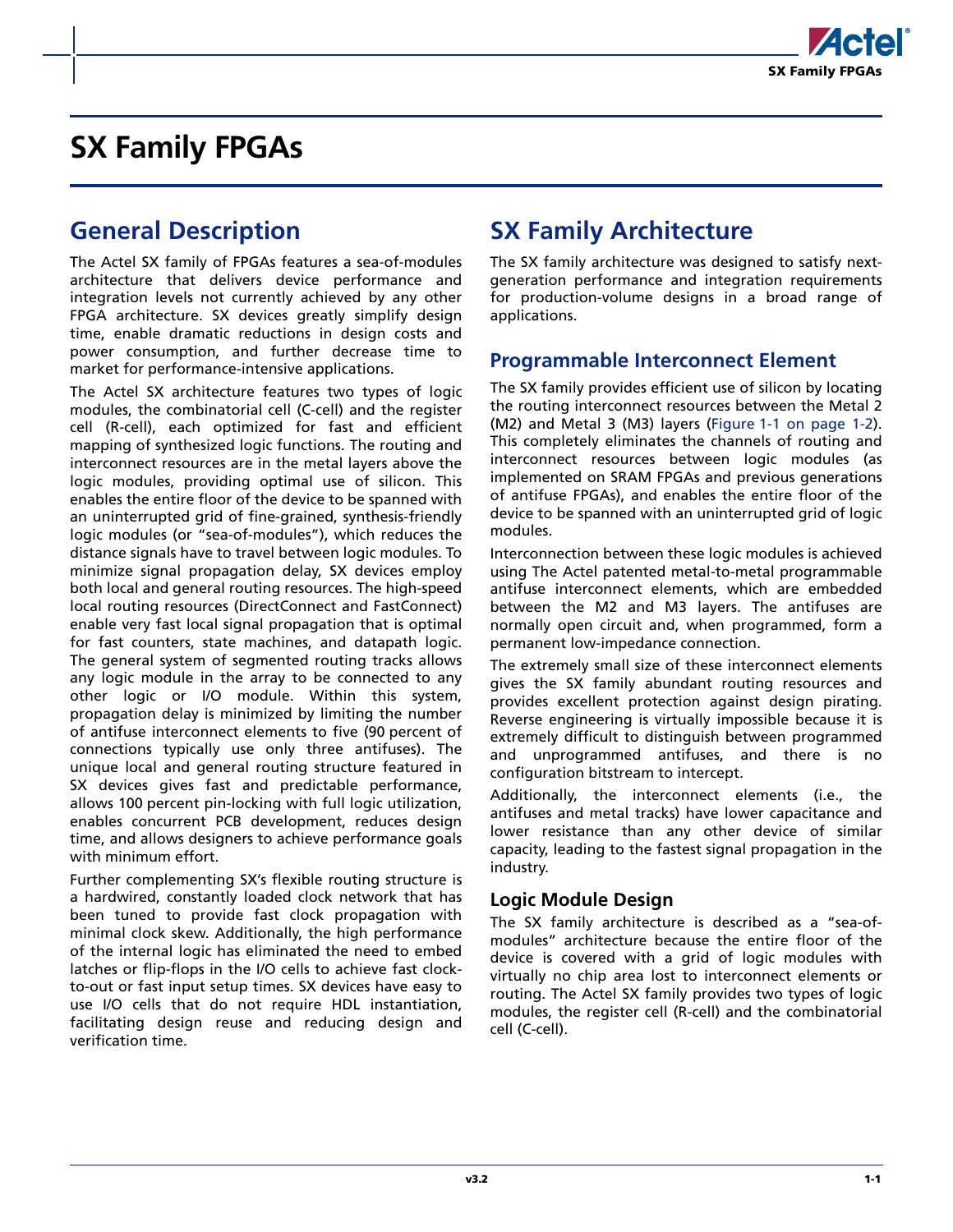# SX Family FPGAs

## General Description

The Actel SX family of FPGAs features a sea-of-modules architecture that delivers device performance and integration levels not currently achieved by any other FPGA architecture. SX devices greatly simplify design time, enable dramatic reductions in design costs and power consumption, and further decrease time to market for performance-intensive applications.

The Actel SX architecture features two types of logic modules, the combinatorial cell (C-cell) and the register cell (R-cell), each optimized for fast and efficient mapping of synthesized logic functions. The routing and interconnect resources are in the metal layers above the logic modules, providing optimal use of silicon. This enables the entire floor of the device to be spanned with an uninterrupted grid of fine-grained, synthesis-friendly logic modules (or "sea-of-modules"), which reduces the distance signals have to travel between logic modules. To minimize signal propagation delay, SX devices employ both local and general routing resources. The high-speed local routing resources (DirectConnect and FastConnect) enable very fast local signal propagation that is optimal for fast counters, state machines, and datapath logic. The general system of segmented routing tracks allows any logic module in the array to be connected to any other logic or I/O module. Within this system, propagation delay is minimized by limiting the number of antifuse interconnect elements to five (90 percent of connections typically use only three antifuses). The unique local and general routing structure featured in SX devices gives fast and predictable performance, allows 100 percent pin-locking with full logic utilization, enables concurrent PCB development, reduces design time, and allows designers to achieve performance goals with minimum effort.

Further complementing SX's flexible routing structure is a hardwired, constantly loaded clock network that has been tuned to provide fast clock propagation with minimal clock skew. Additionally, the high performance of the internal logic has eliminated the need to embed latches or flip-flops in the I/O cells to achieve fast clock-to-out or fast input setup times. SX devices have easy to use I/O cells that do not require HDL instantiation, facilitating design reuse and reducing design and verification time.

## SX Family Architecture

The SX family architecture was designed to satisfy next-generation performance and integration requirements for production-volume designs in a broad range of applications.

### Programmable Interconnect Element

The SX family provides efficient use of silicon by locating the routing interconnect resources between the Metal 2 (M2) and Metal 3 (M3) layers (Figure 1-1 on page 1-2). This completely eliminates the channels of routing and interconnect resources between logic modules (as implemented on SRAM FPGAs and previous generations of antifuse FPGAs), and enables the entire floor of the device to be spanned with an uninterrupted grid of logic modules.

Interconnection between these logic modules is achieved using The Actel patented metal-to-metal programmable antifuse interconnect elements, which are embedded between the M2 and M3 layers. The antifuses are normally open circuit and, when programmed, form a permanent low-impedance connection.

The extremely small size of these interconnect elements gives the SX family abundant routing resources and provides excellent protection against design pirating. Reverse engineering is virtually impossible because it is extremely difficult to distinguish between programmed and unprogrammed antifuses, and there is no configuration bitstream to intercept.

Additionally, the interconnect elements (i.e., the antifuses and metal tracks) have lower capacitance and lower resistance than any other device of similar capacity, leading to the fastest signal propagation in the industry.

### Logic Module Design

The SX family architecture is described as a "sea-of-modules" architecture because the entire floor of the device is covered with a grid of logic modules with virtually no chip area lost to interconnect elements or routing. The Actel SX family provides two types of logic modules, the register cell (R-cell) and the combinatorial cell (C-cell).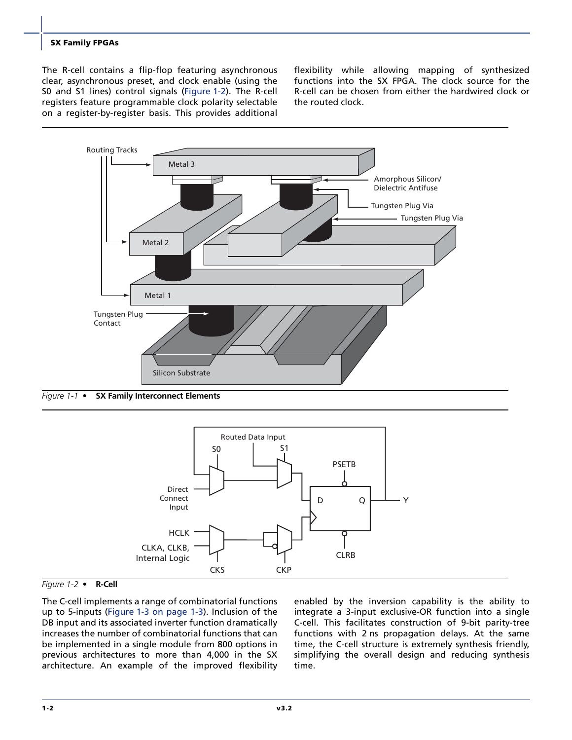The R-cell contains a flip-flop featuring asynchronous clear, asynchronous preset, and clock enable (using the S0 and S1 lines) control signals (Figure 1-2). The R-cell registers feature programmable clock polarity selectable on a register-by-register basis. This provides additional flexibility while allowing mapping of synthesized functions into the SX FPGA. The clock source for the R-cell can be chosen from either the hardwired clock or the routed clock.

*Figure 1-1* • **SX Family Interconnect Elements**

*Figure 1-2* • **R-Cell**

The C-cell implements a range of combinatorial functions up to 5-inputs (Figure 1-3 on page 1-3). Inclusion of the DB input and its associated inverter function dramatically increases the number of combinatorial functions that can be implemented in a single module from 800 options in previous architectures to more than 4,000 in the SX architecture. An example of the improved flexibility enabled by the inversion capability is the ability to integrate a 3-input exclusive-OR function into a single C-cell. This facilitates construction of 9-bit parity-tree functions with 2 ns propagation delays. At the same time, the C-cell structure is extremely synthesis friendly, simplifying the overall design and reducing synthesis time.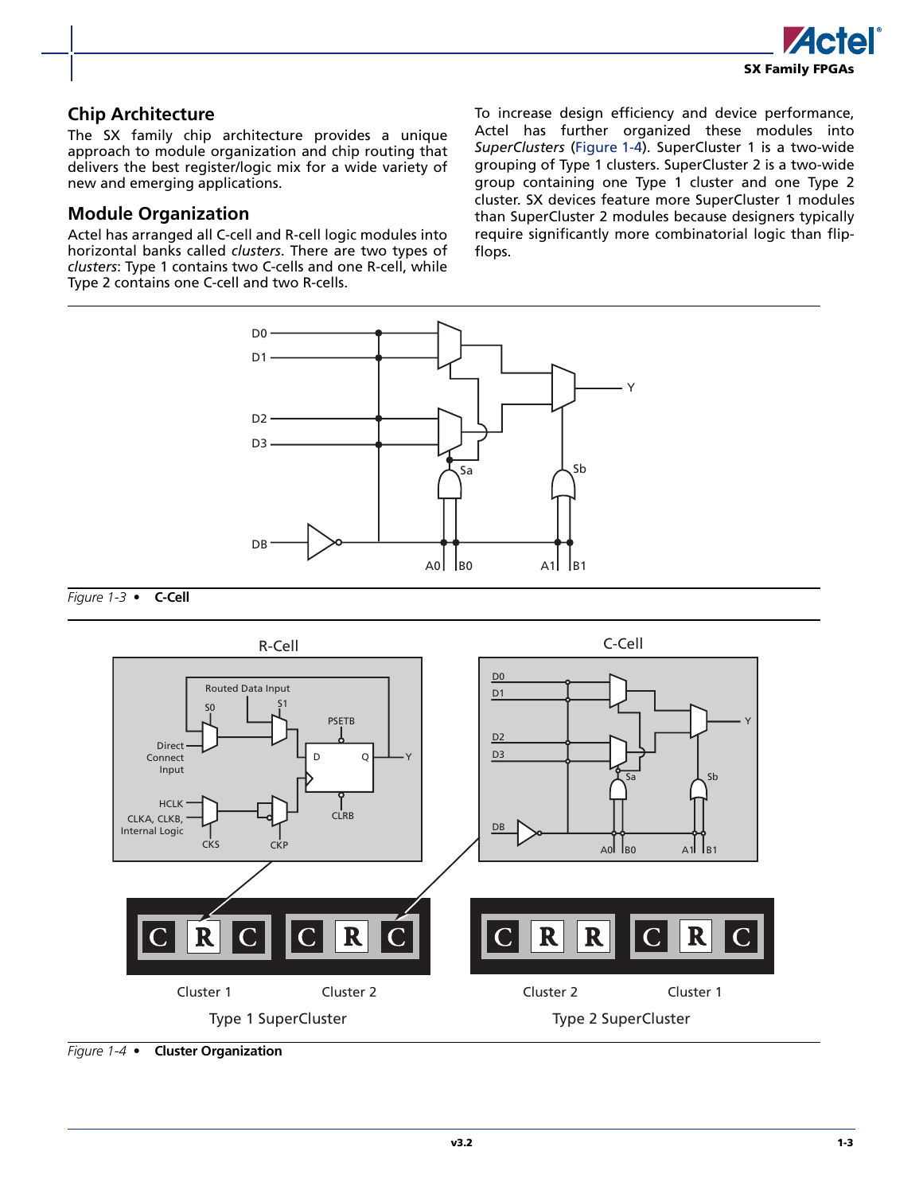## Chip Architecture

The SX family chip architecture provides a unique approach to module organization and chip routing that delivers the best register/logic mix for a wide variety of new and emerging applications.

## Module Organization

Actel has arranged all C-cell and R-cell logic modules into horizontal banks called *clusters*. There are two types of *clusters*: Type 1 contains two C-cells and one R-cell, while Type 2 contains one C-cell and two R-cells.

To increase design efficiency and device performance, Actel has further organized these modules into *SuperClusters* (Figure 1-4). SuperCluster 1 is a two-wide grouping of Type 1 clusters. SuperCluster 2 is a two-wide group containing one Type 1 cluster and one Type 2 cluster. SX devices feature more SuperCluster 1 modules than SuperCluster 2 modules because designers typically require significantly more combinatorial logic than flip-flops.

*Figure 1-3* • **C-Cell**

*Figure 1-4* • **Cluster Organization**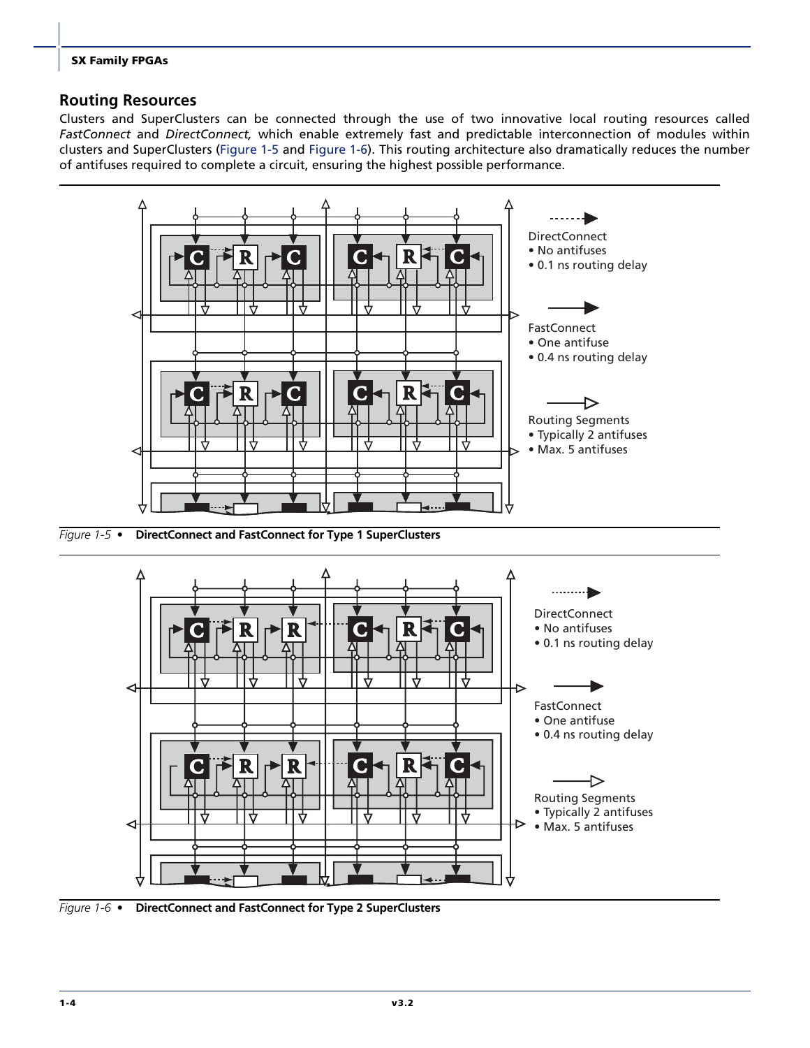## Routing Resources

Clusters and SuperClusters can be connected through the use of two innovative local routing resources called *FastConnect* and *DirectConnect,* which enable extremely fast and predictable interconnection of modules within clusters and SuperClusters (Figure 1-5 and Figure 1-6). This routing architecture also dramatically reduces the number of antifuses required to complete a circuit, ensuring the highest possible performance.

DirectConnect
- No antifuses
- 0.1 ns routing delay

FastConnect
- One antifuse
- 0.4 ns routing delay

Routing Segments
- Typically 2 antifuses
- Max. 5 antifuses

*Figure 1-5* • **DirectConnect and FastConnect for Type 1 SuperClusters**

DirectConnect
- No antifuses
- 0.1 ns routing delay

FastConnect
- One antifuse
- 0.4 ns routing delay

Routing Segments
- Typically 2 antifuses
- Max. 5 antifuses

*Figure 1-6* • **DirectConnect and FastConnect for Type 2 SuperClusters**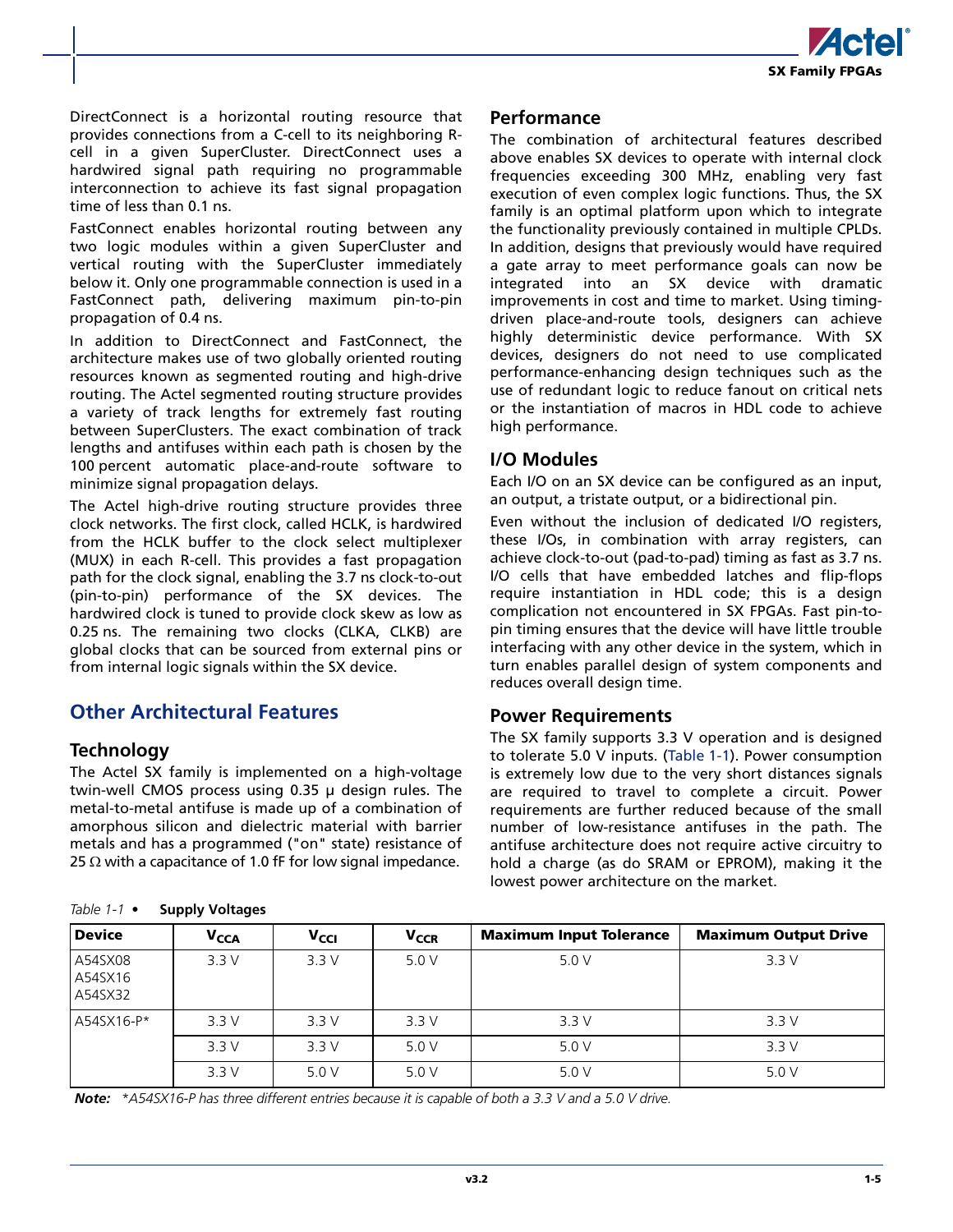DirectConnect is a horizontal routing resource that provides connections from a C-cell to its neighboring R-cell in a given SuperCluster. DirectConnect uses a hardwired signal path requiring no programmable interconnection to achieve its fast signal propagation time of less than 0.1 ns.

FastConnect enables horizontal routing between any two logic modules within a given SuperCluster and vertical routing with the SuperCluster immediately below it. Only one programmable connection is used in a FastConnect path, delivering maximum pin-to-pin propagation of 0.4 ns.

In addition to DirectConnect and FastConnect, the architecture makes use of two globally oriented routing resources known as segmented routing and high-drive routing. The Actel segmented routing structure provides a variety of track lengths for extremely fast routing between SuperClusters. The exact combination of track lengths and antifuses within each path is chosen by the 100 percent automatic place-and-route software to minimize signal propagation delays.

The Actel high-drive routing structure provides three clock networks. The first clock, called HCLK, is hardwired from the HCLK buffer to the clock select multiplexer (MUX) in each R-cell. This provides a fast propagation path for the clock signal, enabling the 3.7 ns clock-to-out (pin-to-pin) performance of the SX devices. The hardwired clock is tuned to provide clock skew as low as 0.25 ns. The remaining two clocks (CLKA, CLKB) are global clocks that can be sourced from external pins or from internal logic signals within the SX device.

## Other Architectural Features

### Technology

The Actel SX family is implemented on a high-voltage twin-well CMOS process using 0.35 μ design rules. The metal-to-metal antifuse is made up of a combination of amorphous silicon and dielectric material with barrier metals and has a programmed ("on" state) resistance of 25 Ω with a capacitance of 1.0 fF for low signal impedance.

### Performance

The combination of architectural features described above enables SX devices to operate with internal clock frequencies exceeding 300 MHz, enabling very fast execution of even complex logic functions. Thus, the SX family is an optimal platform upon which to integrate the functionality previously contained in multiple CPLDs. In addition, designs that previously would have required a gate array to meet performance goals can now be integrated into an SX device with dramatic improvements in cost and time to market. Using timing-driven place-and-route tools, designers can achieve highly deterministic device performance. With SX devices, designers do not need to use complicated performance-enhancing design techniques such as the use of redundant logic to reduce fanout on critical nets or the instantiation of macros in HDL code to achieve high performance.

### I/O Modules

Each I/O on an SX device can be configured as an input, an output, a tristate output, or a bidirectional pin.

Even without the inclusion of dedicated I/O registers, these I/Os, in combination with array registers, can achieve clock-to-out (pad-to-pad) timing as fast as 3.7 ns. I/O cells that have embedded latches and flip-flops require instantiation in HDL code; this is a design complication not encountered in SX FPGAs. Fast pin-to-pin timing ensures that the device will have little trouble interfacing with any other device in the system, which in turn enables parallel design of system components and reduces overall design time.

### Power Requirements

The SX family supports 3.3 V operation and is designed to tolerate 5.0 V inputs. (Table 1-1). Power consumption is extremely low due to the very short distances signals are required to travel to complete a circuit. Power requirements are further reduced because of the small number of low-resistance antifuses in the path. The antifuse architecture does not require active circuitry to hold a charge (as do SRAM or EPROM), making it the lowest power architecture on the market.

*Table 1-1* • **Supply Voltages**

| Device | $V_{CCA}$ | $V_{CCI}$ | $V_{CCR}$ | Maximum Input Tolerance | Maximum Output Drive |
|---|---|---|---|---|---|
| A54SX08<br>A54SX16<br>A54SX32 | 3.3 V | 3.3 V | 5.0 V | 5.0 V | 3.3 V |
| A54SX16-P* | 3.3 V | 3.3 V | 3.3 V | 3.3 V | 3.3 V |
| | 3.3 V | 3.3 V | 5.0 V | 5.0 V | 3.3 V |
| | 3.3 V | 5.0 V | 5.0 V | 5.0 V | 5.0 V |

***Note:*** *\*A54SX16-P has three different entries because it is capable of both a 3.3 V and a 5.0 V drive.*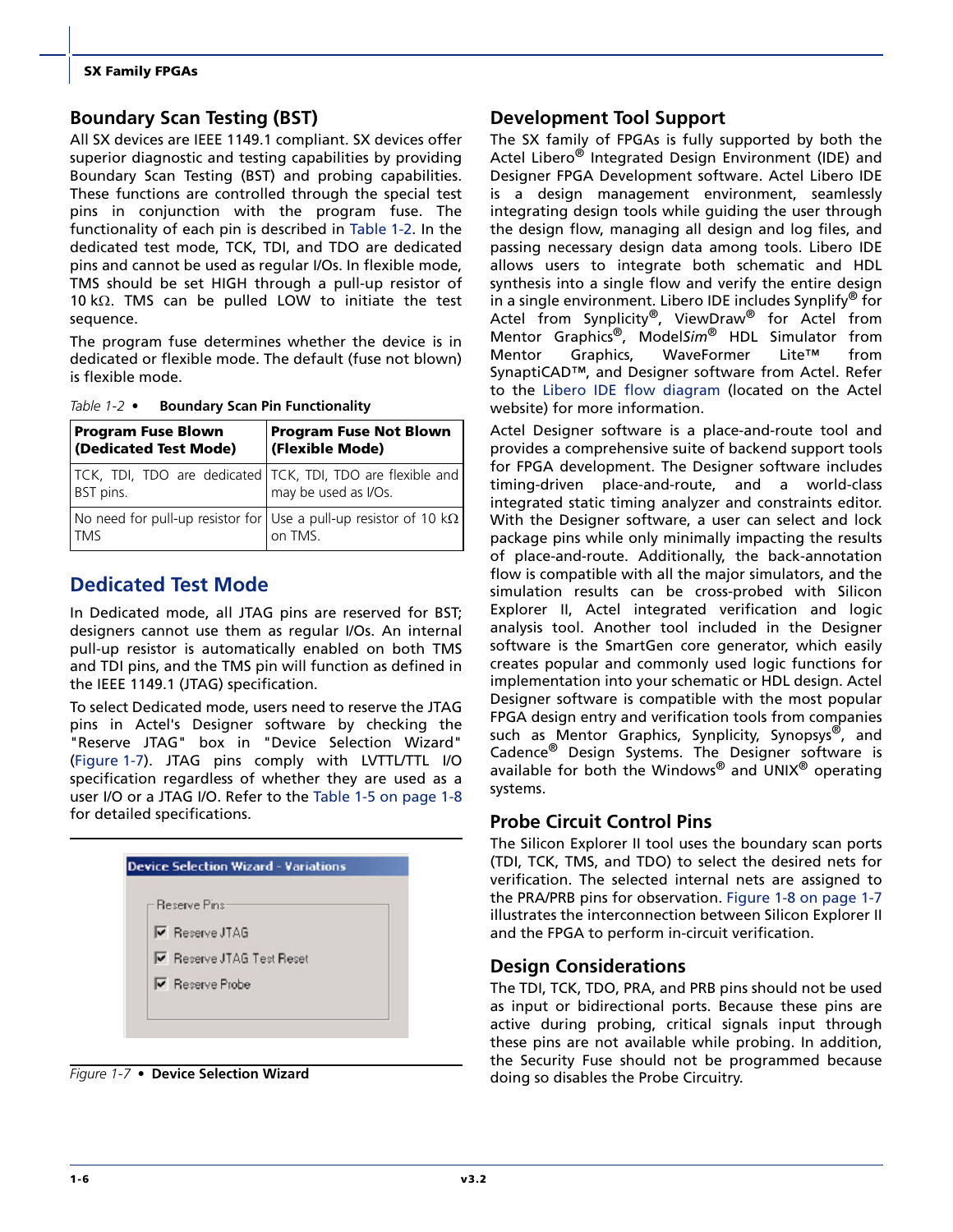## Boundary Scan Testing (BST)

All SX devices are IEEE 1149.1 compliant. SX devices offer superior diagnostic and testing capabilities by providing Boundary Scan Testing (BST) and probing capabilities. These functions are controlled through the special test pins in conjunction with the program fuse. The functionality of each pin is described in Table 1-2. In the dedicated test mode, TCK, TDI, and TDO are dedicated pins and cannot be used as regular I/Os. In flexible mode, TMS should be set HIGH through a pull-up resistor of 10 kΩ. TMS can be pulled LOW to initiate the test sequence.

The program fuse determines whether the device is in dedicated or flexible mode. The default (fuse not blown) is flexible mode.

*Table 1-2* • **Boundary Scan Pin Functionality**

| Program Fuse Blown (Dedicated Test Mode) | Program Fuse Not Blown (Flexible Mode) |
|---|---|
| TCK, TDI, TDO are dedicated BST pins. | TCK, TDI, TDO are flexible and may be used as I/Os. |
| No need for pull-up resistor for TMS | Use a pull-up resistor of 10 kΩ on TMS. |

## Dedicated Test Mode

In Dedicated mode, all JTAG pins are reserved for BST; designers cannot use them as regular I/Os. An internal pull-up resistor is automatically enabled on both TMS and TDI pins, and the TMS pin will function as defined in the IEEE 1149.1 (JTAG) specification.

To select Dedicated mode, users need to reserve the JTAG pins in Actel's Designer software by checking the "Reserve JTAG" box in "Device Selection Wizard" (Figure 1-7). JTAG pins comply with LVTTL/TTL I/O specification regardless of whether they are used as a user I/O or a JTAG I/O. Refer to the Table 1-5 on page 1-8 for detailed specifications.

Device Selection Wizard - Variations

Reserve Pins

- ☑ Reserve JTAG
- ☑ Reserve JTAG Test Reset
- ☑ Reserve Probe

*Figure 1-7* • **Device Selection Wizard**

## Development Tool Support

The SX family of FPGAs is fully supported by both the Actel Libero® Integrated Design Environment (IDE) and Designer FPGA Development software. Actel Libero IDE is a design management environment, seamlessly integrating design tools while guiding the user through the design flow, managing all design and log files, and passing necessary design data among tools. Libero IDE allows users to integrate both schematic and HDL synthesis into a single flow and verify the entire design in a single environment. Libero IDE includes Synplify® for Actel from Synplicity®, ViewDraw® for Actel from Mentor Graphics®, Model*Sim*® HDL Simulator from Mentor Graphics, WaveFormer Lite™ from SynaptiCAD™, and Designer software from Actel. Refer to the Libero IDE flow diagram (located on the Actel website) for more information.

Actel Designer software is a place-and-route tool and provides a comprehensive suite of backend support tools for FPGA development. The Designer software includes timing-driven place-and-route, and a world-class integrated static timing analyzer and constraints editor. With the Designer software, a user can select and lock package pins while only minimally impacting the results of place-and-route. Additionally, the back-annotation flow is compatible with all the major simulators, and the simulation results can be cross-probed with Silicon Explorer II, Actel integrated verification and logic analysis tool. Another tool included in the Designer software is the SmartGen core generator, which easily creates popular and commonly used logic functions for implementation into your schematic or HDL design. Actel Designer software is compatible with the most popular FPGA design entry and verification tools from companies such as Mentor Graphics, Synplicity, Synopsys®, and Cadence® Design Systems. The Designer software is available for both the Windows® and UNIX® operating systems.

## Probe Circuit Control Pins

The Silicon Explorer II tool uses the boundary scan ports (TDI, TCK, TMS, and TDO) to select the desired nets for verification. The selected internal nets are assigned to the PRA/PRB pins for observation. Figure 1-8 on page 1-7 illustrates the interconnection between Silicon Explorer II and the FPGA to perform in-circuit verification.

## Design Considerations

The TDI, TCK, TDO, PRA, and PRB pins should not be used as input or bidirectional ports. Because these pins are active during probing, critical signals input through these pins are not available while probing. In addition, the Security Fuse should not be programmed because doing so disables the Probe Circuitry.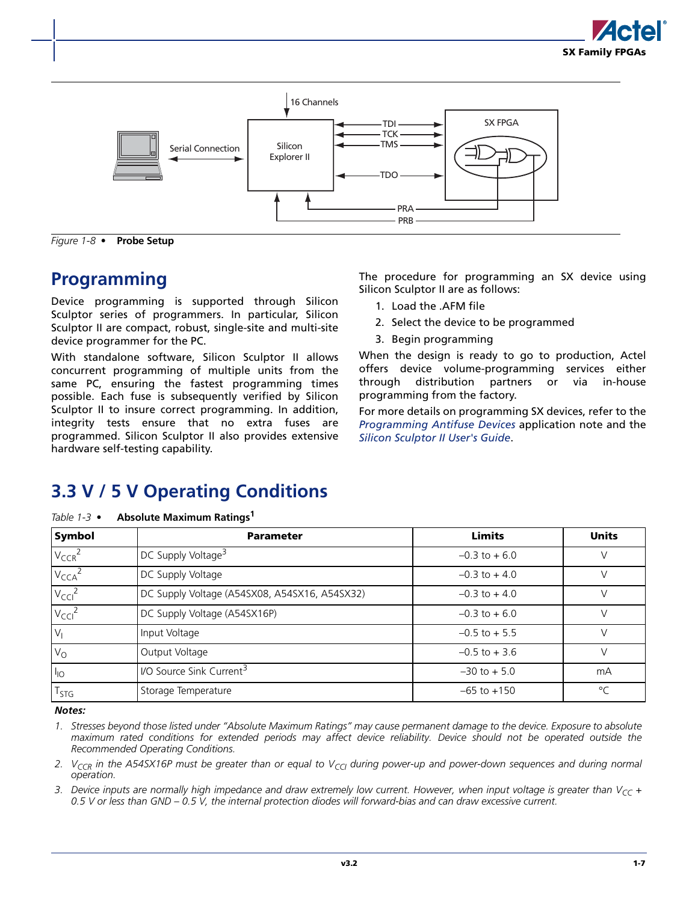*Figure 1-8* • **Probe Setup**

## Programming

Device programming is supported through Silicon Sculptor series of programmers. In particular, Silicon Sculptor II are compact, robust, single-site and multi-site device programmer for the PC.

With standalone software, Silicon Sculptor II allows concurrent programming of multiple units from the same PC, ensuring the fastest programming times possible. Each fuse is subsequently verified by Silicon Sculptor II to insure correct programming. In addition, integrity tests ensure that no extra fuses are programmed. Silicon Sculptor II also provides extensive hardware self-testing capability.

The procedure for programming an SX device using Silicon Sculptor II are as follows:

1. Load the .AFM file
2. Select the device to be programmed
3. Begin programming

When the design is ready to go to production, Actel offers device volume-programming services either through distribution partners or via in-house programming from the factory.

For more details on programming SX devices, refer to the *Programming Antifuse Devices* application note and the *Silicon Sculptor II User's Guide*.

## 3.3 V / 5 V Operating Conditions

*Table 1-3* • **Absolute Maximum Ratings**[1]

| Symbol | Parameter | Limits | Units |
|---|---|---|---|
| $V_{CCR}$[2] | DC Supply Voltage[3] | –0.3 to + 6.0 | V |
| $V_{CCA}$[2] | DC Supply Voltage | –0.3 to + 4.0 | V |
| $V_{CCI}$[2] | DC Supply Voltage (A54SX08, A54SX16, A54SX32) | –0.3 to + 4.0 | V |
| $V_{CCI}$[2] | DC Supply Voltage (A54SX16P) | –0.3 to + 6.0 | V |
| $V_I$ | Input Voltage | –0.5 to + 5.5 | V |
| $V_O$ | Output Voltage | –0.5 to + 3.6 | V |
| $I_{IO}$ | I/O Source Sink Current[3] | –30 to + 5.0 | mA |
| $T_{STG}$ | Storage Temperature | –65 to +150 | °C |

***Notes:***

1. *Stresses beyond those listed under "Absolute Maximum Ratings" may cause permanent damage to the device. Exposure to absolute maximum rated conditions for extended periods may affect device reliability. Device should not be operated outside the Recommended Operating Conditions.*
2. *$V_{CCR}$ in the A54SX16P must be greater than or equal to $V_{CCI}$ during power-up and power-down sequences and during normal operation.*
3. *Device inputs are normally high impedance and draw extremely low current. However, when input voltage is greater than $V_{CC}$ + 0.5 V or less than GND – 0.5 V, the internal protection diodes will forward-bias and can draw excessive current.*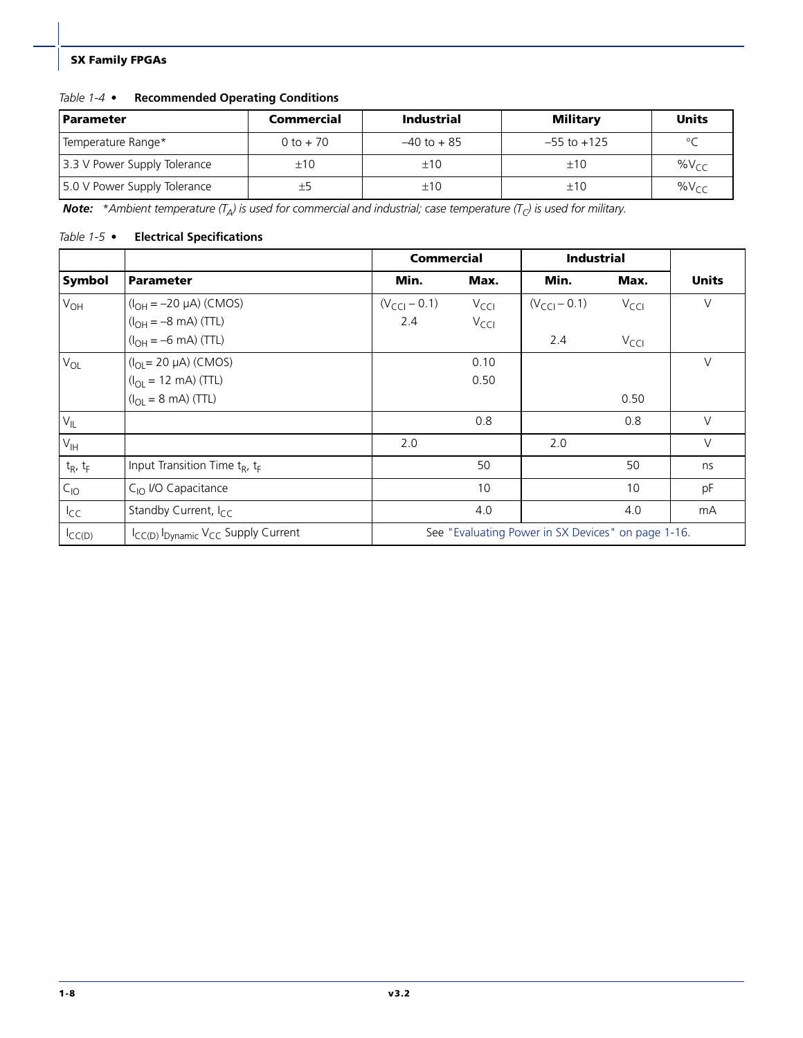*Table 1-4 •* **Recommended Operating Conditions**

| Parameter | Commercial | Industrial | Military | Units |
|---|---|---|---|---|
| Temperature Range* | 0 to + 70 | –40 to + 85 | –55 to +125 | °C |
| 3.3 V Power Supply Tolerance | ±10 | ±10 | ±10 | $\%V_{CC}$ |
| 5.0 V Power Supply Tolerance | ±5 | ±10 | ±10 | $\%V_{CC}$ |

***Note:*** *\*Ambient temperature ($T_A$) is used for commercial and industrial; case temperature ($T_C$) is used for military.*

*Table 1-5 •* **Electrical Specifications**

| | | Commercial | | Industrial | | |
|---|---|---|---|---|---|---|
| **Symbol** | **Parameter** | **Min.** | **Max.** | **Min.** | **Max.** | **Units** |
| $V_{OH}$ | ($I_{OH}$ = –20 µA) (CMOS)<br>($I_{OH}$ = –8 mA) (TTL)<br>($I_{OH}$ = –6 mA) (TTL) | ($V_{CCI}$ – 0.1)<br>2.4 | $V_{CCI}$<br>$V_{CCI}$ | ($V_{CCI}$ – 0.1)<br><br>2.4 | $V_{CCI}$<br><br>$V_{CCI}$ | V |
| $V_{OL}$ | ($I_{OL}$= 20 µA) (CMOS)<br>($I_{OL}$ = 12 mA) (TTL)<br>($I_{OL}$ = 8 mA) (TTL) | | 0.10<br>0.50 | | <br><br>0.50 | V |
| $V_{IL}$ | | | 0.8 | | 0.8 | V |
| $V_{IH}$ | | 2.0 | | 2.0 | | V |
| $t_R$, $t_F$ | Input Transition Time $t_R$, $t_F$ | | 50 | | 50 | ns |
| $C_{IO}$ | $C_{IO}$ I/O Capacitance | | 10 | | 10 | pF |
| $I_{CC}$ | Standby Current, $I_{CC}$ | | 4.0 | | 4.0 | mA |
| $I_{CC(D)}$ | $I_{CC(D)}$ $I_{Dynamic}$ $V_{CC}$ Supply Current | See "Evaluating Power in SX Devices" on page 1-16. | | | | |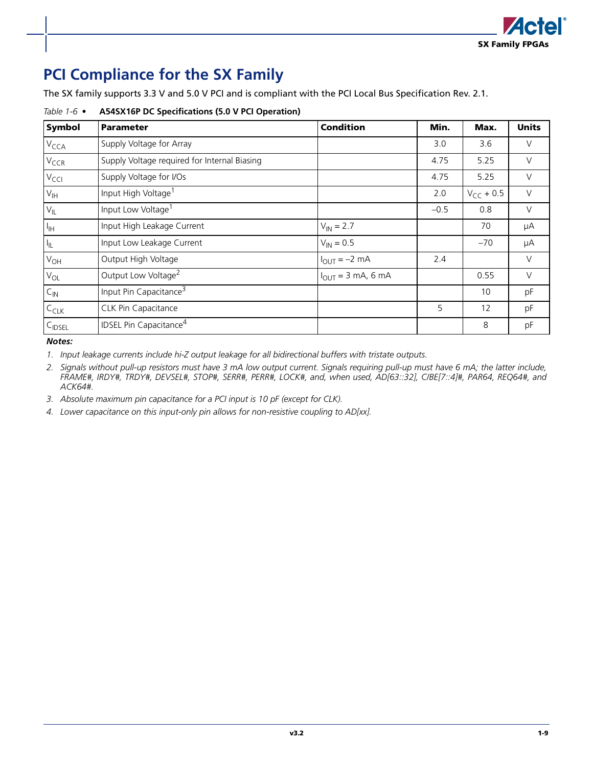# PCI Compliance for the SX Family

The SX family supports 3.3 V and 5.0 V PCI and is compliant with the PCI Local Bus Specification Rev. 2.1.

*Table 1-6* • **A54SX16P DC Specifications (5.0 V PCI Operation)**

| Symbol | Parameter | Condition | Min. | Max. | Units |
|---|---|---|---|---|---|
| $V_{CCA}$ | Supply Voltage for Array | | 3.0 | 3.6 | V |
| $V_{CCR}$ | Supply Voltage required for Internal Biasing | | 4.75 | 5.25 | V |
| $V_{CCI}$ | Supply Voltage for I/Os | | 4.75 | 5.25 | V |
| $V_{IH}$ | Input High Voltage[1] | | 2.0 | $V_{CC}$ + 0.5 | V |
| $V_{IL}$ | Input Low Voltage[1] | | –0.5 | 0.8 | V |
| $I_{IH}$ | Input High Leakage Current | $V_{IN}$ = 2.7 | | 70 | µA |
| $I_{IL}$ | Input Low Leakage Current | $V_{IN}$ = 0.5 | | –70 | µA |
| $V_{OH}$ | Output High Voltage | $I_{OUT}$ = –2 mA | 2.4 | | V |
| $V_{OL}$ | Output Low Voltage[2] | $I_{OUT}$ = 3 mA, 6 mA | | 0.55 | V |
| $C_{IN}$ | Input Pin Capacitance[3] | | | 10 | pF |
| $C_{CLK}$ | CLK Pin Capacitance | | 5 | 12 | pF |
| $C_{IDSEL}$ | IDSEL Pin Capacitance[4] | | | 8 | pF |

***Notes:***

1. *Input leakage currents include hi-Z output leakage for all bidirectional buffers with tristate outputs.*
2. *Signals without pull-up resistors must have 3 mA low output current. Signals requiring pull-up must have 6 mA; the latter include, FRAME#, IRDY#, TRDY#, DEVSEL#, STOP#, SERR#, PERR#, LOCK#, and, when used, AD[63::32], C/BE[7::4]#, PAR64, REQ64#, and ACK64#.*
3. *Absolute maximum pin capacitance for a PCI input is 10 pF (except for CLK).*
4. *Lower capacitance on this input-only pin allows for non-resistive coupling to AD[xx].*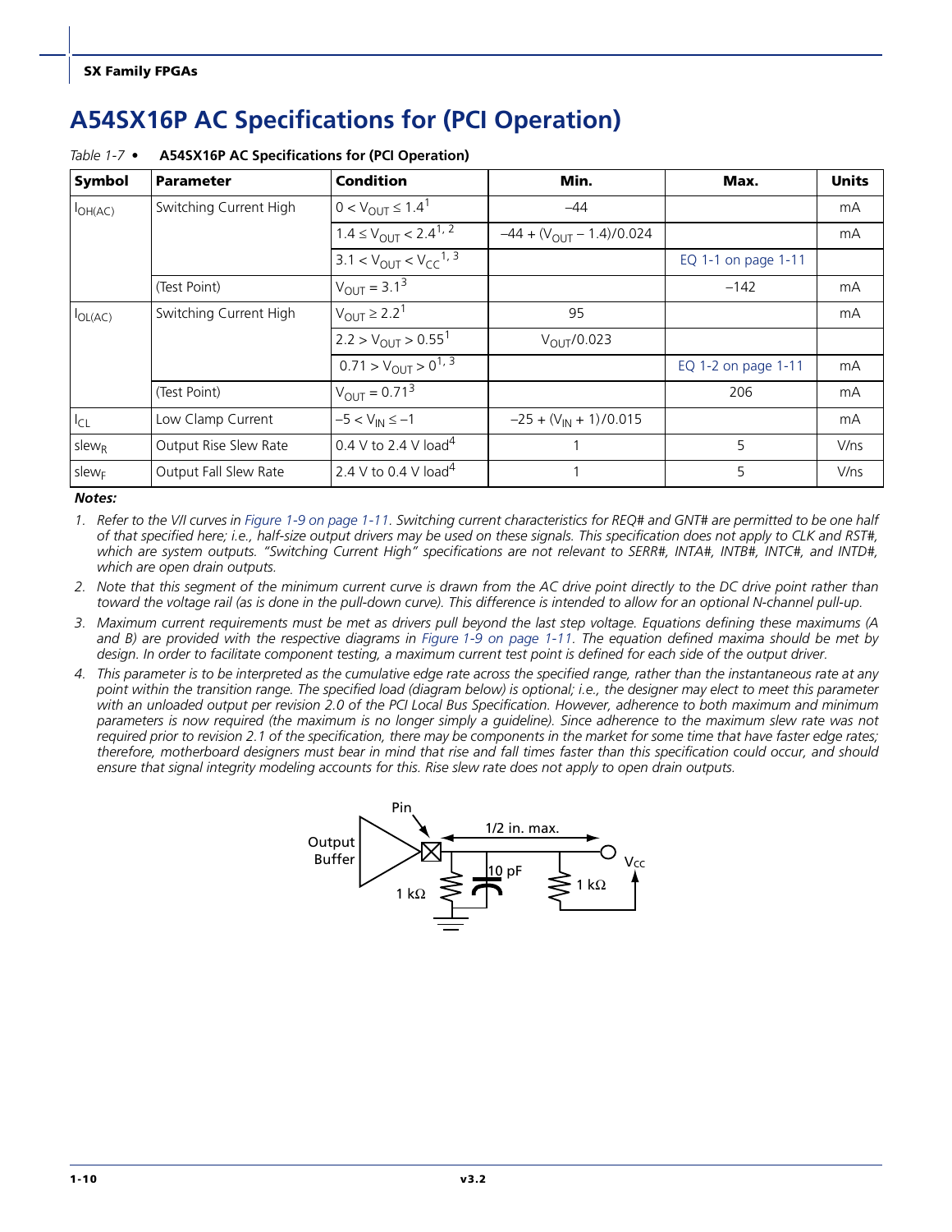# A54SX16P AC Specifications for (PCI Operation)

*Table 1-7* • **A54SX16P AC Specifications for (PCI Operation)**

| Symbol | Parameter | Condition | Min. | Max. | Units |
|---|---|---|---|---|---|
| $I_{OH(AC)}$ | Switching Current High | $0 < V_{OUT} \leq 1.4$[1] | –44 | | mA |
| | | $1.4 \leq V_{OUT} < 2.4$[1, 2] | $-44 + (V_{OUT} - 1.4)/0.024$ | | mA |
| | | $3.1 < V_{OUT} < V_{CC}$[1, 3] | | EQ 1-1 on page 1-11 | |
| | (Test Point) | $V_{OUT} = 3.1$[3] | | –142 | mA |
| $I_{OL(AC)}$ | Switching Current High | $V_{OUT} \geq 2.2$[1] | 95 | | mA |
| | | $2.2 > V_{OUT} > 0.55$[1] | $V_{OUT}/0.023$ | | |
| | | $0.71 > V_{OUT} > 0$[1, 3] | | EQ 1-2 on page 1-11 | mA |
| | (Test Point) | $V_{OUT} = 0.71$[3] | | 206 | mA |
| $I_{CL}$ | Low Clamp Current | $-5 < V_{IN} \leq -1$ | $-25 + (V_{IN} + 1)/0.015$ | | mA |
| $slew_R$ | Output Rise Slew Rate | 0.4 V to 2.4 V load[4] | 1 | 5 | V/ns |
| $slew_F$ | Output Fall Slew Rate | 2.4 V to 0.4 V load[4] | 1 | 5 | V/ns |

***Notes:***

1. *Refer to the VI curves in Figure 1-9 on page 1-11. Switching current characteristics for REQ# and GNT# are permitted to be one half of that specified here; i.e., half-size output drivers may be used on these signals. This specification does not apply to CLK and RST#, which are system outputs. "Switching Current High" specifications are not relevant to SERR#, INTA#, INTB#, INTC#, and INTD#, which are open drain outputs.*
2. *Note that this segment of the minimum current curve is drawn from the AC drive point directly to the DC drive point rather than toward the voltage rail (as is done in the pull-down curve). This difference is intended to allow for an optional N-channel pull-up.*
3. *Maximum current requirements must be met as drivers pull beyond the last step voltage. Equations defining these maximums (A and B) are provided with the respective diagrams in Figure 1-9 on page 1-11. The equation defined maxima should be met by design. In order to facilitate component testing, a maximum current test point is defined for each side of the output driver.*
4. *This parameter is to be interpreted as the cumulative edge rate across the specified range, rather than the instantaneous rate at any point within the transition range. The specified load (diagram below) is optional; i.e., the designer may elect to meet this parameter with an unloaded output per revision 2.0 of the PCI Local Bus Specification. However, adherence to both maximum and minimum parameters is now required (the maximum is no longer simply a guideline). Since adherence to the maximum slew rate was not required prior to revision 2.1 of the specification, there may be components in the market for some time that have faster edge rates; therefore, motherboard designers must bear in mind that rise and fall times faster than this specification could occur, and should ensure that signal integrity modeling accounts for this. Rise slew rate does not apply to open drain outputs.*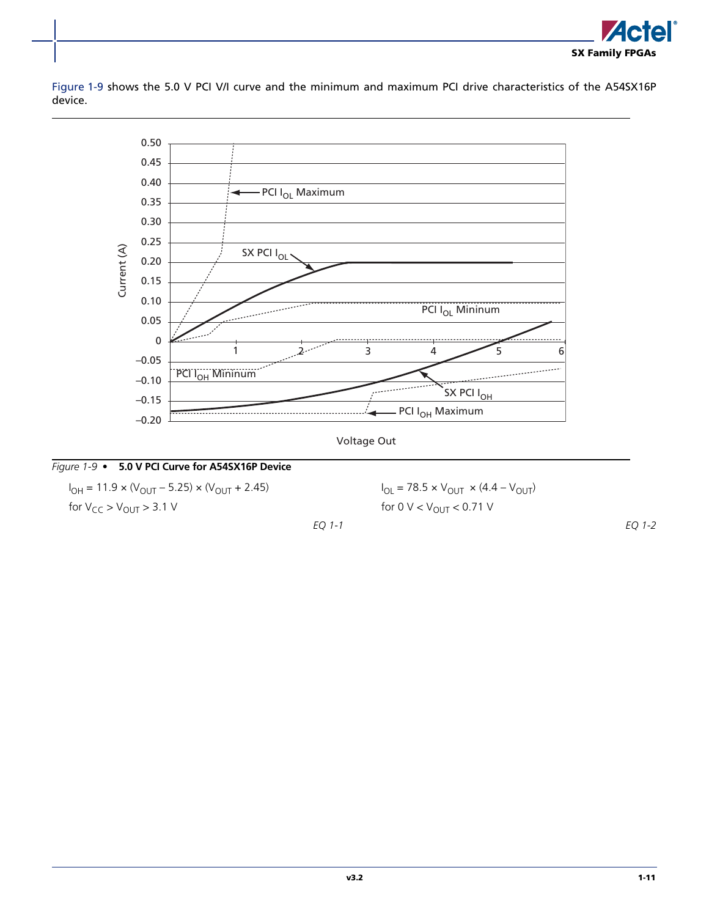Figure 1-9 shows the 5.0 V PCI V/I curve and the minimum and maximum PCI drive characteristics of the A54SX16P device.

*Figure 1-9* • **5.0 V PCI Curve for A54SX16P Device**

$$I_{OH} = 11.9 \times (V_{OUT} - 5.25) \times (V_{OUT} + 2.45)$$

for $V_{CC} > V_{OUT} > 3.1$ V

*EQ 1-1*

$$I_{OL} = 78.5 \times V_{OUT} \times (4.4 - V_{OUT})$$

for $0 \text{ V} < V_{OUT} < 0.71$ V

*EQ 1-2*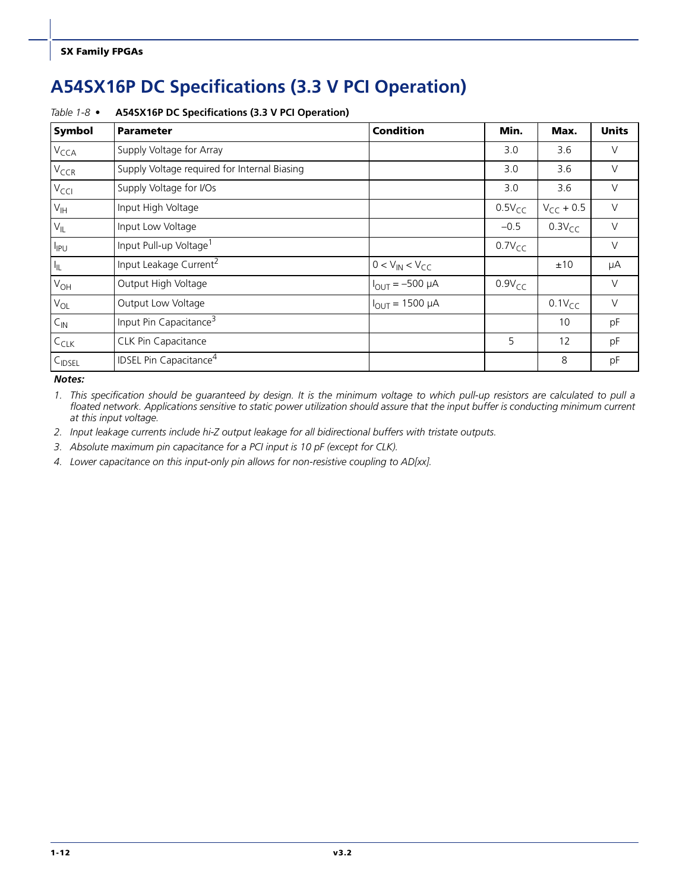# A54SX16P DC Specifications (3.3 V PCI Operation)

*Table 1-8* • **A54SX16P DC Specifications (3.3 V PCI Operation)**

| Symbol | Parameter | Condition | Min. | Max. | Units |
|---|---|---|---|---|---|
| $V_{CCA}$ | Supply Voltage for Array | | 3.0 | 3.6 | V |
| $V_{CCR}$ | Supply Voltage required for Internal Biasing | | 3.0 | 3.6 | V |
| $V_{CCI}$ | Supply Voltage for I/Os | | 3.0 | 3.6 | V |
| $V_{IH}$ | Input High Voltage | | $0.5V_{CC}$ | $V_{CC} + 0.5$ | V |
| $V_{IL}$ | Input Low Voltage | | –0.5 | $0.3V_{CC}$ | V |
| $I_{IPU}$ | Input Pull-up Voltage[1] | | $0.7V_{CC}$ | | V |
| $I_{IL}$ | Input Leakage Current[2] | $0 < V_{IN} < V_{CC}$ | | ±10 | µA |
| $V_{OH}$ | Output High Voltage | $I_{OUT}$ = –500 µA | $0.9V_{CC}$ | | V |
| $V_{OL}$ | Output Low Voltage | $I_{OUT}$ = 1500 µA | | $0.1V_{CC}$ | V |
| $C_{IN}$ | Input Pin Capacitance[3] | | | 10 | pF |
| $C_{CLK}$ | CLK Pin Capacitance | | 5 | 12 | pF |
| $C_{IDSEL}$ | IDSEL Pin Capacitance[4] | | | 8 | pF |

***Notes:***

1. *This specification should be guaranteed by design. It is the minimum voltage to which pull-up resistors are calculated to pull a floated network. Applications sensitive to static power utilization should assure that the input buffer is conducting minimum current at this input voltage.*
2. *Input leakage currents include hi-Z output leakage for all bidirectional buffers with tristate outputs.*
3. *Absolute maximum pin capacitance for a PCI input is 10 pF (except for CLK).*
4. *Lower capacitance on this input-only pin allows for non-resistive coupling to AD[xx].*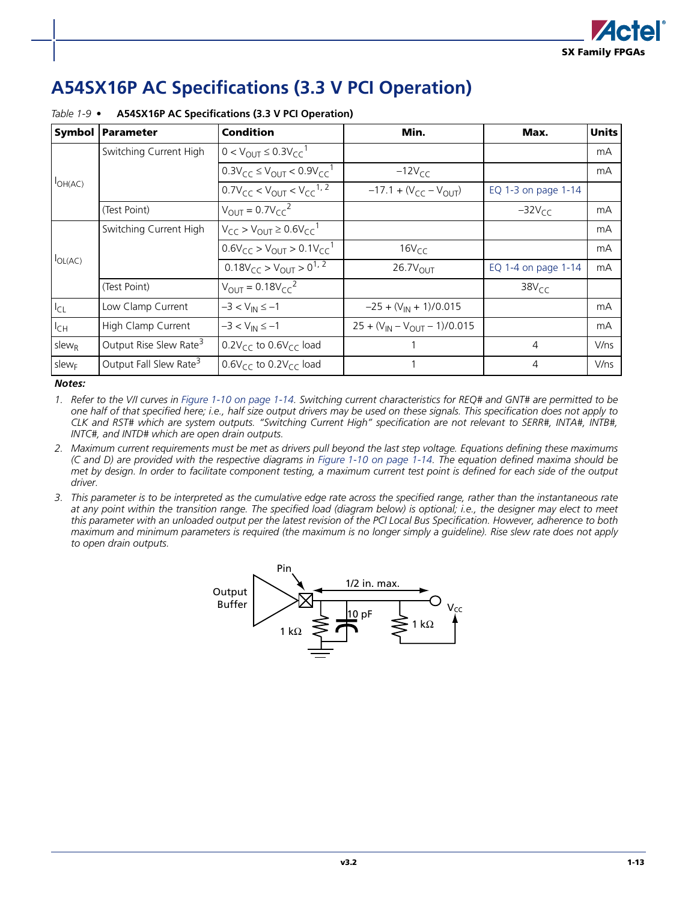# A54SX16P AC Specifications (3.3 V PCI Operation)

*Table 1-9* • **A54SX16P AC Specifications (3.3 V PCI Operation)**

| Symbol | Parameter | Condition | Min. | Max. | Units |
|---|---|---|---|---|---|
| $I_{OH(AC)}$ | Switching Current High | $0 < V_{OUT} \leq 0.3V_{CC}$ [1] | | | mA |
| | | $0.3V_{CC} \leq V_{OUT} < 0.9V_{CC}$ [1] | $-12V_{CC}$ | | mA |
| | | $0.7V_{CC} < V_{OUT} < V_{CC}$ [1, 2] | $-17.1 + (V_{CC} - V_{OUT})$ | EQ 1-3 on page 1-14 | |
| | (Test Point) | $V_{OUT} = 0.7V_{CC}$ [2] | | $-32V_{CC}$ | mA |
| $I_{OL(AC)}$ | Switching Current High | $V_{CC} > V_{OUT} \geq 0.6V_{CC}$ [1] | | | mA |
| | | $0.6V_{CC} > V_{OUT} > 0.1V_{CC}$ [1] | $16V_{CC}$ | | mA |
| | | $0.18V_{CC} > V_{OUT} > 0$ [1, 2] | $26.7V_{OUT}$ | EQ 1-4 on page 1-14 | mA |
| | (Test Point) | $V_{OUT} = 0.18V_{CC}$ [2] | | $38V_{CC}$ | |
| $I_{CL}$ | Low Clamp Current | $-3 < V_{IN} \leq -1$ | $-25 + (V_{IN} + 1)/0.015$ | | mA |
| $I_{CH}$ | High Clamp Current | $-3 < V_{IN} \leq -1$ | $25 + (V_{IN} - V_{OUT} - 1)/0.015$ | | mA |
| $slew_R$ | Output Rise Slew Rate[3] | $0.2V_{CC}$ to $0.6V_{CC}$ load | 1 | 4 | V/ns |
| $slew_F$ | Output Fall Slew Rate[3] | $0.6V_{CC}$ to $0.2V_{CC}$ load | 1 | 4 | V/ns |

**Notes:**

1. *Refer to the V/I curves in Figure 1-10 on page 1-14. Switching current characteristics for REQ# and GNT# are permitted to be one half of that specified here; i.e., half size output drivers may be used on these signals. This specification does not apply to CLK and RST# which are system outputs. "Switching Current High" specification are not relevant to SERR#, INTA#, INTB#, INTC#, and INTD# which are open drain outputs.*
2. *Maximum current requirements must be met as drivers pull beyond the last step voltage. Equations defining these maximums (C and D) are provided with the respective diagrams in Figure 1-10 on page 1-14. The equation defined maxima should be met by design. In order to facilitate component testing, a maximum current test point is defined for each side of the output driver.*
3. *This parameter is to be interpreted as the cumulative edge rate across the specified range, rather than the instantaneous rate at any point within the transition range. The specified load (diagram below) is optional; i.e., the designer may elect to meet this parameter with an unloaded output per the latest revision of the PCI Local Bus Specification. However, adherence to both maximum and minimum parameters is required (the maximum is no longer simply a guideline). Rise slew rate does not apply to open drain outputs.*

Pin

Output Buffer

1/2 in. max.

$V_{CC}$

1 kΩ

10 pF

1 kΩ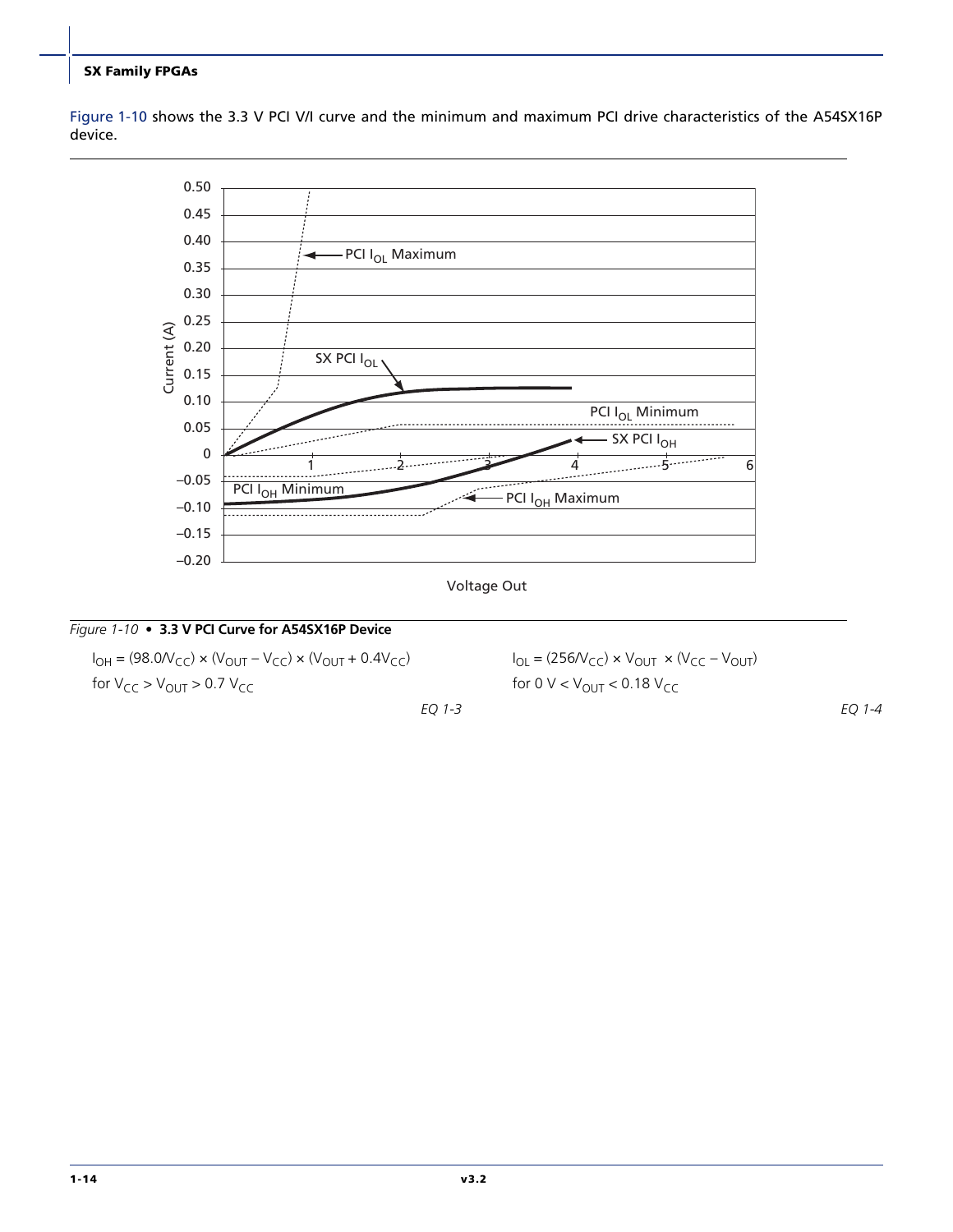Figure 1-10 shows the 3.3 V PCI V/I curve and the minimum and maximum PCI drive characteristics of the A54SX16P device.

*Figure 1-10* • **3.3 V PCI Curve for A54SX16P Device**

$$I_{OH} = (98.0/V_{CC}) \times (V_{OUT} - V_{CC}) \times (V_{OUT} + 0.4V_{CC})$$

for $V_{CC} > V_{OUT} > 0.7\ V_{CC}$

*EQ 1-3*

$$I_{OL} = (256/V_{CC}) \times V_{OUT} \times (V_{CC} - V_{OUT})$$

for $0\ V < V_{OUT} < 0.18\ V_{CC}$

*EQ 1-4*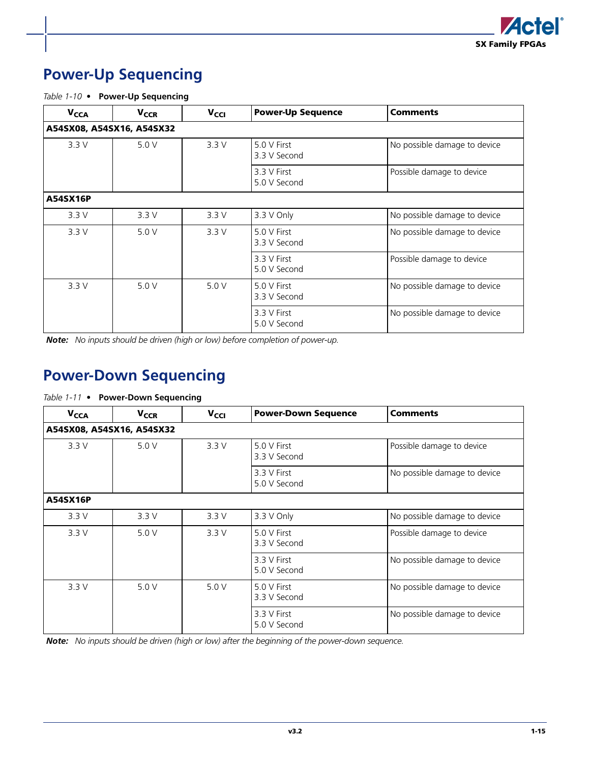## Power-Up Sequencing

*Table 1-10* • **Power-Up Sequencing**

| $V_{CCA}$ | $V_{CCR}$ | $V_{CCI}$ | Power-Up Sequence | Comments |
|---|---|---|---|---|
| **A54SX08, A54SX16, A54SX32** | | | | |
| 3.3 V | 5.0 V | 3.3 V | 5.0 V First<br>3.3 V Second | No possible damage to device |
| | | | 3.3 V First<br>5.0 V Second | Possible damage to device |
| **A54SX16P** | | | | |
| 3.3 V | 3.3 V | 3.3 V | 3.3 V Only | No possible damage to device |
| 3.3 V | 5.0 V | 3.3 V | 5.0 V First<br>3.3 V Second | No possible damage to device |
| | | | 3.3 V First<br>5.0 V Second | Possible damage to device |
| 3.3 V | 5.0 V | 5.0 V | 5.0 V First<br>3.3 V Second | No possible damage to device |
| | | | 3.3 V First<br>5.0 V Second | No possible damage to device |

***Note:*** *No inputs should be driven (high or low) before completion of power-up.*

## Power-Down Sequencing

*Table 1-11* • **Power-Down Sequencing**

| $V_{CCA}$ | $V_{CCR}$ | $V_{CCI}$ | Power-Down Sequence | Comments |
|---|---|---|---|---|
| **A54SX08, A54SX16, A54SX32** | | | | |
| 3.3 V | 5.0 V | 3.3 V | 5.0 V First<br>3.3 V Second | Possible damage to device |
| | | | 3.3 V First<br>5.0 V Second | No possible damage to device |
| **A54SX16P** | | | | |
| 3.3 V | 3.3 V | 3.3 V | 3.3 V Only | No possible damage to device |
| 3.3 V | 5.0 V | 3.3 V | 5.0 V First<br>3.3 V Second | Possible damage to device |
| | | | 3.3 V First<br>5.0 V Second | No possible damage to device |
| 3.3 V | 5.0 V | 5.0 V | 5.0 V First<br>3.3 V Second | No possible damage to device |
| | | | 3.3 V First<br>5.0 V Second | No possible damage to device |

***Note:*** *No inputs should be driven (high or low) after the beginning of the power-down sequence.*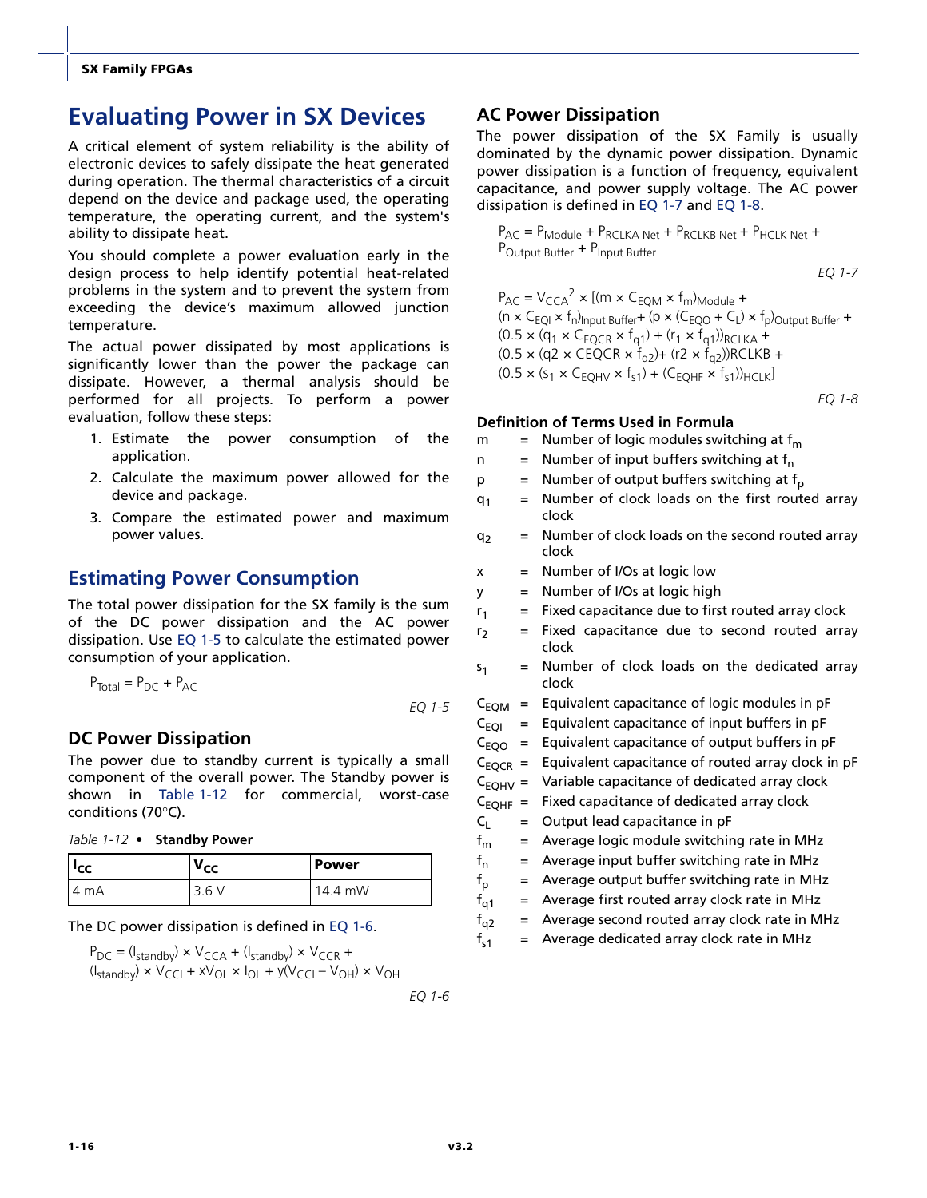# Evaluating Power in SX Devices

A critical element of system reliability is the ability of electronic devices to safely dissipate the heat generated during operation. The thermal characteristics of a circuit depend on the device and package used, the operating temperature, the operating current, and the system's ability to dissipate heat.

You should complete a power evaluation early in the design process to help identify potential heat-related problems in the system and to prevent the system from exceeding the device's maximum allowed junction temperature.

The actual power dissipated by most applications is significantly lower than the power the package can dissipate. However, a thermal analysis should be performed for all projects. To perform a power evaluation, follow these steps:

1. Estimate the power consumption of the application.
2. Calculate the maximum power allowed for the device and package.
3. Compare the estimated power and maximum power values.

## Estimating Power Consumption

The total power dissipation for the SX family is the sum of the DC power dissipation and the AC power dissipation. Use EQ 1-5 to calculate the estimated power consumption of your application.

$$P_{Total} = P_{DC} + P_{AC}$$

*EQ 1-5*

### DC Power Dissipation

The power due to standby current is typically a small component of the overall power. The Standby power is shown in Table 1-12 for commercial, worst-case conditions (70°C).

*Table 1-12 •* **Standby Power**

| $I_{CC}$ | $V_{CC}$ | Power |
|---|---|---|
| 4 mA | 3.6 V | 14.4 mW |

The DC power dissipation is defined in EQ 1-6.

$$P_{DC} = (I_{standby}) \times V_{CCA} + (I_{standby}) \times V_{CCR} + (I_{standby}) \times V_{CCI} + xV_{OL} \times I_{OL} + y(V_{CCI} - V_{OH}) \times V_{OH}$$

*EQ 1-6*

### AC Power Dissipation

The power dissipation of the SX Family is usually dominated by the dynamic power dissipation. Dynamic power dissipation is a function of frequency, equivalent capacitance, and power supply voltage. The AC power dissipation is defined in EQ 1-7 and EQ 1-8.

$$P_{AC} = P_{Module} + P_{RCLKA\ Net} + P_{RCLKB\ Net} + P_{HCLK\ Net} + P_{Output\ Buffer} + P_{Input\ Buffer}$$

*EQ 1-7*

$$P_{AC} = V_{CCA}^2 \times [(m \times C_{EQM} \times f_m)_{Module} + (n \times C_{EQI} \times f_n)_{Input\ Buffer} + (p \times (C_{EQO} + C_L) \times f_p)_{Output\ Buffer} + (0.5 \times (q_1 \times C_{EQCR} \times f_{q1}) + (r_1 \times f_{q1}))_{RCLKA} + (0.5 \times (q2 \times CEQCR \times f_{q2}) + (r2 \times f_{q2}))RCLKB + (0.5 \times (s_1 \times C_{EQHV} \times f_{s1}) + (C_{EQHF} \times f_{s1}))_{HCLK}]$$

*EQ 1-8*

#### Definition of Terms Used in Formula

- $m$ = Number of logic modules switching at $f_m$
- $n$ = Number of input buffers switching at $f_n$
- $p$ = Number of output buffers switching at $f_p$
- $q_1$ = Number of clock loads on the first routed array clock
- $q_2$ = Number of clock loads on the second routed array clock
- $x$ = Number of I/Os at logic low
- $y$ = Number of I/Os at logic high
- $r_1$ = Fixed capacitance due to first routed array clock
- $r_2$ = Fixed capacitance due to second routed array clock
- $s_1$ = Number of clock loads on the dedicated array clock
- $C_{EQM}$ = Equivalent capacitance of logic modules in pF
- $C_{EQI}$ = Equivalent capacitance of input buffers in pF
- $C_{EQO}$ = Equivalent capacitance of output buffers in pF
- $C_{EQCR}$ = Equivalent capacitance of routed array clock in pF
- $C_{EQHV}$ = Variable capacitance of dedicated array clock
- $C_{EQHF}$ = Fixed capacitance of dedicated array clock
- $C_L$ = Output lead capacitance in pF
- $f_m$ = Average logic module switching rate in MHz
- $f_n$ = Average input buffer switching rate in MHz
- $f_p$ = Average output buffer switching rate in MHz
- $f_{q1}$ = Average first routed array clock rate in MHz
- $f_{q2}$ = Average second routed array clock rate in MHz
- $f_{s1}$ = Average dedicated array clock rate in MHz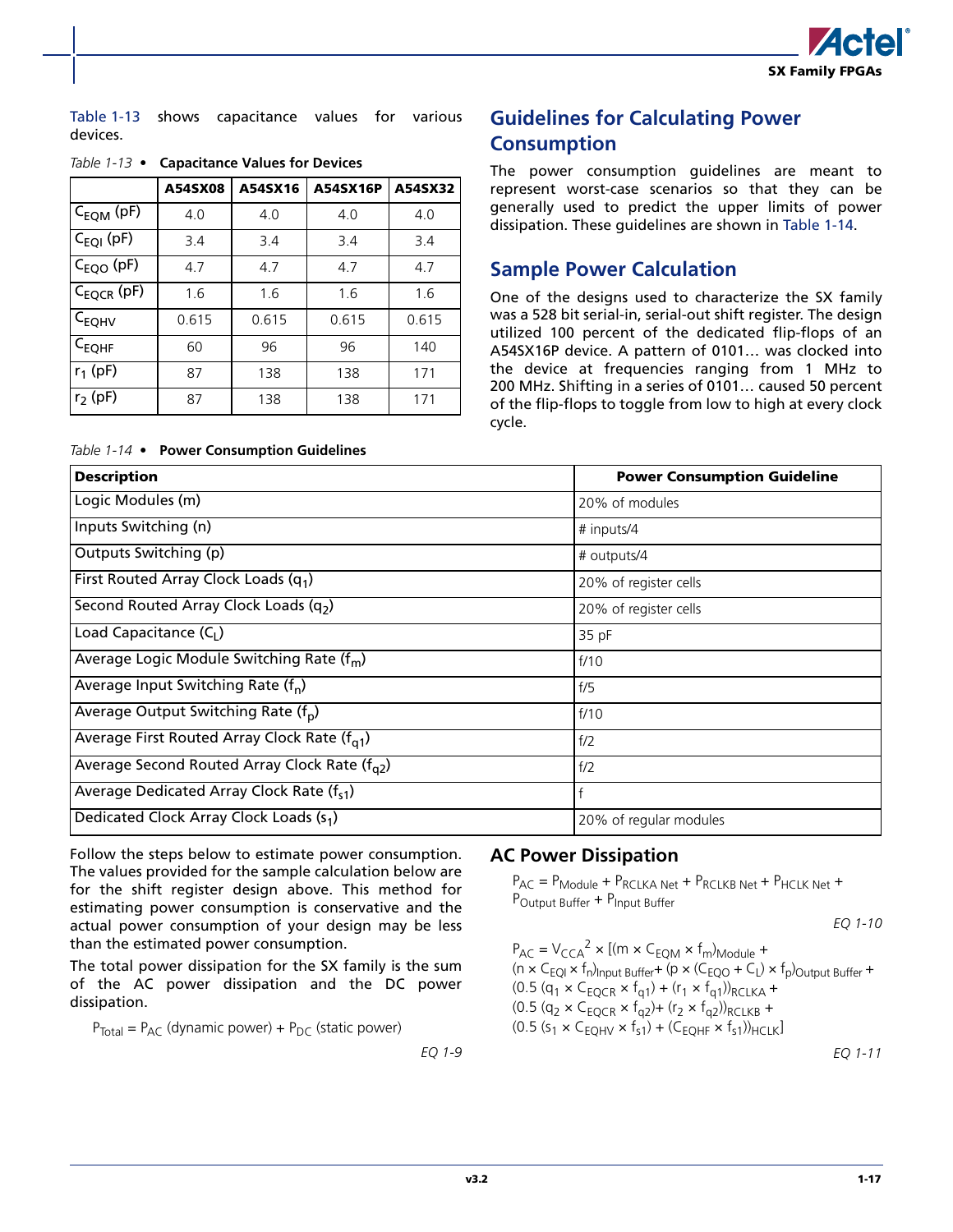Table 1-13 shows capacitance values for various devices.

*Table 1-13* • **Capacitance Values for Devices**

| | A54SX08 | A54SX16 | A54SX16P | A54SX32 |
|---|---|---|---|---|
| $C_{EQM}$ (pF) | 4.0 | 4.0 | 4.0 | 4.0 |
| $C_{EQI}$ (pF) | 3.4 | 3.4 | 3.4 | 3.4 |
| $C_{EQO}$ (pF) | 4.7 | 4.7 | 4.7 | 4.7 |
| $C_{EQCR}$ (pF) | 1.6 | 1.6 | 1.6 | 1.6 |
| $C_{EQHV}$ | 0.615 | 0.615 | 0.615 | 0.615 |
| $C_{EQHF}$ | 60 | 96 | 96 | 140 |
| $r_1$ (pF) | 87 | 138 | 138 | 171 |
| $r_2$ (pF) | 87 | 138 | 138 | 171 |

## Guidelines for Calculating Power Consumption

The power consumption guidelines are meant to represent worst-case scenarios so that they can be generally used to predict the upper limits of power dissipation. These guidelines are shown in Table 1-14.

## Sample Power Calculation

One of the designs used to characterize the SX family was a 528 bit serial-in, serial-out shift register. The design utilized 100 percent of the dedicated flip-flops of an A54SX16P device. A pattern of 0101… was clocked into the device at frequencies ranging from 1 MHz to 200 MHz. Shifting in a series of 0101… caused 50 percent of the flip-flops to toggle from low to high at every clock cycle.

*Table 1-14* • **Power Consumption Guidelines**

| Description | Power Consumption Guideline |
|---|---|
| Logic Modules (m) | 20% of modules |
| Inputs Switching (n) | # inputs/4 |
| Outputs Switching (p) | # outputs/4 |
| First Routed Array Clock Loads ($q_1$) | 20% of register cells |
| Second Routed Array Clock Loads ($q_2$) | 20% of register cells |
| Load Capacitance ($C_L$) | 35 pF |
| Average Logic Module Switching Rate ($f_m$) | f/10 |
| Average Input Switching Rate ($f_n$) | f/5 |
| Average Output Switching Rate ($f_p$) | f/10 |
| Average First Routed Array Clock Rate ($f_{q1}$) | f/2 |
| Average Second Routed Array Clock Rate ($f_{q2}$) | f/2 |
| Average Dedicated Array Clock Rate ($f_{s1}$) | f |
| Dedicated Clock Array Clock Loads ($s_1$) | 20% of regular modules |

Follow the steps below to estimate power consumption. The values provided for the sample calculation below are for the shift register design above. This method for estimating power consumption is conservative and the actual power consumption of your design may be less than the estimated power consumption.

The total power dissipation for the SX family is the sum of the AC power dissipation and the DC power dissipation.

$$P_{Total} = P_{AC} \text{ (dynamic power)} + P_{DC} \text{ (static power)}$$

*EQ 1-9*

## AC Power Dissipation

$$P_{AC} = P_{Module} + P_{RCLKA\ Net} + P_{RCLKB\ Net} + P_{HCLK\ Net} + P_{Output\ Buffer} + P_{Input\ Buffer}$$

*EQ 1-10*

$$P_{AC} = V_{CCA}^2 \times [(m \times C_{EQM} \times f_m)_{Module} + (n \times C_{EQI} \times f_n)_{Input\ Buffer} + (p \times (C_{EQO} + C_L) \times f_p)_{Output\ Buffer} + (0.5\ (q_1 \times C_{EQCR} \times f_{q1}) + (r_1 \times f_{q1}))_{RCLKA} + (0.5\ (q_2 \times C_{EQCR} \times f_{q2}) + (r_2 \times f_{q2}))_{RCLKB} + (0.5\ (s_1 \times C_{EQHV} \times f_{s1}) + (C_{EQHF} \times f_{s1}))_{HCLK}]$$

*EQ 1-11*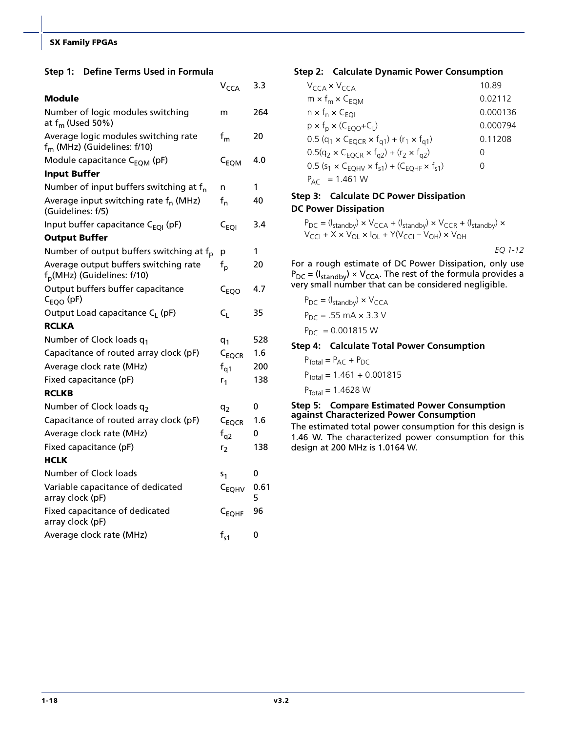### Step 1: Define Terms Used in Formula

| | | |
|---|---|---|
| | $V_{CCA}$ | 3.3 |
| **Module** | | |
| Number of logic modules switching at $f_m$ (Used 50%) | m | 264 |
| Average logic modules switching rate $f_m$ (MHz) (Guidelines: f/10) | $f_m$ | 20 |
| Module capacitance $C_{EQM}$ (pF) | $C_{EQM}$ | 4.0 |
| **Input Buffer** | | |
| Number of input buffers switching at $f_n$ | n | 1 |
| Average input switching rate $f_n$ (MHz) (Guidelines: f/5) | $f_n$ | 40 |
| Input buffer capacitance $C_{EQI}$ (pF) | $C_{EQI}$ | 3.4 |
| **Output Buffer** | | |
| Number of output buffers switching at $f_p$ | p | 1 |
| Average output buffers switching rate $f_p$(MHz) (Guidelines: f/10) | $f_p$ | 20 |
| Output buffers buffer capacitance $C_{EQO}$ (pF) | $C_{EQO}$ | 4.7 |
| Output Load capacitance $C_L$ (pF) | $C_L$ | 35 |
| **RCLKA** | | |
| Number of Clock loads $q_1$ | $q_1$ | 528 |
| Capacitance of routed array clock (pF) | $C_{EQCR}$ | 1.6 |
| Average clock rate (MHz) | $f_{q1}$ | 200 |
| Fixed capacitance (pF) | $r_1$ | 138 |
| **RCLKB** | | |
| Number of Clock loads $q_2$ | $q_2$ | 0 |
| Capacitance of routed array clock (pF) | $C_{EQCR}$ | 1.6 |
| Average clock rate (MHz) | $f_{q2}$ | 0 |
| Fixed capacitance (pF) | $r_2$ | 138 |
| **HCLK** | | |
| Number of Clock loads | $s_1$ | 0 |
| Variable capacitance of dedicated array clock (pF) | $C_{EQHV}$ | 0.615 |
| Fixed capacitance of dedicated array clock (pF) | $C_{EQHF}$ | 96 |
| Average clock rate (MHz) | $f_{s1}$ | 0 |

### Step 2: Calculate Dynamic Power Consumption

| | |
|---|---|
| $V_{CCA} \times V_{CCA}$ | 10.89 |
| $m \times f_m \times C_{EQM}$ | 0.02112 |
| $n \times f_n \times C_{EQI}$ | 0.000136 |
| $p \times f_p \times (C_{EQO}+C_L)$ | 0.000794 |
| $0.5\,(q_1 \times C_{EQCR} \times f_{q1}) + (r_1 \times f_{q1})$ | 0.11208 |
| $0.5(q_2 \times C_{EQCR} \times f_{q2}) + (r_2 \times f_{q2})$ | 0 |
| $0.5\,(s_1 \times C_{EQHV} \times f_{s1}) + (C_{EQHF} \times f_{s1})$ | 0 |

$P_{AC} = 1.461$ W

### Step 3: Calculate DC Power Dissipation

**DC Power Dissipation**

$$P_{DC} = (I_{standby}) \times V_{CCA} + (I_{standby}) \times V_{CCR} + (I_{standby}) \times V_{CCI} + X \times V_{OL} \times I_{OL} + Y(V_{CCI} - V_{OH}) \times V_{OH}$$

*EQ 1-12*

For a rough estimate of DC Power Dissipation, only use $P_{DC} = (I_{standby}) \times V_{CCA}$. The rest of the formula provides a very small number that can be considered negligible.

$P_{DC} = (I_{standby}) \times V_{CCA}$

$P_{DC} = .55 \text{ mA} \times 3.3 \text{ V}$

$P_{DC} = 0.001815$ W

### Step 4: Calculate Total Power Consumption

$P_{Total} = P_{AC} + P_{DC}$

$P_{Total} = 1.461 + 0.001815$

$P_{Total} = 1.4628$ W

### Step 5: Compare Estimated Power Consumption against Characterized Power Consumption

The estimated total power consumption for this design is 1.46 W. The characterized power consumption for this design at 200 MHz is 1.0164 W.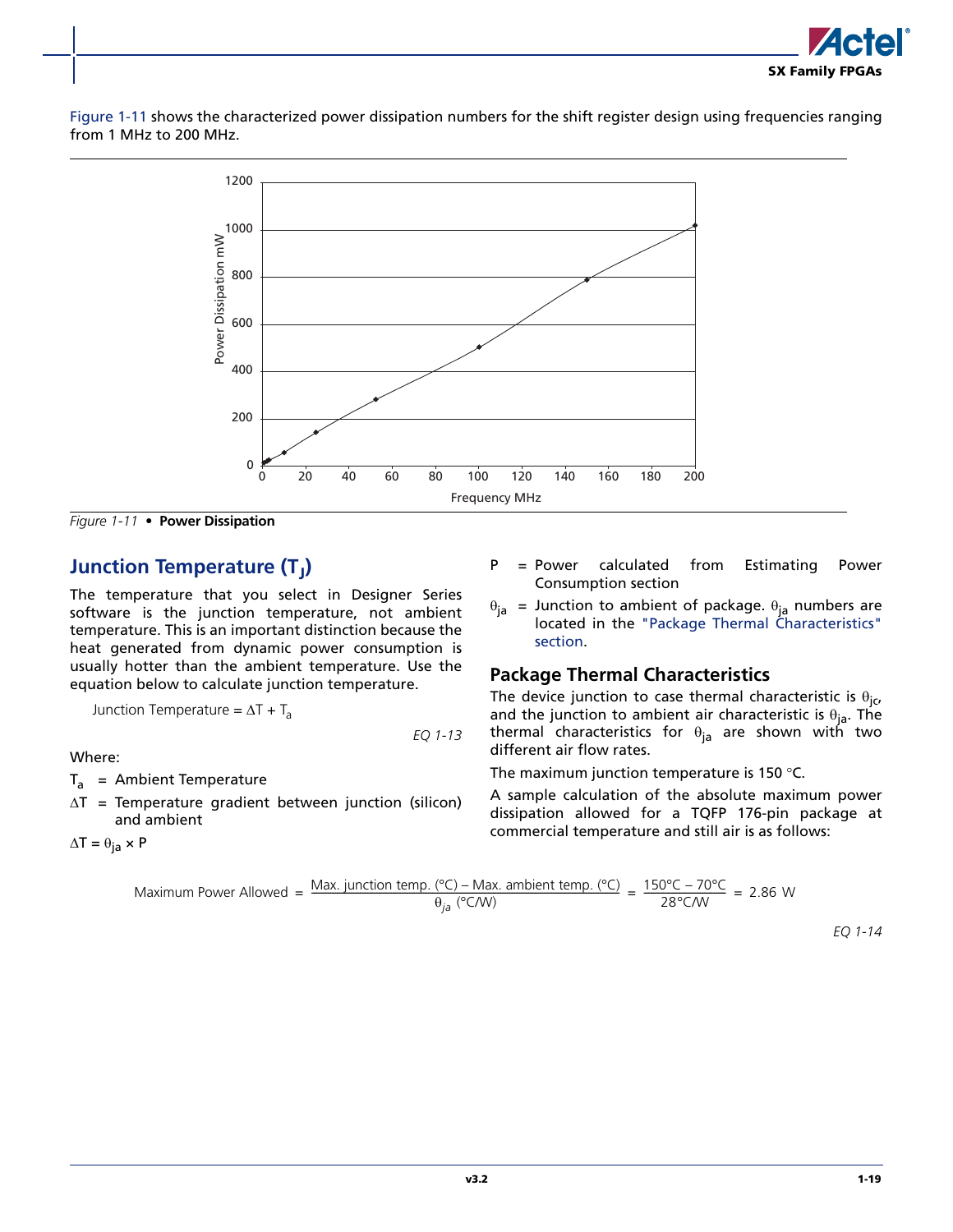Figure 1-11 shows the characterized power dissipation numbers for the shift register design using frequencies ranging from 1 MHz to 200 MHz.

*Figure 1-11* • **Power Dissipation**

## Junction Temperature ($T_J$)

The temperature that you select in Designer Series software is the junction temperature, not ambient temperature. This is an important distinction because the heat generated from dynamic power consumption is usually hotter than the ambient temperature. Use the equation below to calculate junction temperature.

$$\text{Junction Temperature} = \Delta T + T_a$$

*EQ 1-13*

Where:

$T_a$ = Ambient Temperature

$\Delta T$ = Temperature gradient between junction (silicon) and ambient

$\Delta T = \theta_{ja} \times P$

P = Power calculated from Estimating Power Consumption section

$\theta_{ja}$ = Junction to ambient of package. $\theta_{ja}$ numbers are located in the "Package Thermal Characteristics" section.

### Package Thermal Characteristics

The device junction to case thermal characteristic is $\theta_{jc}$, and the junction to ambient air characteristic is $\theta_{ja}$. The thermal characteristics for $\theta_{ja}$ are shown with two different air flow rates.

The maximum junction temperature is 150 °C.

A sample calculation of the absolute maximum power dissipation allowed for a TQFP 176-pin package at commercial temperature and still air is as follows:

$$\text{Maximum Power Allowed} = \frac{\text{Max. junction temp. (°C)} - \text{Max. ambient temp. (°C)}}{\theta_{ja}\ \text{(°C/W)}} = \frac{150°C - 70°C}{28°C/W} = 2.86\ \text{W}$$

*EQ 1-14*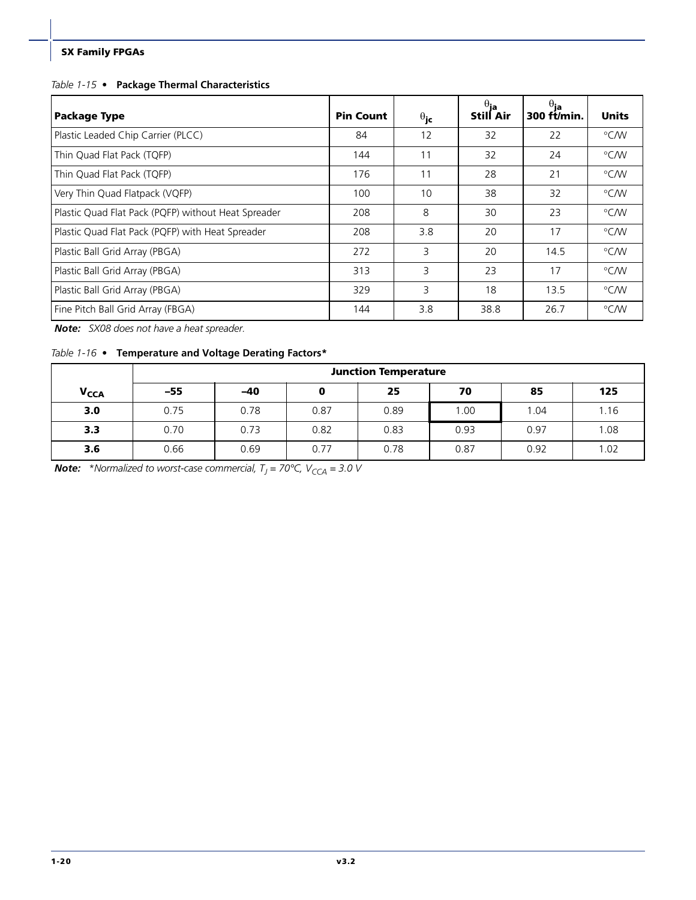*Table 1-15* • **Package Thermal Characteristics**

| Package Type | Pin Count | $\theta_{jc}$ | $\theta_{ja}$ Still Air | $\theta_{ja}$ 300 ft/min. | Units |
|---|---|---|---|---|---|
| Plastic Leaded Chip Carrier (PLCC) | 84 | 12 | 32 | 22 | °C/W |
| Thin Quad Flat Pack (TQFP) | 144 | 11 | 32 | 24 | °C/W |
| Thin Quad Flat Pack (TQFP) | 176 | 11 | 28 | 21 | °C/W |
| Very Thin Quad Flatpack (VQFP) | 100 | 10 | 38 | 32 | °C/W |
| Plastic Quad Flat Pack (PQFP) without Heat Spreader | 208 | 8 | 30 | 23 | °C/W |
| Plastic Quad Flat Pack (PQFP) with Heat Spreader | 208 | 3.8 | 20 | 17 | °C/W |
| Plastic Ball Grid Array (PBGA) | 272 | 3 | 20 | 14.5 | °C/W |
| Plastic Ball Grid Array (PBGA) | 313 | 3 | 23 | 17 | °C/W |
| Plastic Ball Grid Array (PBGA) | 329 | 3 | 18 | 13.5 | °C/W |
| Fine Pitch Ball Grid Array (FBGA) | 144 | 3.8 | 38.8 | 26.7 | °C/W |

***Note:*** *SX08 does not have a heat spreader.*

*Table 1-16* • **Temperature and Voltage Derating Factors***

| | Junction Temperature | | | | | | |
|---|---|---|---|---|---|---|---|
| $V_{CCA}$ | –55 | –40 | 0 | 25 | 70 | 85 | 125 |
| **3.0** | 0.75 | 0.78 | 0.87 | 0.89 | 1.00 | 1.04 | 1.16 |
| **3.3** | 0.70 | 0.73 | 0.82 | 0.83 | 0.93 | 0.97 | 1.08 |
| **3.6** | 0.66 | 0.69 | 0.77 | 0.78 | 0.87 | 0.92 | 1.02 |

***Note:*** *\*Normalized to worst-case commercial, $T_J$ = 70°C, $V_{CCA}$ = 3.0 V*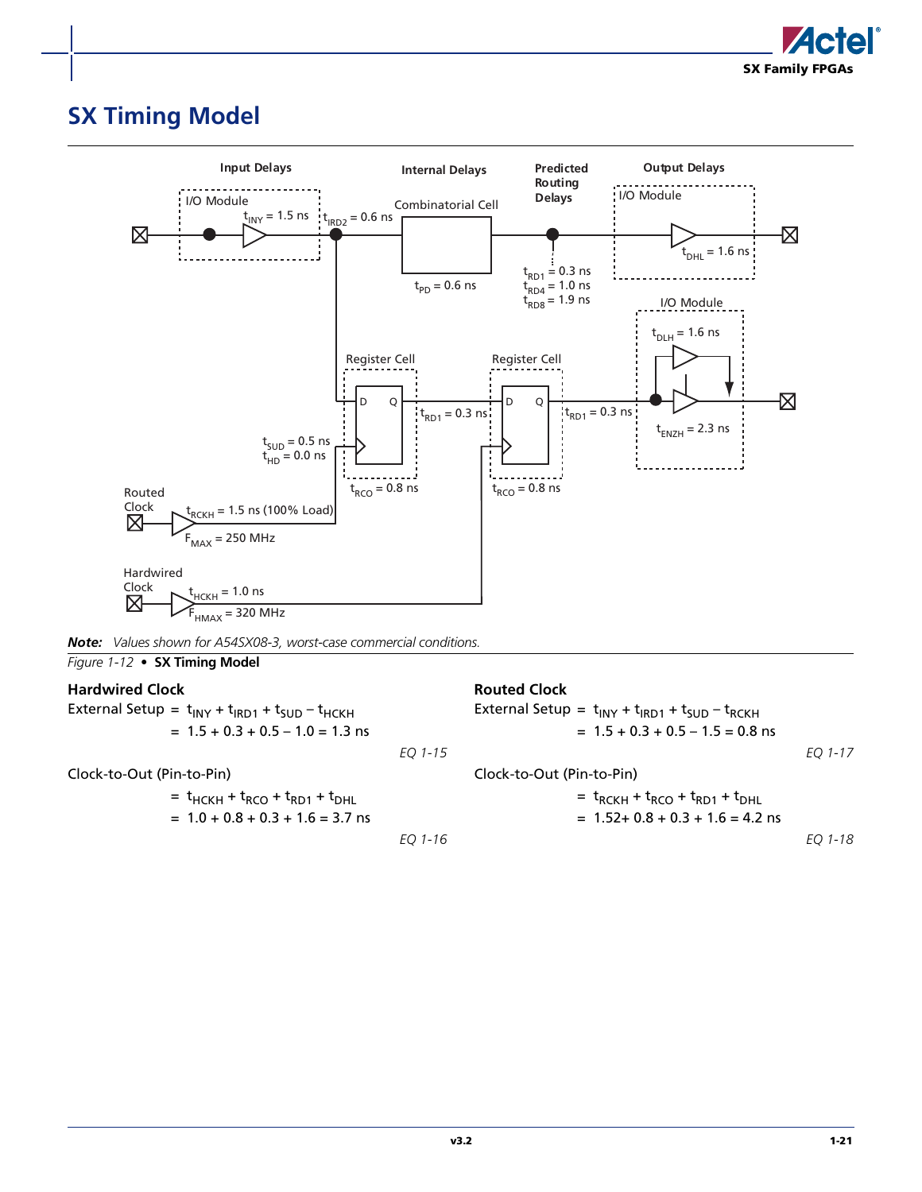## SX Timing Model

*Note: Values shown for A54SX08-3, worst-case commercial conditions.*

*Figure 1-12* • **SX Timing Model**

### Hardwired Clock

$$\text{External Setup} = t_{INY} + t_{IRD1} + t_{SUD} - t_{HCKH}$$

$$= 1.5 + 0.3 + 0.5 - 1.0 = 1.3 \text{ ns}$$

*EQ 1-15*

Clock-to-Out (Pin-to-Pin)

$$= t_{HCKH} + t_{RCO} + t_{RD1} + t_{DHL}$$

$$= 1.0 + 0.8 + 0.3 + 1.6 = 3.7 \text{ ns}$$

*EQ 1-16*

### Routed Clock

$$\text{External Setup} = t_{INY} + t_{IRD1} + t_{SUD} - t_{RCKH}$$

$$= 1.5 + 0.3 + 0.5 - 1.5 = 0.8 \text{ ns}$$

*EQ 1-17*

Clock-to-Out (Pin-to-Pin)

$$= t_{RCKH} + t_{RCO} + t_{RD1} + t_{DHL}$$

$$= 1.52 + 0.8 + 0.3 + 1.6 = 4.2 \text{ ns}$$

*EQ 1-18*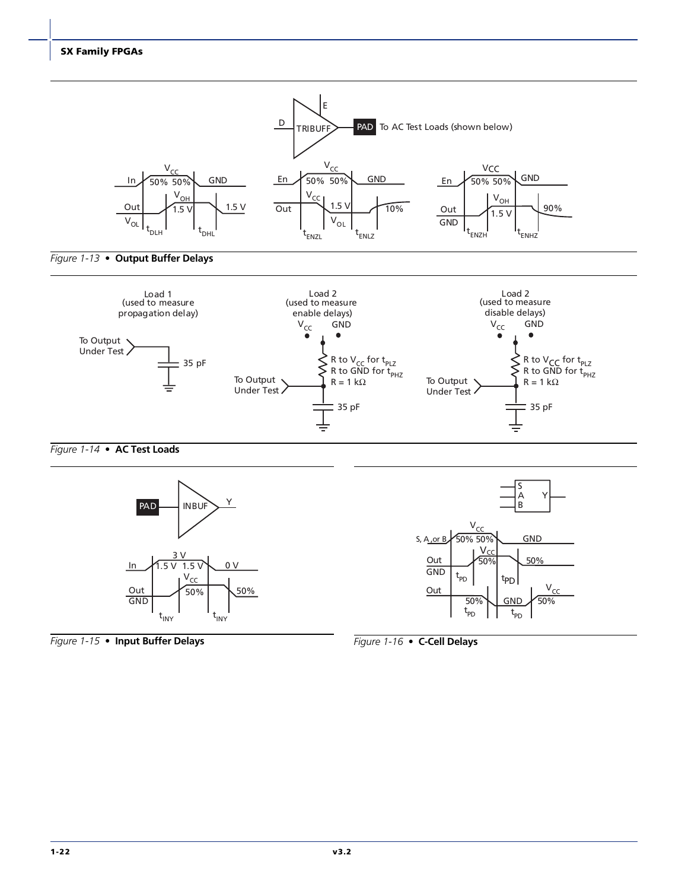Figure 1-13 • **Output Buffer Delays**

Figure 1-14 • **AC Test Loads**

Figure 1-15 • **Input Buffer Delays**

Figure 1-16 • **C-Cell Delays**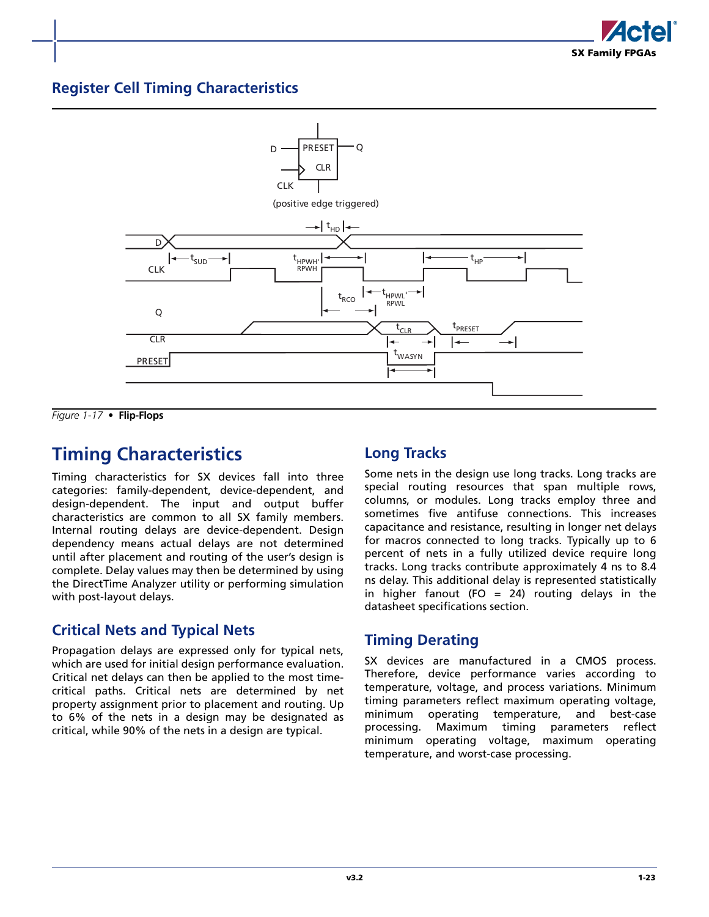## Register Cell Timing Characteristics

*Figure 1-17* • **Flip-Flops**

# Timing Characteristics

Timing characteristics for SX devices fall into three categories: family-dependent, device-dependent, and design-dependent. The input and output buffer characteristics are common to all SX family members. Internal routing delays are device-dependent. Design dependency means actual delays are not determined until after placement and routing of the user's design is complete. Delay values may then be determined by using the DirectTime Analyzer utility or performing simulation with post-layout delays.

## Critical Nets and Typical Nets

Propagation delays are expressed only for typical nets, which are used for initial design performance evaluation. Critical net delays can then be applied to the most time-critical paths. Critical nets are determined by net property assignment prior to placement and routing. Up to 6% of the nets in a design may be designated as critical, while 90% of the nets in a design are typical.

## Long Tracks

Some nets in the design use long tracks. Long tracks are special routing resources that span multiple rows, columns, or modules. Long tracks employ three and sometimes five antifuse connections. This increases capacitance and resistance, resulting in longer net delays for macros connected to long tracks. Typically up to 6 percent of nets in a fully utilized device require long tracks. Long tracks contribute approximately 4 ns to 8.4 ns delay. This additional delay is represented statistically in higher fanout (FO = 24) routing delays in the datasheet specifications section.

## Timing Derating

SX devices are manufactured in a CMOS process. Therefore, device performance varies according to temperature, voltage, and process variations. Minimum timing parameters reflect maximum operating voltage, minimum operating temperature, and best-case processing. Maximum timing parameters reflect minimum operating voltage, maximum operating temperature, and worst-case processing.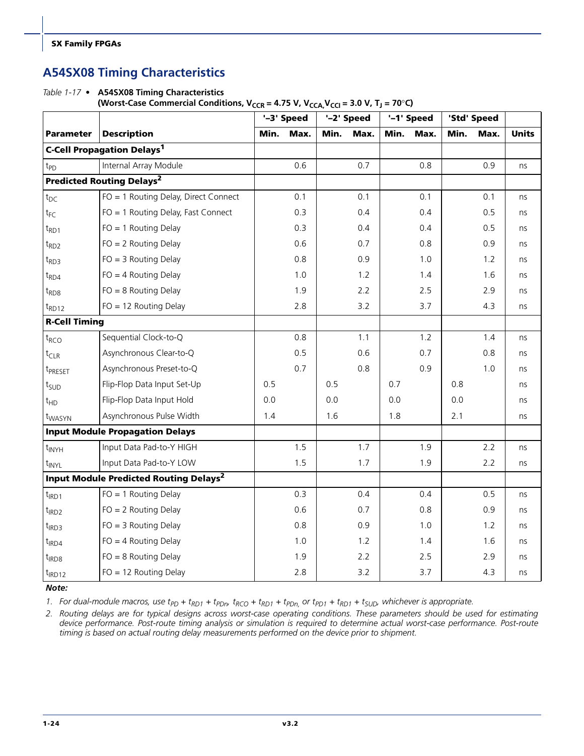## A54SX08 Timing Characteristics

*Table 1-17* • **A54SX08 Timing Characteristics**
**(Worst-Case Commercial Conditions, $V_{CCR}$ = 4.75 V, $V_{CCA}$,$V_{CCI}$ = 3.0 V, $T_J$ = 70°C)**

| | | '–3' Speed | | '–2' Speed | | '–1' Speed | | 'Std' Speed | | |
|---|---|---|---|---|---|---|---|---|---|---|
| **Parameter** | **Description** | **Min.** | **Max.** | **Min.** | **Max.** | **Min.** | **Max.** | **Min.** | **Max.** | **Units** |
| **C-Cell Propagation Delays[1]** | | | | | | | | | | |
| $t_{PD}$ | Internal Array Module | | 0.6 | | 0.7 | | 0.8 | | 0.9 | ns |
| **Predicted Routing Delays[2]** | | | | | | | | | | |
| $t_{DC}$ | FO = 1 Routing Delay, Direct Connect | | 0.1 | | 0.1 | | 0.1 | | 0.1 | ns |
| $t_{FC}$ | FO = 1 Routing Delay, Fast Connect | | 0.3 | | 0.4 | | 0.4 | | 0.5 | ns |
| $t_{RD1}$ | FO = 1 Routing Delay | | 0.3 | | 0.4 | | 0.4 | | 0.5 | ns |
| $t_{RD2}$ | FO = 2 Routing Delay | | 0.6 | | 0.7 | | 0.8 | | 0.9 | ns |
| $t_{RD3}$ | FO = 3 Routing Delay | | 0.8 | | 0.9 | | 1.0 | | 1.2 | ns |
| $t_{RD4}$ | FO = 4 Routing Delay | | 1.0 | | 1.2 | | 1.4 | | 1.6 | ns |
| $t_{RD8}$ | FO = 8 Routing Delay | | 1.9 | | 2.2 | | 2.5 | | 2.9 | ns |
| $t_{RD12}$ | FO = 12 Routing Delay | | 2.8 | | 3.2 | | 3.7 | | 4.3 | ns |
| **R-Cell Timing** | | | | | | | | | | |
| $t_{RCO}$ | Sequential Clock-to-Q | | 0.8 | | 1.1 | | 1.2 | | 1.4 | ns |
| $t_{CLR}$ | Asynchronous Clear-to-Q | | 0.5 | | 0.6 | | 0.7 | | 0.8 | ns |
| $t_{PRESET}$ | Asynchronous Preset-to-Q | | 0.7 | | 0.8 | | 0.9 | | 1.0 | ns |
| $t_{SUD}$ | Flip-Flop Data Input Set-Up | 0.5 | | 0.5 | | 0.7 | | 0.8 | | ns |
| $t_{HD}$ | Flip-Flop Data Input Hold | 0.0 | | 0.0 | | 0.0 | | 0.0 | | ns |
| $t_{WASYN}$ | Asynchronous Pulse Width | 1.4 | | 1.6 | | 1.8 | | 2.1 | | ns |
| **Input Module Propagation Delays** | | | | | | | | | | |
| $t_{INYH}$ | Input Data Pad-to-Y HIGH | | 1.5 | | 1.7 | | 1.9 | | 2.2 | ns |
| $t_{INYL}$ | Input Data Pad-to-Y LOW | | 1.5 | | 1.7 | | 1.9 | | 2.2 | ns |
| **Input Module Predicted Routing Delays[2]** | | | | | | | | | | |
| $t_{IRD1}$ | FO = 1 Routing Delay | | 0.3 | | 0.4 | | 0.4 | | 0.5 | ns |
| $t_{IRD2}$ | FO = 2 Routing Delay | | 0.6 | | 0.7 | | 0.8 | | 0.9 | ns |
| $t_{IRD3}$ | FO = 3 Routing Delay | | 0.8 | | 0.9 | | 1.0 | | 1.2 | ns |
| $t_{IRD4}$ | FO = 4 Routing Delay | | 1.0 | | 1.2 | | 1.4 | | 1.6 | ns |
| $t_{IRD8}$ | FO = 8 Routing Delay | | 1.9 | | 2.2 | | 2.5 | | 2.9 | ns |
| $t_{IRD12}$ | FO = 12 Routing Delay | | 2.8 | | 3.2 | | 3.7 | | 4.3 | ns |

***Note:***

1. *For dual-module macros, use $t_{PD}$ + $t_{RD1}$ + $t_{PDn}$, $t_{RCO}$ + $t_{RD1}$ + $t_{PDn}$, or $t_{PD1}$ + $t_{RD1}$ + $t_{SUD}$, whichever is appropriate.*
2. *Routing delays are for typical designs across worst-case operating conditions. These parameters should be used for estimating device performance. Post-route timing analysis or simulation is required to determine actual worst-case performance. Post-route timing is based on actual routing delay measurements performed on the device prior to shipment.*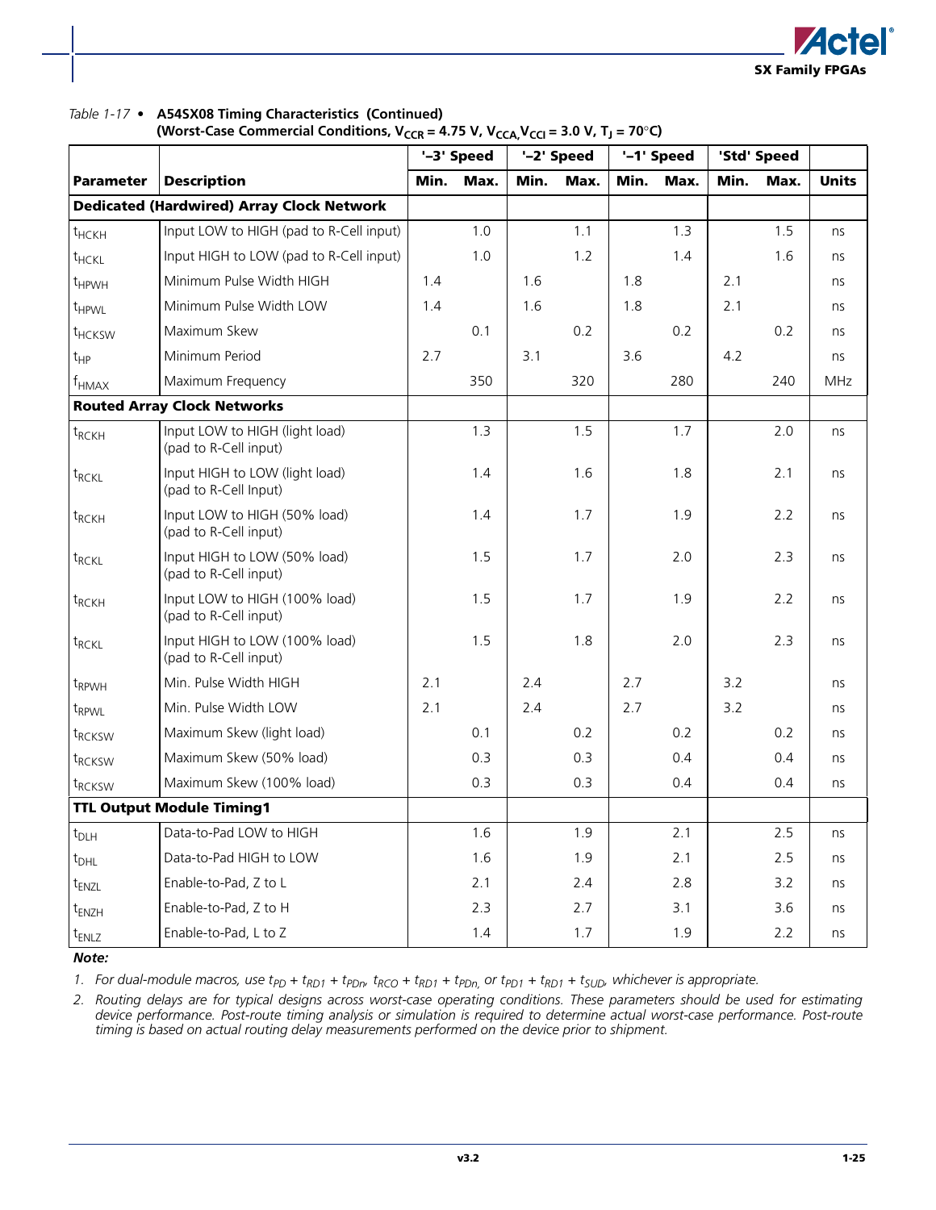*Table 1-17 •* **A54SX08 Timing Characteristics (Continued)**
**(Worst-Case Commercial Conditions, $V_{CCR}$ = 4.75 V, $V_{CCA}$, $V_{CCI}$ = 3.0 V, $T_J$ = 70°C)**

| Parameter | Description | '–3' Speed | | '–2' Speed | | '–1' Speed | | 'Std' Speed | | Units |
|---|---|---|---|---|---|---|---|---|---|---|
| | | Min. | Max. | Min. | Max. | Min. | Max. | Min. | Max. | |
| **Dedicated (Hardwired) Array Clock Network** | | | | | | | | | | |
| $t_{HCKH}$ | Input LOW to HIGH (pad to R-Cell input) | | 1.0 | | 1.1 | | 1.3 | | 1.5 | ns |
| $t_{HCKL}$ | Input HIGH to LOW (pad to R-Cell input) | | 1.0 | | 1.2 | | 1.4 | | 1.6 | ns |
| $t_{HPWH}$ | Minimum Pulse Width HIGH | 1.4 | | 1.6 | | 1.8 | | 2.1 | | ns |
| $t_{HPWL}$ | Minimum Pulse Width LOW | 1.4 | | 1.6 | | 1.8 | | 2.1 | | ns |
| $t_{HCKSW}$ | Maximum Skew | | 0.1 | | 0.2 | | 0.2 | | 0.2 | ns |
| $t_{HP}$ | Minimum Period | 2.7 | | 3.1 | | 3.6 | | 4.2 | | ns |
| $f_{HMAX}$ | Maximum Frequency | | 350 | | 320 | | 280 | | 240 | MHz |
| **Routed Array Clock Networks** | | | | | | | | | | |
| $t_{RCKH}$ | Input LOW to HIGH (light load) (pad to R-Cell input) | | 1.3 | | 1.5 | | 1.7 | | 2.0 | ns |
| $t_{RCKL}$ | Input HIGH to LOW (light load) (pad to R-Cell Input) | | 1.4 | | 1.6 | | 1.8 | | 2.1 | ns |
| $t_{RCKH}$ | Input LOW to HIGH (50% load) (pad to R-Cell input) | | 1.4 | | 1.7 | | 1.9 | | 2.2 | ns |
| $t_{RCKL}$ | Input HIGH to LOW (50% load) (pad to R-Cell input) | | 1.5 | | 1.7 | | 2.0 | | 2.3 | ns |
| $t_{RCKH}$ | Input LOW to HIGH (100% load) (pad to R-Cell input) | | 1.5 | | 1.7 | | 1.9 | | 2.2 | ns |
| $t_{RCKL}$ | Input HIGH to LOW (100% load) (pad to R-Cell input) | | 1.5 | | 1.8 | | 2.0 | | 2.3 | ns |
| $t_{RPWH}$ | Min. Pulse Width HIGH | 2.1 | | 2.4 | | 2.7 | | 3.2 | | ns |
| $t_{RPWL}$ | Min. Pulse Width LOW | 2.1 | | 2.4 | | 2.7 | | 3.2 | | ns |
| $t_{RCKSW}$ | Maximum Skew (light load) | | 0.1 | | 0.2 | | 0.2 | | 0.2 | ns |
| $t_{RCKSW}$ | Maximum Skew (50% load) | | 0.3 | | 0.3 | | 0.4 | | 0.4 | ns |
| $t_{RCKSW}$ | Maximum Skew (100% load) | | 0.3 | | 0.3 | | 0.4 | | 0.4 | ns |
| **TTL Output Module Timing1** | | | | | | | | | | |
| $t_{DLH}$ | Data-to-Pad LOW to HIGH | | 1.6 | | 1.9 | | 2.1 | | 2.5 | ns |
| $t_{DHL}$ | Data-to-Pad HIGH to LOW | | 1.6 | | 1.9 | | 2.1 | | 2.5 | ns |
| $t_{ENZL}$ | Enable-to-Pad, Z to L | | 2.1 | | 2.4 | | 2.8 | | 3.2 | ns |
| $t_{ENZH}$ | Enable-to-Pad, Z to H | | 2.3 | | 2.7 | | 3.1 | | 3.6 | ns |
| $t_{ENLZ}$ | Enable-to-Pad, L to Z | | 1.4 | | 1.7 | | 1.9 | | 2.2 | ns |

***Note:***

1. *For dual-module macros, use $t_{PD} + t_{RD1} + t_{PDn}$, $t_{RCO} + t_{RD1} + t_{PDn}$, or $t_{PD1} + t_{RD1} + t_{SUD}$, whichever is appropriate.*
2. *Routing delays are for typical designs across worst-case operating conditions. These parameters should be used for estimating device performance. Post-route timing analysis or simulation is required to determine actual worst-case performance. Post-route timing is based on actual routing delay measurements performed on the device prior to shipment.*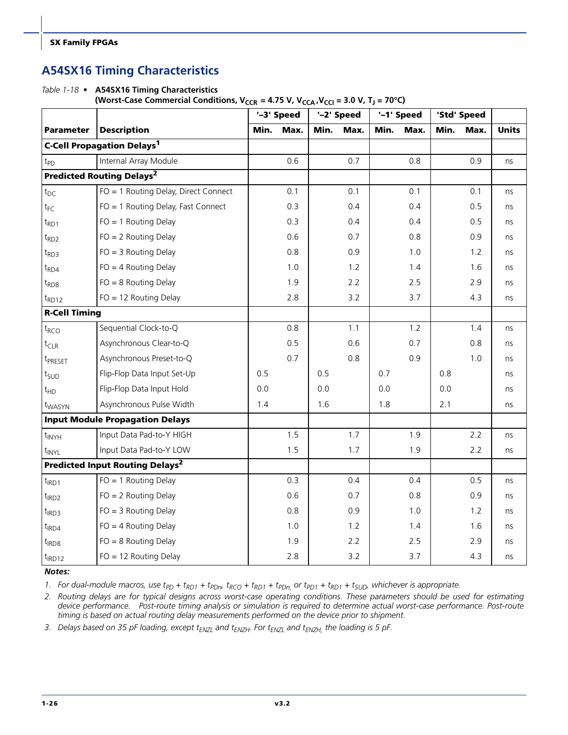## A54SX16 Timing Characteristics

*Table 1-18* • **A54SX16 Timing Characteristics**
**(Worst-Case Commercial Conditions, $V_{CCR}$ = 4.75 V, $V_{CCA}$, $V_{CCI}$ = 3.0 V, $T_J$ = 70°C)**

| | | '–3' Speed | | '–2' Speed | | '–1' Speed | | 'Std' Speed | | |
|---|---|---|---|---|---|---|---|---|---|---|
| **Parameter** | **Description** | **Min.** | **Max.** | **Min.** | **Max.** | **Min.** | **Max.** | **Min.** | **Max.** | **Units** |
| **C-Cell Propagation Delays[1]** | | | | | | | | | | |
| $t_{PD}$ | Internal Array Module | | 0.6 | | 0.7 | | 0.8 | | 0.9 | ns |
| **Predicted Routing Delays[2]** | | | | | | | | | | |
| $t_{DC}$ | FO = 1 Routing Delay, Direct Connect | | 0.1 | | 0.1 | | 0.1 | | 0.1 | ns |
| $t_{FC}$ | FO = 1 Routing Delay, Fast Connect | | 0.3 | | 0.4 | | 0.4 | | 0.5 | ns |
| $t_{RD1}$ | FO = 1 Routing Delay | | 0.3 | | 0.4 | | 0.4 | | 0.5 | ns |
| $t_{RD2}$ | FO = 2 Routing Delay | | 0.6 | | 0.7 | | 0.8 | | 0.9 | ns |
| $t_{RD3}$ | FO = 3 Routing Delay | | 0.8 | | 0.9 | | 1.0 | | 1.2 | ns |
| $t_{RD4}$ | FO = 4 Routing Delay | | 1.0 | | 1.2 | | 1.4 | | 1.6 | ns |
| $t_{RD8}$ | FO = 8 Routing Delay | | 1.9 | | 2.2 | | 2.5 | | 2.9 | ns |
| $t_{RD12}$ | FO = 12 Routing Delay | | 2.8 | | 3.2 | | 3.7 | | 4.3 | ns |
| **R-Cell Timing** | | | | | | | | | | |
| $t_{RCO}$ | Sequential Clock-to-Q | | 0.8 | | 1.1 | | 1.2 | | 1.4 | ns |
| $t_{CLR}$ | Asynchronous Clear-to-Q | | 0.5 | | 0.6 | | 0.7 | | 0.8 | ns |
| $t_{PRESET}$ | Asynchronous Preset-to-Q | | 0.7 | | 0.8 | | 0.9 | | 1.0 | ns |
| $t_{SUD}$ | Flip-Flop Data Input Set-Up | 0.5 | | 0.5 | | 0.7 | | 0.8 | | ns |
| $t_{HD}$ | Flip-Flop Data Input Hold | 0.0 | | 0.0 | | 0.0 | | 0.0 | | ns |
| $t_{WASYN}$ | Asynchronous Pulse Width | 1.4 | | 1.6 | | 1.8 | | 2.1 | | ns |
| **Input Module Propagation Delays** | | | | | | | | | | |
| $t_{INYH}$ | Input Data Pad-to-Y HIGH | | 1.5 | | 1.7 | | 1.9 | | 2.2 | ns |
| $t_{INYL}$ | Input Data Pad-to-Y LOW | | 1.5 | | 1.7 | | 1.9 | | 2.2 | ns |
| **Predicted Input Routing Delays[2]** | | | | | | | | | | |
| $t_{IRD1}$ | FO = 1 Routing Delay | | 0.3 | | 0.4 | | 0.4 | | 0.5 | ns |
| $t_{IRD2}$ | FO = 2 Routing Delay | | 0.6 | | 0.7 | | 0.8 | | 0.9 | ns |
| $t_{IRD3}$ | FO = 3 Routing Delay | | 0.8 | | 0.9 | | 1.0 | | 1.2 | ns |
| $t_{IRD4}$ | FO = 4 Routing Delay | | 1.0 | | 1.2 | | 1.4 | | 1.6 | ns |
| $t_{IRD8}$ | FO = 8 Routing Delay | | 1.9 | | 2.2 | | 2.5 | | 2.9 | ns |
| $t_{IRD12}$ | FO = 12 Routing Delay | | 2.8 | | 3.2 | | 3.7 | | 4.3 | ns |

***Notes:***

1. *For dual-module macros, use $t_{PD}$ + $t_{RD1}$ + $t_{PDn}$, $t_{RCO}$ + $t_{RD1}$ + $t_{PDn}$, or $t_{PD1}$ + $t_{RD1}$ + $t_{SUD}$, whichever is appropriate.*
2. *Routing delays are for typical designs across worst-case operating conditions. These parameters should be used for estimating device performance. Post-route timing analysis or simulation is required to determine actual worst-case performance. Post-route timing is based on actual routing delay measurements performed on the device prior to shipment.*
3. *Delays based on 35 pF loading, except $t_{ENZL}$ and $t_{ENZH}$. For $t_{ENZL}$ and $t_{ENZH}$, the loading is 5 pF.*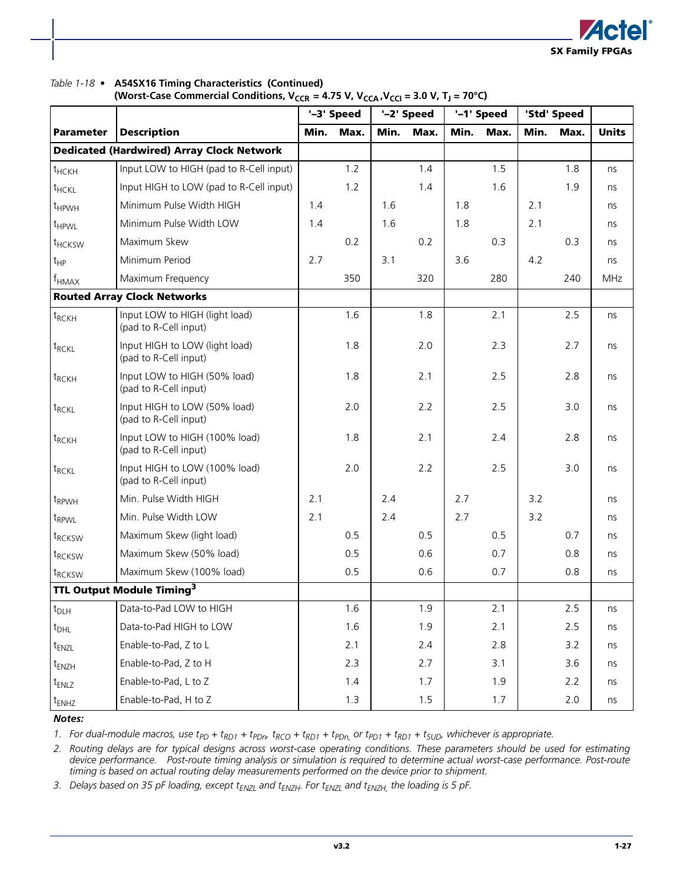*Table 1-18 •* **A54SX16 Timing Characteristics (Continued)**
**(Worst-Case Commercial Conditions, $V_{CCR}$ = 4.75 V, $V_{CCA}$, $V_{CCI}$ = 3.0 V, $T_J$ = 70°C)**

| | | '–3' Speed | | '–2' Speed | | '–1' Speed | | 'Std' Speed | | |
|---|---|---|---|---|---|---|---|---|---|---|
| **Parameter** | **Description** | **Min.** | **Max.** | **Min.** | **Max.** | **Min.** | **Max.** | **Min.** | **Max.** | **Units** |
| **Dedicated (Hardwired) Array Clock Network** | | | | | | | | | | |
| $t_{HCKH}$ | Input LOW to HIGH (pad to R-Cell input) | | 1.2 | | 1.4 | | 1.5 | | 1.8 | ns |
| $t_{HCKL}$ | Input HIGH to LOW (pad to R-Cell input) | | 1.2 | | 1.4 | | 1.6 | | 1.9 | ns |
| $t_{HPWH}$ | Minimum Pulse Width HIGH | 1.4 | | 1.6 | | 1.8 | | 2.1 | | ns |
| $t_{HPWL}$ | Minimum Pulse Width LOW | 1.4 | | 1.6 | | 1.8 | | 2.1 | | ns |
| $t_{HCKSW}$ | Maximum Skew | | 0.2 | | 0.2 | | 0.3 | | 0.3 | ns |
| $t_{HP}$ | Minimum Period | 2.7 | | 3.1 | | 3.6 | | 4.2 | | ns |
| $f_{HMAX}$ | Maximum Frequency | | 350 | | 320 | | 280 | | 240 | MHz |
| **Routed Array Clock Networks** | | | | | | | | | | |
| $t_{RCKH}$ | Input LOW to HIGH (light load) (pad to R-Cell input) | | 1.6 | | 1.8 | | 2.1 | | 2.5 | ns |
| $t_{RCKL}$ | Input HIGH to LOW (light load) (pad to R-Cell input) | | 1.8 | | 2.0 | | 2.3 | | 2.7 | ns |
| $t_{RCKH}$ | Input LOW to HIGH (50% load) (pad to R-Cell input) | | 1.8 | | 2.1 | | 2.5 | | 2.8 | ns |
| $t_{RCKL}$ | Input HIGH to LOW (50% load) (pad to R-Cell input) | | 2.0 | | 2.2 | | 2.5 | | 3.0 | ns |
| $t_{RCKH}$ | Input LOW to HIGH (100% load) (pad to R-Cell input) | | 1.8 | | 2.1 | | 2.4 | | 2.8 | ns |
| $t_{RCKL}$ | Input HIGH to LOW (100% load) (pad to R-Cell input) | | 2.0 | | 2.2 | | 2.5 | | 3.0 | ns |
| $t_{RPWH}$ | Min. Pulse Width HIGH | 2.1 | | 2.4 | | 2.7 | | 3.2 | | ns |
| $t_{RPWL}$ | Min. Pulse Width LOW | 2.1 | | 2.4 | | 2.7 | | 3.2 | | ns |
| $t_{RCKSW}$ | Maximum Skew (light load) | | 0.5 | | 0.5 | | 0.5 | | 0.7 | ns |
| $t_{RCKSW}$ | Maximum Skew (50% load) | | 0.5 | | 0.6 | | 0.7 | | 0.8 | ns |
| $t_{RCKSW}$ | Maximum Skew (100% load) | | 0.5 | | 0.6 | | 0.7 | | 0.8 | ns |
| **TTL Output Module Timing[3]** | | | | | | | | | | |
| $t_{DLH}$ | Data-to-Pad LOW to HIGH | | 1.6 | | 1.9 | | 2.1 | | 2.5 | ns |
| $t_{DHL}$ | Data-to-Pad HIGH to LOW | | 1.6 | | 1.9 | | 2.1 | | 2.5 | ns |
| $t_{ENZL}$ | Enable-to-Pad, Z to L | | 2.1 | | 2.4 | | 2.8 | | 3.2 | ns |
| $t_{ENZH}$ | Enable-to-Pad, Z to H | | 2.3 | | 2.7 | | 3.1 | | 3.6 | ns |
| $t_{ENLZ}$ | Enable-to-Pad, L to Z | | 1.4 | | 1.7 | | 1.9 | | 2.2 | ns |
| $t_{ENHZ}$ | Enable-to-Pad, H to Z | | 1.3 | | 1.5 | | 1.7 | | 2.0 | ns |

***Notes:***

1. *For dual-module macros, use $t_{PD} + t_{RD1} + t_{PDn}$, $t_{RCO} + t_{RD1} + t_{PDn}$, or $t_{PD1} + t_{RD1} + t_{SUD}$, whichever is appropriate.*
2. *Routing delays are for typical designs across worst-case operating conditions. These parameters should be used for estimating device performance. Post-route timing analysis or simulation is required to determine actual worst-case performance. Post-route timing is based on actual routing delay measurements performed on the device prior to shipment.*
3. *Delays based on 35 pF loading, except $t_{ENZL}$ and $t_{ENZH}$. For $t_{ENZL}$ and $t_{ENZH}$, the loading is 5 pF.*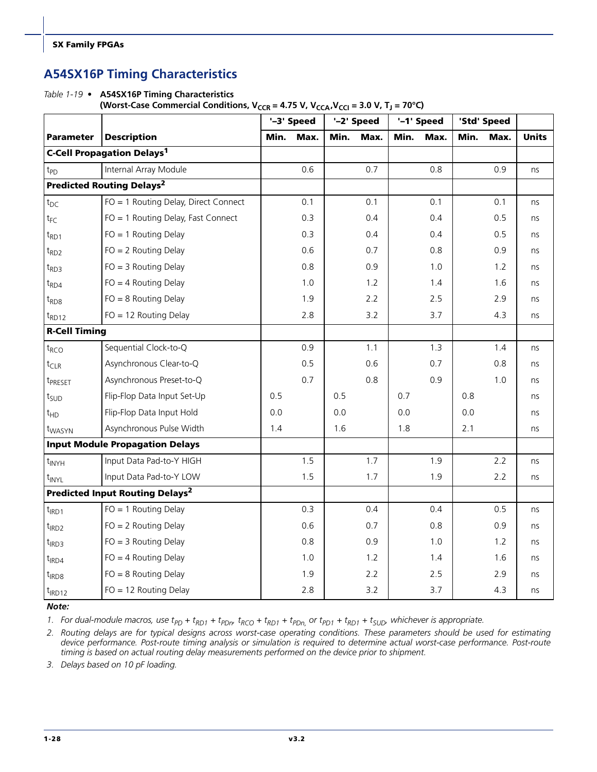## A54SX16P Timing Characteristics

*Table 1-19* • **A54SX16P Timing Characteristics**
**(Worst-Case Commercial Conditions, $V_{CCR}$ = 4.75 V, $V_{CCA}$,$V_{CCI}$ = 3.0 V, $T_J$ = 70°C)**

| | | '–3' Speed | | '–2' Speed | | '–1' Speed | | 'Std' Speed | | |
|---|---|---|---|---|---|---|---|---|---|---|
| **Parameter** | **Description** | **Min.** | **Max.** | **Min.** | **Max.** | **Min.** | **Max.** | **Min.** | **Max.** | **Units** |
| **C-Cell Propagation Delays[1]** | | | | | | | | | | |
| $t_{PD}$ | Internal Array Module | | 0.6 | | 0.7 | | 0.8 | | 0.9 | ns |
| **Predicted Routing Delays[2]** | | | | | | | | | | |
| $t_{DC}$ | FO = 1 Routing Delay, Direct Connect | | 0.1 | | 0.1 | | 0.1 | | 0.1 | ns |
| $t_{FC}$ | FO = 1 Routing Delay, Fast Connect | | 0.3 | | 0.4 | | 0.4 | | 0.5 | ns |
| $t_{RD1}$ | FO = 1 Routing Delay | | 0.3 | | 0.4 | | 0.4 | | 0.5 | ns |
| $t_{RD2}$ | FO = 2 Routing Delay | | 0.6 | | 0.7 | | 0.8 | | 0.9 | ns |
| $t_{RD3}$ | FO = 3 Routing Delay | | 0.8 | | 0.9 | | 1.0 | | 1.2 | ns |
| $t_{RD4}$ | FO = 4 Routing Delay | | 1.0 | | 1.2 | | 1.4 | | 1.6 | ns |
| $t_{RD8}$ | FO = 8 Routing Delay | | 1.9 | | 2.2 | | 2.5 | | 2.9 | ns |
| $t_{RD12}$ | FO = 12 Routing Delay | | 2.8 | | 3.2 | | 3.7 | | 4.3 | ns |
| **R-Cell Timing** | | | | | | | | | | |
| $t_{RCO}$ | Sequential Clock-to-Q | | 0.9 | | 1.1 | | 1.3 | | 1.4 | ns |
| $t_{CLR}$ | Asynchronous Clear-to-Q | | 0.5 | | 0.6 | | 0.7 | | 0.8 | ns |
| $t_{PRESET}$ | Asynchronous Preset-to-Q | | 0.7 | | 0.8 | | 0.9 | | 1.0 | ns |
| $t_{SUD}$ | Flip-Flop Data Input Set-Up | 0.5 | | 0.5 | | 0.7 | | 0.8 | | ns |
| $t_{HD}$ | Flip-Flop Data Input Hold | 0.0 | | 0.0 | | 0.0 | | 0.0 | | ns |
| $t_{WASYN}$ | Asynchronous Pulse Width | 1.4 | | 1.6 | | 1.8 | | 2.1 | | ns |
| **Input Module Propagation Delays** | | | | | | | | | | |
| $t_{INYH}$ | Input Data Pad-to-Y HIGH | | 1.5 | | 1.7 | | 1.9 | | 2.2 | ns |
| $t_{INYL}$ | Input Data Pad-to-Y LOW | | 1.5 | | 1.7 | | 1.9 | | 2.2 | ns |
| **Predicted Input Routing Delays[2]** | | | | | | | | | | |
| $t_{IRD1}$ | FO = 1 Routing Delay | | 0.3 | | 0.4 | | 0.4 | | 0.5 | ns |
| $t_{IRD2}$ | FO = 2 Routing Delay | | 0.6 | | 0.7 | | 0.8 | | 0.9 | ns |
| $t_{IRD3}$ | FO = 3 Routing Delay | | 0.8 | | 0.9 | | 1.0 | | 1.2 | ns |
| $t_{IRD4}$ | FO = 4 Routing Delay | | 1.0 | | 1.2 | | 1.4 | | 1.6 | ns |
| $t_{IRD8}$ | FO = 8 Routing Delay | | 1.9 | | 2.2 | | 2.5 | | 2.9 | ns |
| $t_{IRD12}$ | FO = 12 Routing Delay | | 2.8 | | 3.2 | | 3.7 | | 4.3 | ns |

***Note:***

1. *For dual-module macros, use $t_{PD} + t_{RD1} + t_{PDn}$, $t_{RCO} + t_{RD1} + t_{PDn}$, or $t_{PD1} + t_{RD1} + t_{SUD}$, whichever is appropriate.*
2. *Routing delays are for typical designs across worst-case operating conditions. These parameters should be used for estimating device performance. Post-route timing analysis or simulation is required to determine actual worst-case performance. Post-route timing is based on actual routing delay measurements performed on the device prior to shipment.*
3. *Delays based on 10 pF loading.*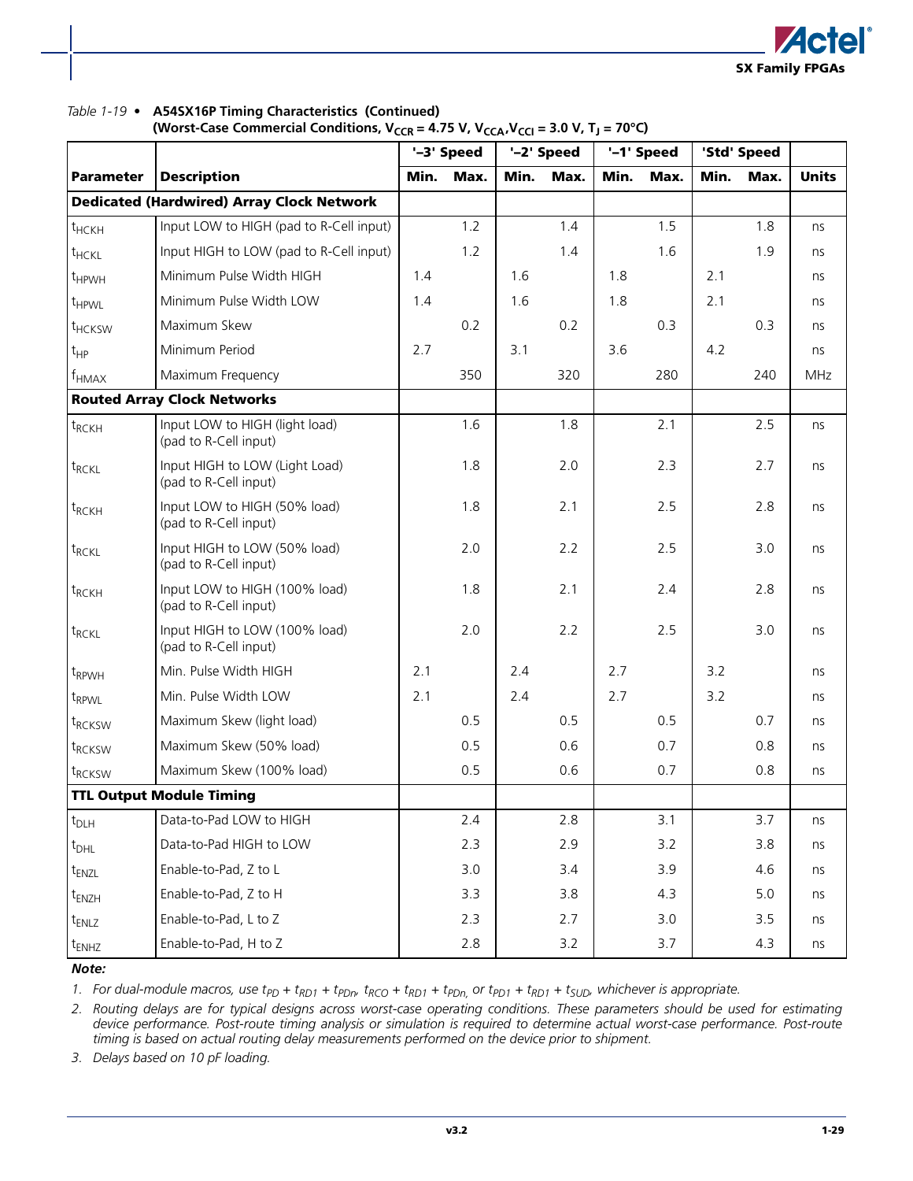Table 1-19 • **A54SX16P Timing Characteristics (Continued)**
**(Worst-Case Commercial Conditions, $V_{CCR}$ = 4.75 V, $V_{CCA}$,$V_{CCI}$ = 3.0 V, $T_J$ = 70°C)**

| | | '–3' Speed | | '–2' Speed | | '–1' Speed | | 'Std' Speed | | |
|---|---|---|---|---|---|---|---|---|---|---|
| **Parameter** | **Description** | **Min.** | **Max.** | **Min.** | **Max.** | **Min.** | **Max.** | **Min.** | **Max.** | **Units** |
| **Dedicated (Hardwired) Array Clock Network** | | | | | | | | | | |
| $t_{HCKH}$ | Input LOW to HIGH (pad to R-Cell input) | | 1.2 | | 1.4 | | 1.5 | | 1.8 | ns |
| $t_{HCKL}$ | Input HIGH to LOW (pad to R-Cell input) | | 1.2 | | 1.4 | | 1.6 | | 1.9 | ns |
| $t_{HPWH}$ | Minimum Pulse Width HIGH | 1.4 | | 1.6 | | 1.8 | | 2.1 | | ns |
| $t_{HPWL}$ | Minimum Pulse Width LOW | 1.4 | | 1.6 | | 1.8 | | 2.1 | | ns |
| $t_{HCKSW}$ | Maximum Skew | | 0.2 | | 0.2 | | 0.3 | | 0.3 | ns |
| $t_{HP}$ | Minimum Period | 2.7 | | 3.1 | | 3.6 | | 4.2 | | ns |
| $f_{HMAX}$ | Maximum Frequency | | 350 | | 320 | | 280 | | 240 | MHz |
| **Routed Array Clock Networks** | | | | | | | | | | |
| $t_{RCKH}$ | Input LOW to HIGH (light load) (pad to R-Cell input) | | 1.6 | | 1.8 | | 2.1 | | 2.5 | ns |
| $t_{RCKL}$ | Input HIGH to LOW (Light Load) (pad to R-Cell input) | | 1.8 | | 2.0 | | 2.3 | | 2.7 | ns |
| $t_{RCKH}$ | Input LOW to HIGH (50% load) (pad to R-Cell input) | | 1.8 | | 2.1 | | 2.5 | | 2.8 | ns |
| $t_{RCKL}$ | Input HIGH to LOW (50% load) (pad to R-Cell input) | | 2.0 | | 2.2 | | 2.5 | | 3.0 | ns |
| $t_{RCKH}$ | Input LOW to HIGH (100% load) (pad to R-Cell input) | | 1.8 | | 2.1 | | 2.4 | | 2.8 | ns |
| $t_{RCKL}$ | Input HIGH to LOW (100% load) (pad to R-Cell input) | | 2.0 | | 2.2 | | 2.5 | | 3.0 | ns |
| $t_{RPWH}$ | Min. Pulse Width HIGH | 2.1 | | 2.4 | | 2.7 | | 3.2 | | ns |
| $t_{RPWL}$ | Min. Pulse Width LOW | 2.1 | | 2.4 | | 2.7 | | 3.2 | | ns |
| $t_{RCKSW}$ | Maximum Skew (light load) | | 0.5 | | 0.5 | | 0.5 | | 0.7 | ns |
| $t_{RCKSW}$ | Maximum Skew (50% load) | | 0.5 | | 0.6 | | 0.7 | | 0.8 | ns |
| $t_{RCKSW}$ | Maximum Skew (100% load) | | 0.5 | | 0.6 | | 0.7 | | 0.8 | ns |
| **TTL Output Module Timing** | | | | | | | | | | |
| $t_{DLH}$ | Data-to-Pad LOW to HIGH | | 2.4 | | 2.8 | | 3.1 | | 3.7 | ns |
| $t_{DHL}$ | Data-to-Pad HIGH to LOW | | 2.3 | | 2.9 | | 3.2 | | 3.8 | ns |
| $t_{ENZL}$ | Enable-to-Pad, Z to L | | 3.0 | | 3.4 | | 3.9 | | 4.6 | ns |
| $t_{ENZH}$ | Enable-to-Pad, Z to H | | 3.3 | | 3.8 | | 4.3 | | 5.0 | ns |
| $t_{ENLZ}$ | Enable-to-Pad, L to Z | | 2.3 | | 2.7 | | 3.0 | | 3.5 | ns |
| $t_{ENHZ}$ | Enable-to-Pad, H to Z | | 2.8 | | 3.2 | | 3.7 | | 4.3 | ns |

***Note:***

1. *For dual-module macros, use $t_{PD} + t_{RD1} + t_{PDn}$, $t_{RCO} + t_{RD1} + t_{PDn}$, or $t_{PD1} + t_{RD1} + t_{SUD}$, whichever is appropriate.*
2. *Routing delays are for typical designs across worst-case operating conditions. These parameters should be used for estimating device performance. Post-route timing analysis or simulation is required to determine actual worst-case performance. Post-route timing is based on actual routing delay measurements performed on the device prior to shipment.*
3. *Delays based on 10 pF loading.*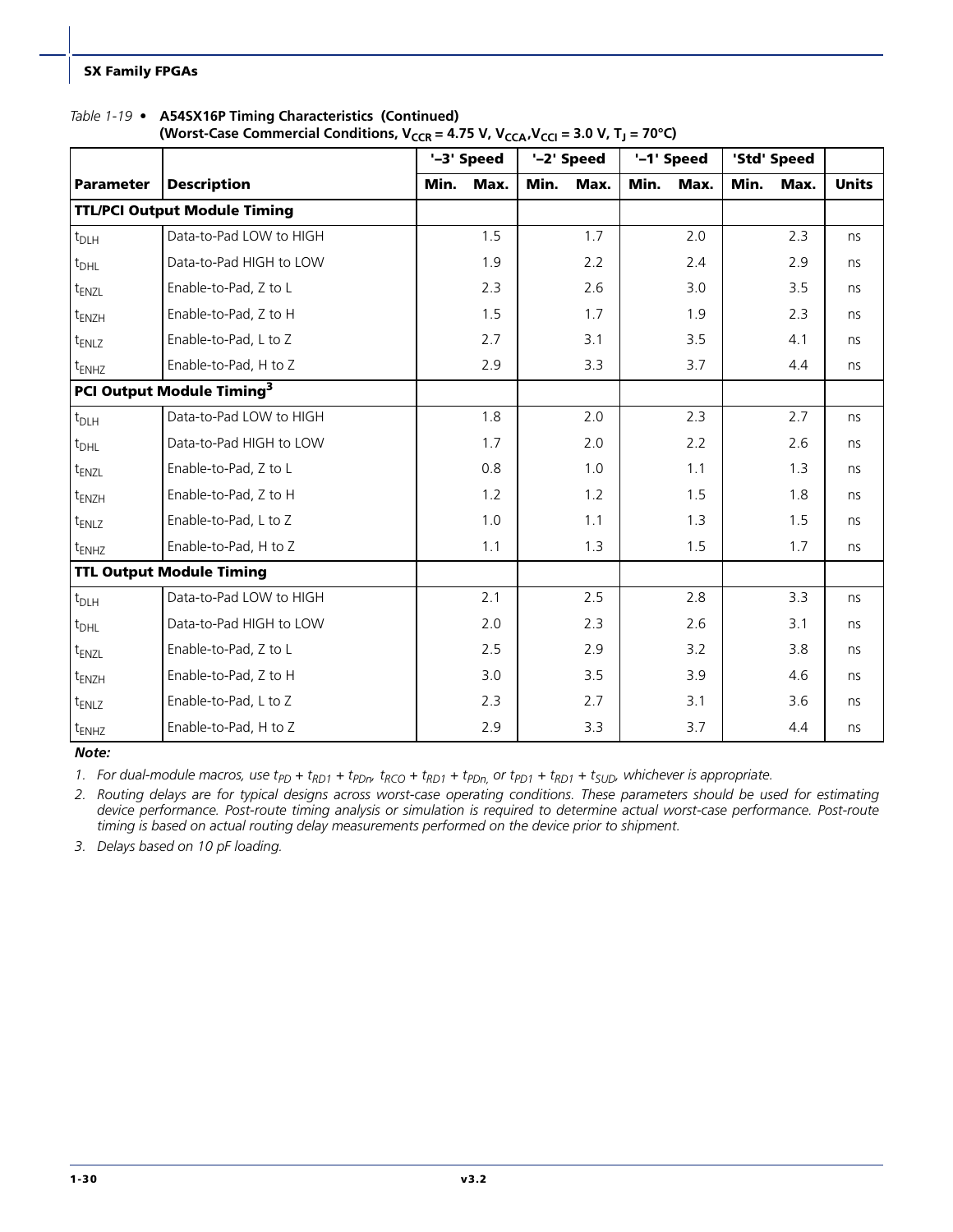*Table 1-19* • **A54SX16P Timing Characteristics (Continued)**
**(Worst-Case Commercial Conditions, $V_{CCR}$ = 4.75 V, $V_{CCA}$,$V_{CCI}$ = 3.0 V, $T_J$ = 70°C)**

| | | '–3' Speed | | '–2' Speed | | '–1' Speed | | 'Std' Speed | | |
|---|---|---|---|---|---|---|---|---|---|---|
| **Parameter** | **Description** | **Min.** | **Max.** | **Min.** | **Max.** | **Min.** | **Max.** | **Min.** | **Max.** | **Units** |
| **TTL/PCI Output Module Timing** | | | | | | | | | | |
| $t_{DLH}$ | Data-to-Pad LOW to HIGH | | 1.5 | | 1.7 | | 2.0 | | 2.3 | ns |
| $t_{DHL}$ | Data-to-Pad HIGH to LOW | | 1.9 | | 2.2 | | 2.4 | | 2.9 | ns |
| $t_{ENZL}$ | Enable-to-Pad, Z to L | | 2.3 | | 2.6 | | 3.0 | | 3.5 | ns |
| $t_{ENZH}$ | Enable-to-Pad, Z to H | | 1.5 | | 1.7 | | 1.9 | | 2.3 | ns |
| $t_{ENLZ}$ | Enable-to-Pad, L to Z | | 2.7 | | 3.1 | | 3.5 | | 4.1 | ns |
| $t_{ENHZ}$ | Enable-to-Pad, H to Z | | 2.9 | | 3.3 | | 3.7 | | 4.4 | ns |
| **PCI Output Module Timing**[3] | | | | | | | | | | |
| $t_{DLH}$ | Data-to-Pad LOW to HIGH | | 1.8 | | 2.0 | | 2.3 | | 2.7 | ns |
| $t_{DHL}$ | Data-to-Pad HIGH to LOW | | 1.7 | | 2.0 | | 2.2 | | 2.6 | ns |
| $t_{ENZL}$ | Enable-to-Pad, Z to L | | 0.8 | | 1.0 | | 1.1 | | 1.3 | ns |
| $t_{ENZH}$ | Enable-to-Pad, Z to H | | 1.2 | | 1.2 | | 1.5 | | 1.8 | ns |
| $t_{ENLZ}$ | Enable-to-Pad, L to Z | | 1.0 | | 1.1 | | 1.3 | | 1.5 | ns |
| $t_{ENHZ}$ | Enable-to-Pad, H to Z | | 1.1 | | 1.3 | | 1.5 | | 1.7 | ns |
| **TTL Output Module Timing** | | | | | | | | | | |
| $t_{DLH}$ | Data-to-Pad LOW to HIGH | | 2.1 | | 2.5 | | 2.8 | | 3.3 | ns |
| $t_{DHL}$ | Data-to-Pad HIGH to LOW | | 2.0 | | 2.3 | | 2.6 | | 3.1 | ns |
| $t_{ENZL}$ | Enable-to-Pad, Z to L | | 2.5 | | 2.9 | | 3.2 | | 3.8 | ns |
| $t_{ENZH}$ | Enable-to-Pad, Z to H | | 3.0 | | 3.5 | | 3.9 | | 4.6 | ns |
| $t_{ENLZ}$ | Enable-to-Pad, L to Z | | 2.3 | | 2.7 | | 3.1 | | 3.6 | ns |
| $t_{ENHZ}$ | Enable-to-Pad, H to Z | | 2.9 | | 3.3 | | 3.7 | | 4.4 | ns |

***Note:***

1. *For dual-module macros, use $t_{PD} + t_{RD1} + t_{PDn}$, $t_{RCO} + t_{RD1} + t_{PDn}$, or $t_{PD1} + t_{RD1} + t_{SUD}$, whichever is appropriate.*
2. *Routing delays are for typical designs across worst-case operating conditions. These parameters should be used for estimating device performance. Post-route timing analysis or simulation is required to determine actual worst-case performance. Post-route timing is based on actual routing delay measurements performed on the device prior to shipment.*
3. *Delays based on 10 pF loading.*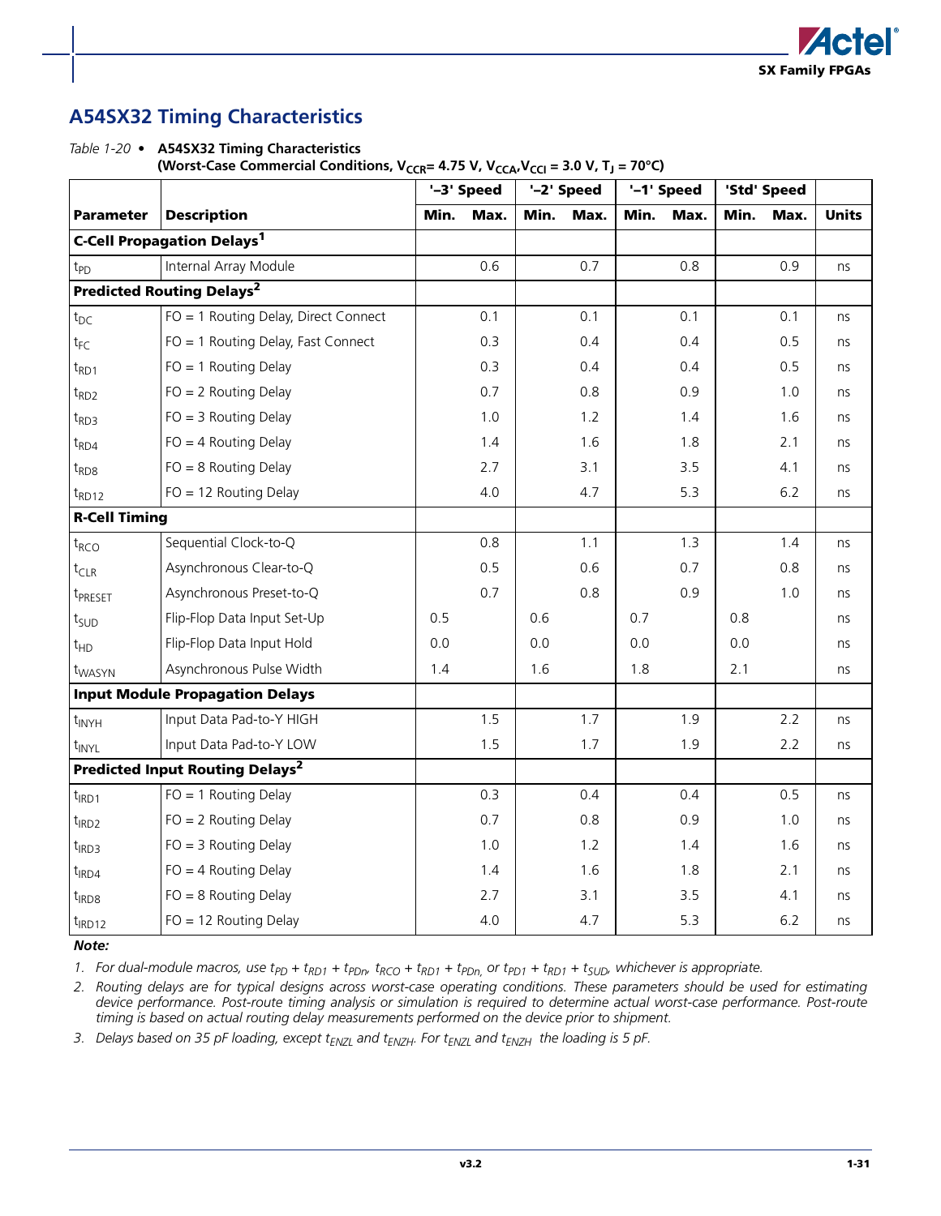## A54SX32 Timing Characteristics

*Table 1-20* • **A54SX32 Timing Characteristics**
**(Worst-Case Commercial Conditions, $V_{CCR}$= 4.75 V, $V_{CCA}$,$V_{CCI}$ = 3.0 V, $T_J$ = 70°C)**

| | | '–3' Speed | | '–2' Speed | | '–1' Speed | | 'Std' Speed | | |
|---|---|---|---|---|---|---|---|---|---|---|
| **Parameter** | **Description** | **Min.** | **Max.** | **Min.** | **Max.** | **Min.** | **Max.** | **Min.** | **Max.** | **Units** |
| **C-Cell Propagation Delays[1]** | | | | | | | | | | |
| $t_{PD}$ | Internal Array Module | | 0.6 | | 0.7 | | 0.8 | | 0.9 | ns |
| **Predicted Routing Delays[2]** | | | | | | | | | | |
| $t_{DC}$ | FO = 1 Routing Delay, Direct Connect | | 0.1 | | 0.1 | | 0.1 | | 0.1 | ns |
| $t_{FC}$ | FO = 1 Routing Delay, Fast Connect | | 0.3 | | 0.4 | | 0.4 | | 0.5 | ns |
| $t_{RD1}$ | FO = 1 Routing Delay | | 0.3 | | 0.4 | | 0.4 | | 0.5 | ns |
| $t_{RD2}$ | FO = 2 Routing Delay | | 0.7 | | 0.8 | | 0.9 | | 1.0 | ns |
| $t_{RD3}$ | FO = 3 Routing Delay | | 1.0 | | 1.2 | | 1.4 | | 1.6 | ns |
| $t_{RD4}$ | FO = 4 Routing Delay | | 1.4 | | 1.6 | | 1.8 | | 2.1 | ns |
| $t_{RD8}$ | FO = 8 Routing Delay | | 2.7 | | 3.1 | | 3.5 | | 4.1 | ns |
| $t_{RD12}$ | FO = 12 Routing Delay | | 4.0 | | 4.7 | | 5.3 | | 6.2 | ns |
| **R-Cell Timing** | | | | | | | | | | |
| $t_{RCO}$ | Sequential Clock-to-Q | | 0.8 | | 1.1 | | 1.3 | | 1.4 | ns |
| $t_{CLR}$ | Asynchronous Clear-to-Q | | 0.5 | | 0.6 | | 0.7 | | 0.8 | ns |
| $t_{PRESET}$ | Asynchronous Preset-to-Q | | 0.7 | | 0.8 | | 0.9 | | 1.0 | ns |
| $t_{SUD}$ | Flip-Flop Data Input Set-Up | 0.5 | | 0.6 | | 0.7 | | 0.8 | | ns |
| $t_{HD}$ | Flip-Flop Data Input Hold | 0.0 | | 0.0 | | 0.0 | | 0.0 | | ns |
| $t_{WASYN}$ | Asynchronous Pulse Width | 1.4 | | 1.6 | | 1.8 | | 2.1 | | ns |
| **Input Module Propagation Delays** | | | | | | | | | | |
| $t_{INYH}$ | Input Data Pad-to-Y HIGH | | 1.5 | | 1.7 | | 1.9 | | 2.2 | ns |
| $t_{INYL}$ | Input Data Pad-to-Y LOW | | 1.5 | | 1.7 | | 1.9 | | 2.2 | ns |
| **Predicted Input Routing Delays[2]** | | | | | | | | | | |
| $t_{IRD1}$ | FO = 1 Routing Delay | | 0.3 | | 0.4 | | 0.4 | | 0.5 | ns |
| $t_{IRD2}$ | FO = 2 Routing Delay | | 0.7 | | 0.8 | | 0.9 | | 1.0 | ns |
| $t_{IRD3}$ | FO = 3 Routing Delay | | 1.0 | | 1.2 | | 1.4 | | 1.6 | ns |
| $t_{IRD4}$ | FO = 4 Routing Delay | | 1.4 | | 1.6 | | 1.8 | | 2.1 | ns |
| $t_{IRD8}$ | FO = 8 Routing Delay | | 2.7 | | 3.1 | | 3.5 | | 4.1 | ns |
| $t_{IRD12}$ | FO = 12 Routing Delay | | 4.0 | | 4.7 | | 5.3 | | 6.2 | ns |

**Note:**

1. *For dual-module macros, use $t_{PD}$ + $t_{RD1}$ + $t_{PDn}$, $t_{RCO}$ + $t_{RD1}$ + $t_{PDn}$, or $t_{PD1}$ + $t_{RD1}$ + $t_{SUD}$, whichever is appropriate.*
2. *Routing delays are for typical designs across worst-case operating conditions. These parameters should be used for estimating device performance. Post-route timing analysis or simulation is required to determine actual worst-case performance. Post-route timing is based on actual routing delay measurements performed on the device prior to shipment.*
3. *Delays based on 35 pF loading, except $t_{ENZL}$ and $t_{ENZH}$. For $t_{ENZL}$ and $t_{ENZH}$ the loading is 5 pF.*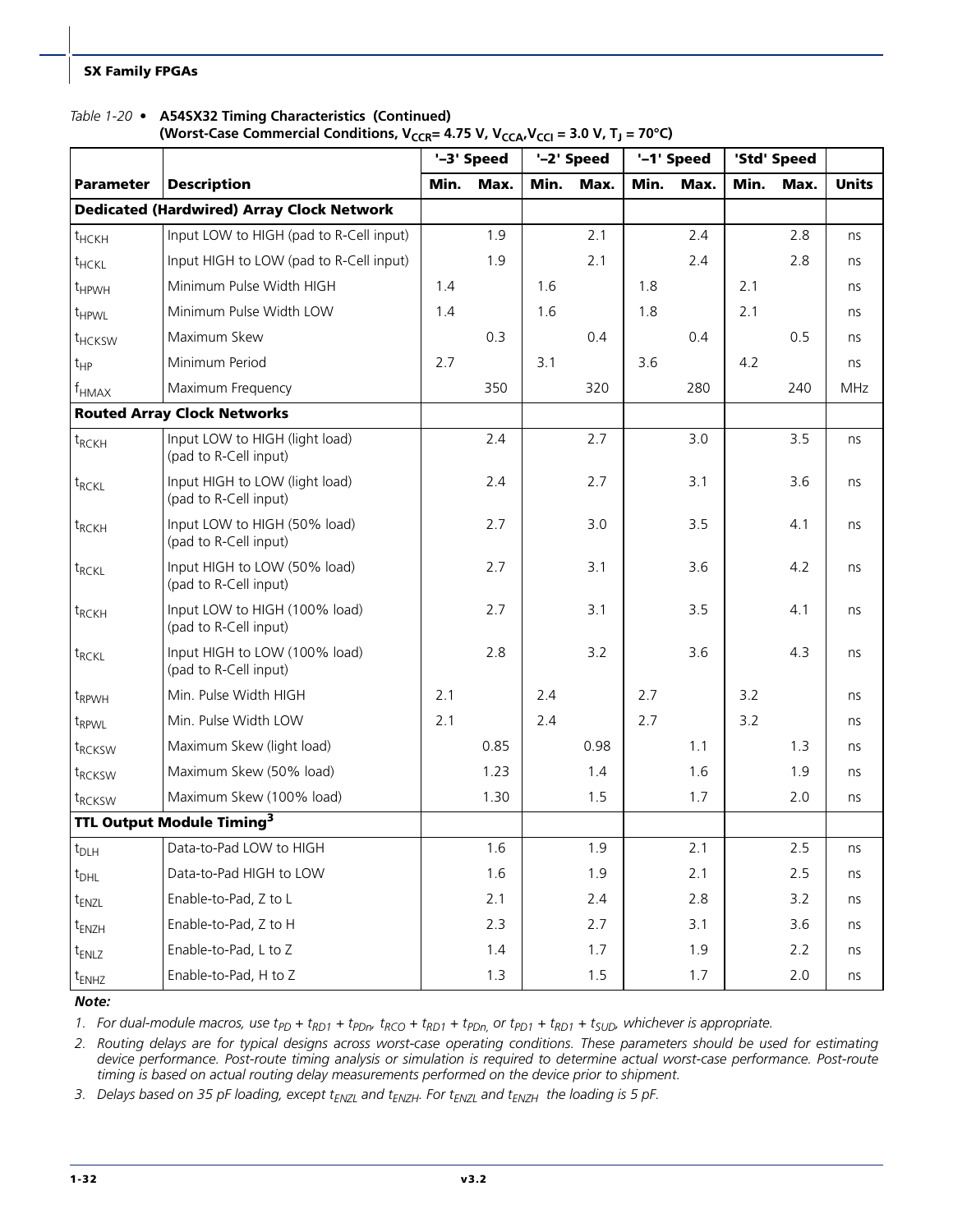*Table 1-20 •* **A54SX32 Timing Characteristics (Continued)**
**(Worst-Case Commercial Conditions, $V_{CCR}$= 4.75 V, $V_{CCA}$,$V_{CCI}$ = 3.0 V, $T_J$ = 70°C)**

| | | '–3' Speed | | '–2' Speed | | '–1' Speed | | 'Std' Speed | | |
|---|---|---|---|---|---|---|---|---|---|---|
| **Parameter** | **Description** | **Min.** | **Max.** | **Min.** | **Max.** | **Min.** | **Max.** | **Min.** | **Max.** | **Units** |
| **Dedicated (Hardwired) Array Clock Network** | | | | | | | | | | |
| $t_{HCKH}$ | Input LOW to HIGH (pad to R-Cell input) | | 1.9 | | 2.1 | | 2.4 | | 2.8 | ns |
| $t_{HCKL}$ | Input HIGH to LOW (pad to R-Cell input) | | 1.9 | | 2.1 | | 2.4 | | 2.8 | ns |
| $t_{HPWH}$ | Minimum Pulse Width HIGH | 1.4 | | 1.6 | | 1.8 | | 2.1 | | ns |
| $t_{HPWL}$ | Minimum Pulse Width LOW | 1.4 | | 1.6 | | 1.8 | | 2.1 | | ns |
| $t_{HCKSW}$ | Maximum Skew | | 0.3 | | 0.4 | | 0.4 | | 0.5 | ns |
| $t_{HP}$ | Minimum Period | 2.7 | | 3.1 | | 3.6 | | 4.2 | | ns |
| $f_{HMAX}$ | Maximum Frequency | | 350 | | 320 | | 280 | | 240 | MHz |
| **Routed Array Clock Networks** | | | | | | | | | | |
| $t_{RCKH}$ | Input LOW to HIGH (light load) (pad to R-Cell input) | | 2.4 | | 2.7 | | 3.0 | | 3.5 | ns |
| $t_{RCKL}$ | Input HIGH to LOW (light load) (pad to R-Cell input) | | 2.4 | | 2.7 | | 3.1 | | 3.6 | ns |
| $t_{RCKH}$ | Input LOW to HIGH (50% load) (pad to R-Cell input) | | 2.7 | | 3.0 | | 3.5 | | 4.1 | ns |
| $t_{RCKL}$ | Input HIGH to LOW (50% load) (pad to R-Cell input) | | 2.7 | | 3.1 | | 3.6 | | 4.2 | ns |
| $t_{RCKH}$ | Input LOW to HIGH (100% load) (pad to R-Cell input) | | 2.7 | | 3.1 | | 3.5 | | 4.1 | ns |
| $t_{RCKL}$ | Input HIGH to LOW (100% load) (pad to R-Cell input) | | 2.8 | | 3.2 | | 3.6 | | 4.3 | ns |
| $t_{RPWH}$ | Min. Pulse Width HIGH | 2.1 | | 2.4 | | 2.7 | | 3.2 | | ns |
| $t_{RPWL}$ | Min. Pulse Width LOW | 2.1 | | 2.4 | | 2.7 | | 3.2 | | ns |
| $t_{RCKSW}$ | Maximum Skew (light load) | | 0.85 | | 0.98 | | 1.1 | | 1.3 | ns |
| $t_{RCKSW}$ | Maximum Skew (50% load) | | 1.23 | | 1.4 | | 1.6 | | 1.9 | ns |
| $t_{RCKSW}$ | Maximum Skew (100% load) | | 1.30 | | 1.5 | | 1.7 | | 2.0 | ns |
| **TTL Output Module Timing[3]** | | | | | | | | | | |
| $t_{DLH}$ | Data-to-Pad LOW to HIGH | | 1.6 | | 1.9 | | 2.1 | | 2.5 | ns |
| $t_{DHL}$ | Data-to-Pad HIGH to LOW | | 1.6 | | 1.9 | | 2.1 | | 2.5 | ns |
| $t_{ENZL}$ | Enable-to-Pad, Z to L | | 2.1 | | 2.4 | | 2.8 | | 3.2 | ns |
| $t_{ENZH}$ | Enable-to-Pad, Z to H | | 2.3 | | 2.7 | | 3.1 | | 3.6 | ns |
| $t_{ENLZ}$ | Enable-to-Pad, L to Z | | 1.4 | | 1.7 | | 1.9 | | 2.2 | ns |
| $t_{ENHZ}$ | Enable-to-Pad, H to Z | | 1.3 | | 1.5 | | 1.7 | | 2.0 | ns |

***Note:***

1. *For dual-module macros, use $t_{PD}$ + $t_{RD1}$ + $t_{PDn}$, $t_{RCO}$ + $t_{RD1}$ + $t_{PDn}$, or $t_{PD1}$ + $t_{RD1}$ + $t_{SUD}$, whichever is appropriate.*
2. *Routing delays are for typical designs across worst-case operating conditions. These parameters should be used for estimating device performance. Post-route timing analysis or simulation is required to determine actual worst-case performance. Post-route timing is based on actual routing delay measurements performed on the device prior to shipment.*
3. *Delays based on 35 pF loading, except $t_{ENZL}$ and $t_{ENZH}$. For $t_{ENZL}$ and $t_{ENZH}$ the loading is 5 pF.*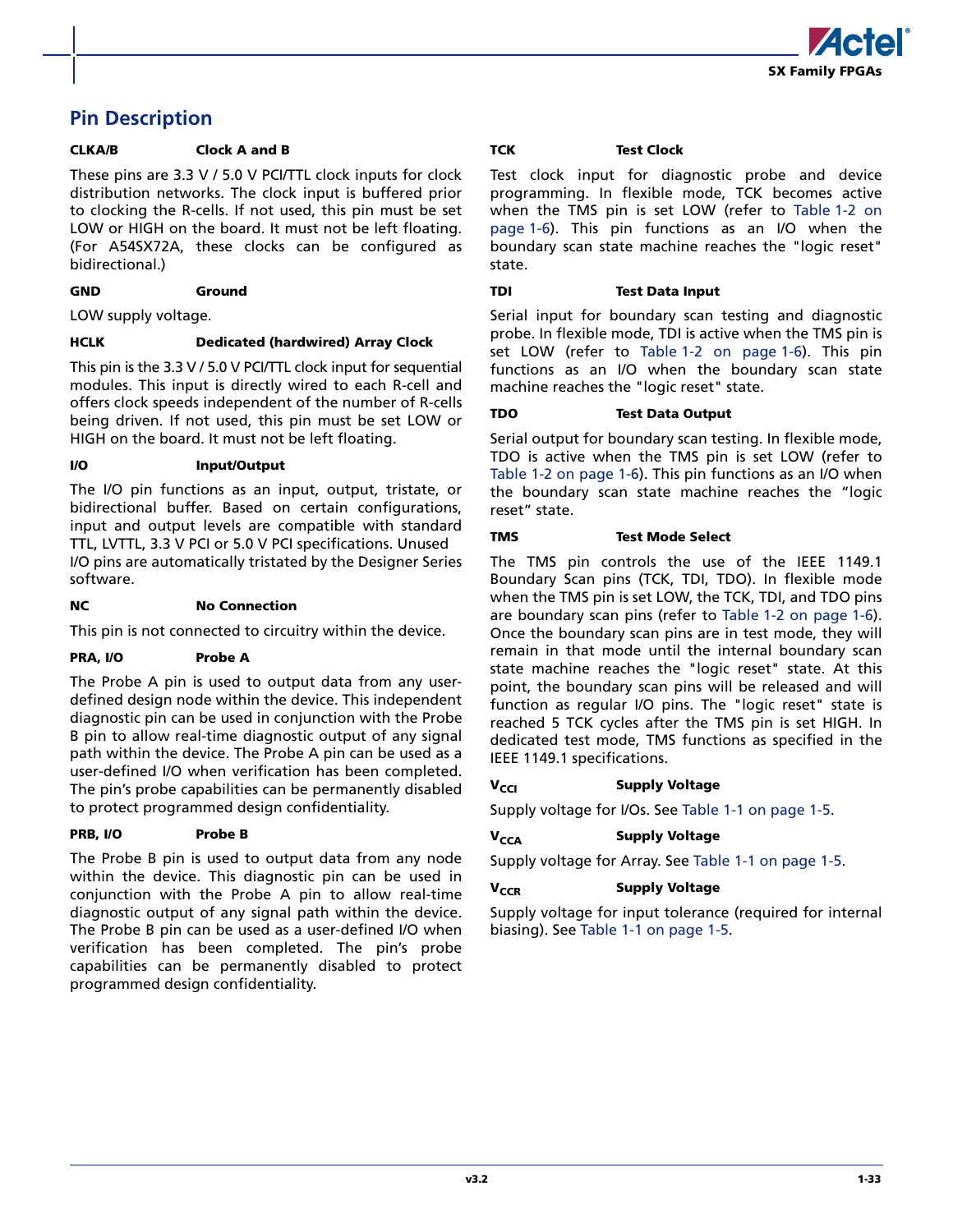## Pin Description

**CLKA/B** **Clock A and B**

These pins are 3.3 V / 5.0 V PCI/TTL clock inputs for clock distribution networks. The clock input is buffered prior to clocking the R-cells. If not used, this pin must be set LOW or HIGH on the board. It must not be left floating. (For A54SX72A, these clocks can be configured as bidirectional.)

**GND** **Ground**

LOW supply voltage.

**HCLK** **Dedicated (hardwired) Array Clock**

This pin is the 3.3 V / 5.0 V PCI/TTL clock input for sequential modules. This input is directly wired to each R-cell and offers clock speeds independent of the number of R-cells being driven. If not used, this pin must be set LOW or HIGH on the board. It must not be left floating.

**I/O** **Input/Output**

The I/O pin functions as an input, output, tristate, or bidirectional buffer. Based on certain configurations, input and output levels are compatible with standard TTL, LVTTL, 3.3 V PCI or 5.0 V PCI specifications. Unused I/O pins are automatically tristated by the Designer Series software.

**NC** **No Connection**

This pin is not connected to circuitry within the device.

**PRA, I/O** **Probe A**

The Probe A pin is used to output data from any user-defined design node within the device. This independent diagnostic pin can be used in conjunction with the Probe B pin to allow real-time diagnostic output of any signal path within the device. The Probe A pin can be used as a user-defined I/O when verification has been completed. The pin's probe capabilities can be permanently disabled to protect programmed design confidentiality.

**PRB, I/O** **Probe B**

The Probe B pin is used to output data from any node within the device. This diagnostic pin can be used in conjunction with the Probe A pin to allow real-time diagnostic output of any signal path within the device. The Probe B pin can be used as a user-defined I/O when verification has been completed. The pin's probe capabilities can be permanently disabled to protect programmed design confidentiality.

**TCK** **Test Clock**

Test clock input for diagnostic probe and device programming. In flexible mode, TCK becomes active when the TMS pin is set LOW (refer to Table 1-2 on page 1-6). This pin functions as an I/O when the boundary scan state machine reaches the "logic reset" state.

**TDI** **Test Data Input**

Serial input for boundary scan testing and diagnostic probe. In flexible mode, TDI is active when the TMS pin is set LOW (refer to Table 1-2 on page 1-6). This pin functions as an I/O when the boundary scan state machine reaches the "logic reset" state.

**TDO** **Test Data Output**

Serial output for boundary scan testing. In flexible mode, TDO is active when the TMS pin is set LOW (refer to Table 1-2 on page 1-6). This pin functions as an I/O when the boundary scan state machine reaches the "logic reset" state.

**TMS** **Test Mode Select**

The TMS pin controls the use of the IEEE 1149.1 Boundary Scan pins (TCK, TDI, TDO). In flexible mode when the TMS pin is set LOW, the TCK, TDI, and TDO pins are boundary scan pins (refer to Table 1-2 on page 1-6). Once the boundary scan pins are in test mode, they will remain in that mode until the internal boundary scan state machine reaches the "logic reset" state. At this point, the boundary scan pins will be released and will function as regular I/O pins. The "logic reset" state is reached 5 TCK cycles after the TMS pin is set HIGH. In dedicated test mode, TMS functions as specified in the IEEE 1149.1 specifications.

**$V_{CCI}$** **Supply Voltage**

Supply voltage for I/Os. See Table 1-1 on page 1-5.

**$V_{CCA}$** **Supply Voltage**

Supply voltage for Array. See Table 1-1 on page 1-5.

**$V_{CCR}$** **Supply Voltage**

Supply voltage for input tolerance (required for internal biasing). See Table 1-1 on page 1-5.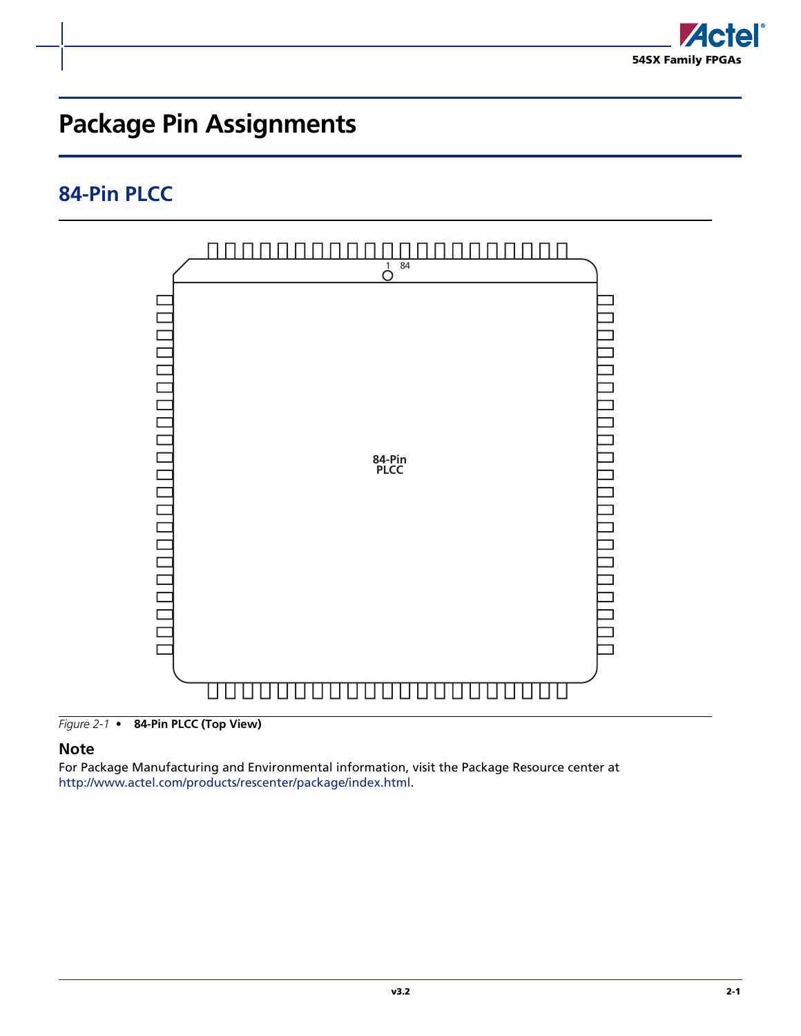# Package Pin Assignments

## 84-Pin PLCC

*Figure 2-1* • **84-Pin PLCC (Top View)**

### Note

For Package Manufacturing and Environmental information, visit the Package Resource center at http://www.actel.com/products/rescenter/package/index.html.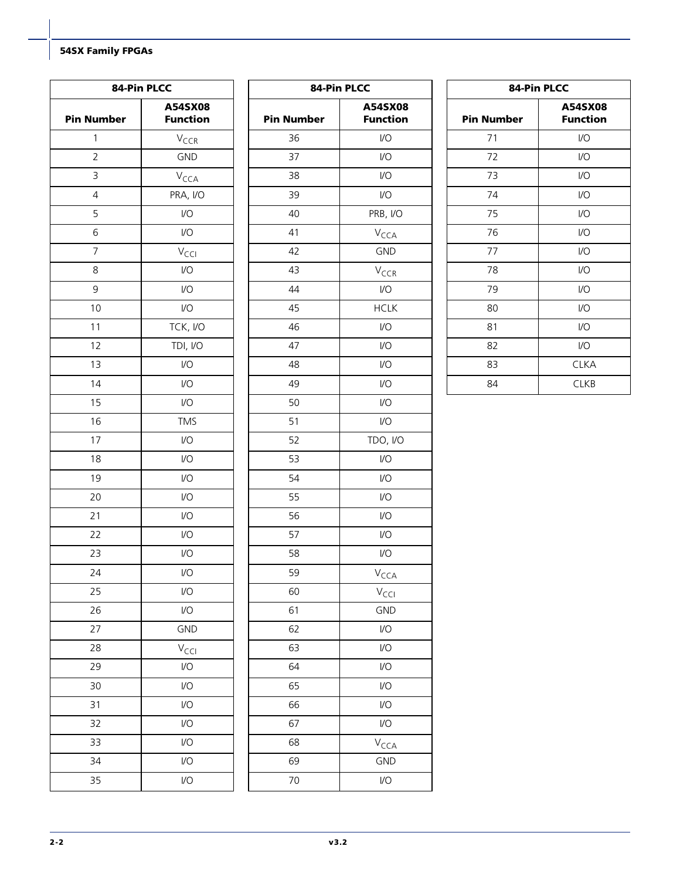| 84-Pin PLCC | |
|---|---|
| **Pin Number** | **A54SX08 Function** |
| 1 | $V_{CCR}$ |
| 2 | GND |
| 3 | $V_{CCA}$ |
| 4 | PRA, I/O |
| 5 | I/O |
| 6 | I/O |
| 7 | $V_{CCI}$ |
| 8 | I/O |
| 9 | I/O |
| 10 | I/O |
| 11 | TCK, I/O |
| 12 | TDI, I/O |
| 13 | I/O |
| 14 | I/O |
| 15 | I/O |
| 16 | TMS |
| 17 | I/O |
| 18 | I/O |
| 19 | I/O |
| 20 | I/O |
| 21 | I/O |
| 22 | I/O |
| 23 | I/O |
| 24 | I/O |
| 25 | I/O |
| 26 | I/O |
| 27 | GND |
| 28 | $V_{CCI}$ |
| 29 | I/O |
| 30 | I/O |
| 31 | I/O |
| 32 | I/O |
| 33 | I/O |
| 34 | I/O |
| 35 | I/O |
| 36 | I/O |
| 37 | I/O |
| 38 | I/O |
| 39 | I/O |
| 40 | PRB, I/O |
| 41 | $V_{CCA}$ |
| 42 | GND |
| 43 | $V_{CCR}$ |
| 44 | I/O |
| 45 | HCLK |
| 46 | I/O |
| 47 | I/O |
| 48 | I/O |
| 49 | I/O |
| 50 | I/O |
| 51 | I/O |
| 52 | TDO, I/O |
| 53 | I/O |
| 54 | I/O |
| 55 | I/O |
| 56 | I/O |
| 57 | I/O |
| 58 | I/O |
| 59 | $V_{CCA}$ |
| 60 | $V_{CCI}$ |
| 61 | GND |
| 62 | I/O |
| 63 | I/O |
| 64 | I/O |
| 65 | I/O |
| 66 | I/O |
| 67 | I/O |
| 68 | $V_{CCA}$ |
| 69 | GND |
| 70 | I/O |
| 71 | I/O |
| 72 | I/O |
| 73 | I/O |
| 74 | I/O |
| 75 | I/O |
| 76 | I/O |
| 77 | I/O |
| 78 | I/O |
| 79 | I/O |
| 80 | I/O |
| 81 | I/O |
| 82 | I/O |
| 83 | CLKA |
| 84 | CLKB |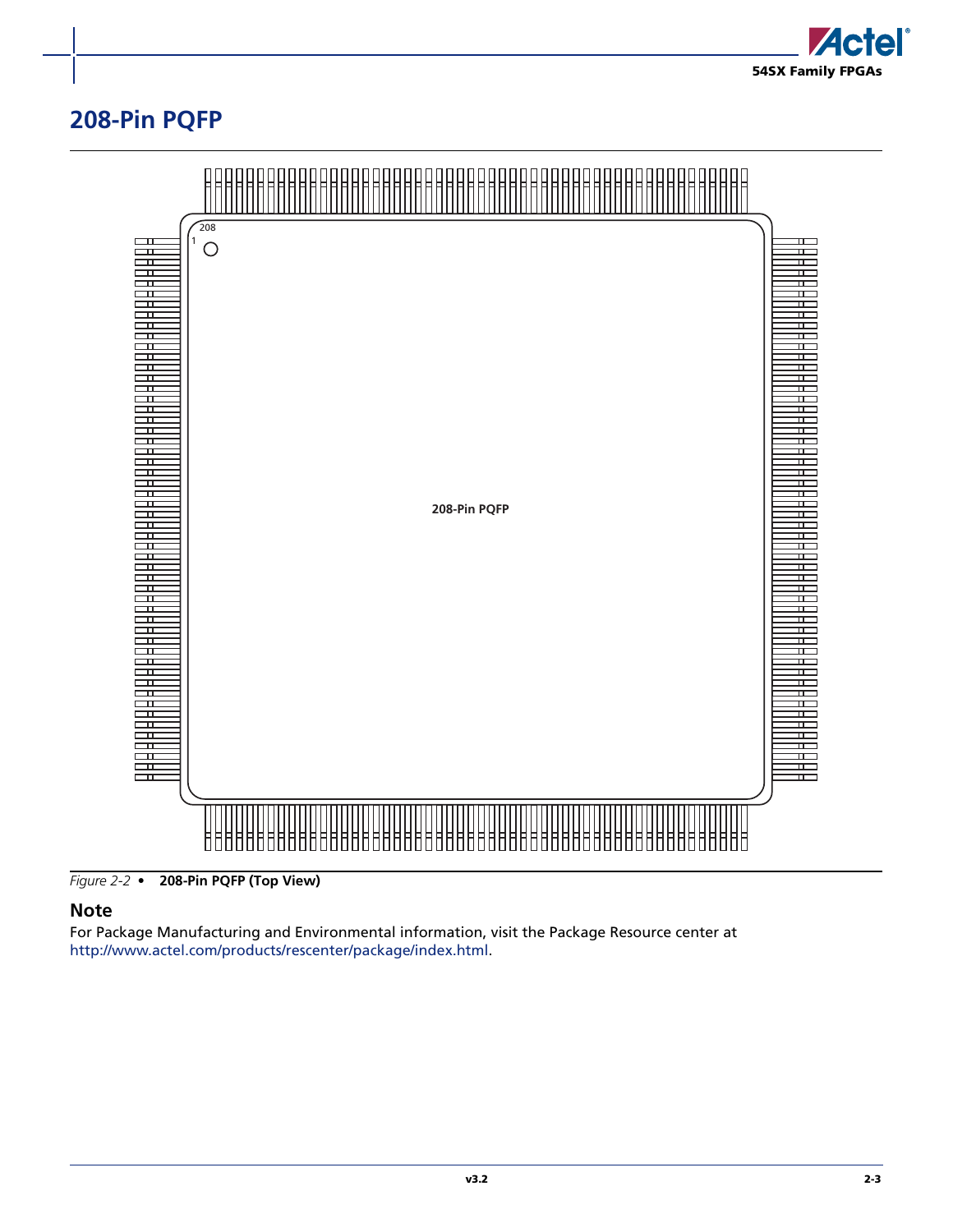## 208-Pin PQFP

208

1

208-Pin PQFP

*Figure 2-2* • **208-Pin PQFP (Top View)**

### Note

For Package Manufacturing and Environmental information, visit the Package Resource center at http://www.actel.com/products/rescenter/package/index.html.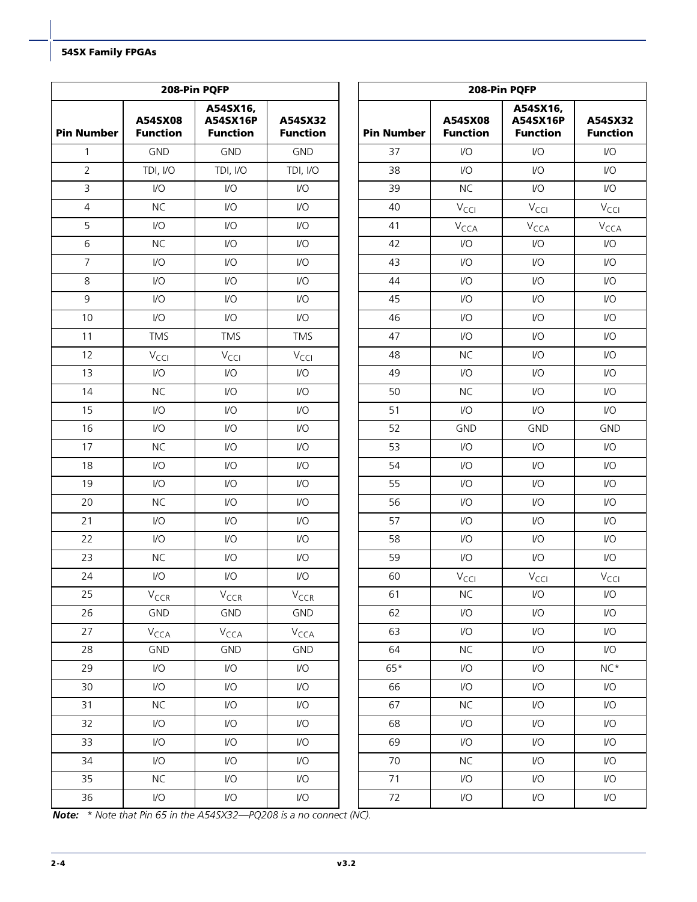| 208-Pin PQFP | | | |
|---|---|---|---|
| **Pin Number** | **A54SX08 Function** | **A54SX16, A54SX16P Function** | **A54SX32 Function** |
| 1 | GND | GND | GND |
| 2 | TDI, I/O | TDI, I/O | TDI, I/O |
| 3 | I/O | I/O | I/O |
| 4 | NC | I/O | I/O |
| 5 | I/O | I/O | I/O |
| 6 | NC | I/O | I/O |
| 7 | I/O | I/O | I/O |
| 8 | I/O | I/O | I/O |
| 9 | I/O | I/O | I/O |
| 10 | I/O | I/O | I/O |
| 11 | TMS | TMS | TMS |
| 12 | $V_{CCI}$ | $V_{CCI}$ | $V_{CCI}$ |
| 13 | I/O | I/O | I/O |
| 14 | NC | I/O | I/O |
| 15 | I/O | I/O | I/O |
| 16 | I/O | I/O | I/O |
| 17 | NC | I/O | I/O |
| 18 | I/O | I/O | I/O |
| 19 | I/O | I/O | I/O |
| 20 | NC | I/O | I/O |
| 21 | I/O | I/O | I/O |
| 22 | I/O | I/O | I/O |
| 23 | NC | I/O | I/O |
| 24 | I/O | I/O | I/O |
| 25 | $V_{CCR}$ | $V_{CCR}$ | $V_{CCR}$ |
| 26 | GND | GND | GND |
| 27 | $V_{CCA}$ | $V_{CCA}$ | $V_{CCA}$ |
| 28 | GND | GND | GND |
| 29 | I/O | I/O | I/O |
| 30 | I/O | I/O | I/O |
| 31 | NC | I/O | I/O |
| 32 | I/O | I/O | I/O |
| 33 | I/O | I/O | I/O |
| 34 | I/O | I/O | I/O |
| 35 | NC | I/O | I/O |
| 36 | I/O | I/O | I/O |
| 37 | I/O | I/O | I/O |
| 38 | I/O | I/O | I/O |
| 39 | NC | I/O | I/O |
| 40 | $V_{CCI}$ | $V_{CCI}$ | $V_{CCI}$ |
| 41 | $V_{CCA}$ | $V_{CCA}$ | $V_{CCA}$ |
| 42 | I/O | I/O | I/O |
| 43 | I/O | I/O | I/O |
| 44 | I/O | I/O | I/O |
| 45 | I/O | I/O | I/O |
| 46 | I/O | I/O | I/O |
| 47 | I/O | I/O | I/O |
| 48 | NC | I/O | I/O |
| 49 | I/O | I/O | I/O |
| 50 | NC | I/O | I/O |
| 51 | I/O | I/O | I/O |
| 52 | GND | GND | GND |
| 53 | I/O | I/O | I/O |
| 54 | I/O | I/O | I/O |
| 55 | I/O | I/O | I/O |
| 56 | I/O | I/O | I/O |
| 57 | I/O | I/O | I/O |
| 58 | I/O | I/O | I/O |
| 59 | I/O | I/O | I/O |
| 60 | $V_{CCI}$ | $V_{CCI}$ | $V_{CCI}$ |
| 61 | NC | I/O | I/O |
| 62 | I/O | I/O | I/O |
| 63 | I/O | I/O | I/O |
| 64 | NC | I/O | I/O |
| 65* | I/O | I/O | NC* |
| 66 | I/O | I/O | I/O |
| 67 | NC | I/O | I/O |
| 68 | I/O | I/O | I/O |
| 69 | I/O | I/O | I/O |
| 70 | NC | I/O | I/O |
| 71 | I/O | I/O | I/O |
| 72 | I/O | I/O | I/O |

***Note:*** *\* Note that Pin 65 in the A54SX32—PQ208 is a no connect (NC).*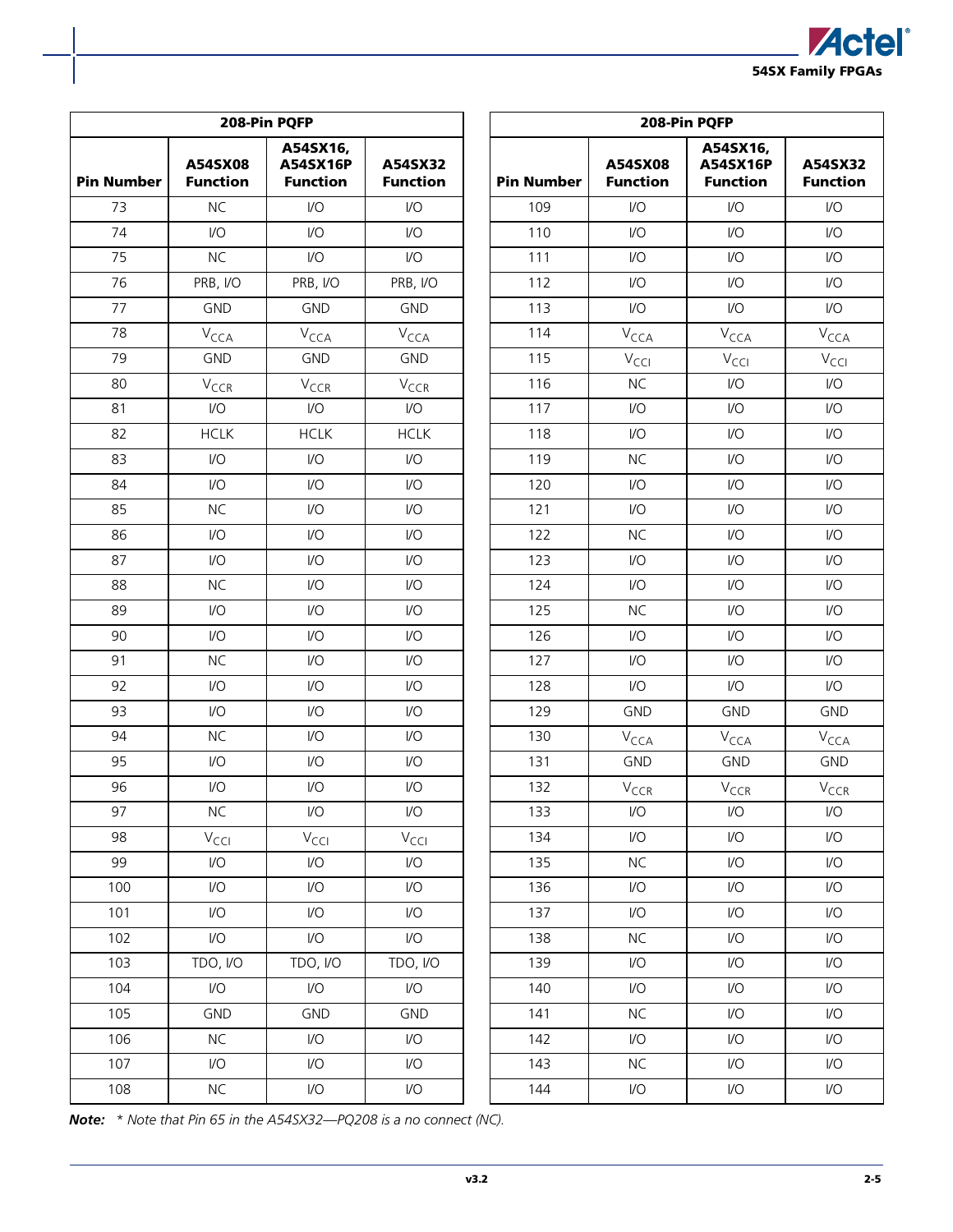| 208-Pin PQFP | | | |
|---|---|---|---|
| **Pin Number** | **A54SX08 Function** | **A54SX16, A54SX16P Function** | **A54SX32 Function** |
| 73 | NC | I/O | I/O |
| 74 | I/O | I/O | I/O |
| 75 | NC | I/O | I/O |
| 76 | PRB, I/O | PRB, I/O | PRB, I/O |
| 77 | GND | GND | GND |
| 78 | $V_{CCA}$ | $V_{CCA}$ | $V_{CCA}$ |
| 79 | GND | GND | GND |
| 80 | $V_{CCR}$ | $V_{CCR}$ | $V_{CCR}$ |
| 81 | I/O | I/O | I/O |
| 82 | HCLK | HCLK | HCLK |
| 83 | I/O | I/O | I/O |
| 84 | I/O | I/O | I/O |
| 85 | NC | I/O | I/O |
| 86 | I/O | I/O | I/O |
| 87 | I/O | I/O | I/O |
| 88 | NC | I/O | I/O |
| 89 | I/O | I/O | I/O |
| 90 | I/O | I/O | I/O |
| 91 | NC | I/O | I/O |
| 92 | I/O | I/O | I/O |
| 93 | I/O | I/O | I/O |
| 94 | NC | I/O | I/O |
| 95 | I/O | I/O | I/O |
| 96 | I/O | I/O | I/O |
| 97 | NC | I/O | I/O |
| 98 | $V_{CCI}$ | $V_{CCI}$ | $V_{CCI}$ |
| 99 | I/O | I/O | I/O |
| 100 | I/O | I/O | I/O |
| 101 | I/O | I/O | I/O |
| 102 | I/O | I/O | I/O |
| 103 | TDO, I/O | TDO, I/O | TDO, I/O |
| 104 | I/O | I/O | I/O |
| 105 | GND | GND | GND |
| 106 | NC | I/O | I/O |
| 107 | I/O | I/O | I/O |
| 108 | NC | I/O | I/O |
| 109 | I/O | I/O | I/O |
| 110 | I/O | I/O | I/O |
| 111 | I/O | I/O | I/O |
| 112 | I/O | I/O | I/O |
| 113 | I/O | I/O | I/O |
| 114 | $V_{CCA}$ | $V_{CCA}$ | $V_{CCA}$ |
| 115 | $V_{CCI}$ | $V_{CCI}$ | $V_{CCI}$ |
| 116 | NC | I/O | I/O |
| 117 | I/O | I/O | I/O |
| 118 | I/O | I/O | I/O |
| 119 | NC | I/O | I/O |
| 120 | I/O | I/O | I/O |
| 121 | I/O | I/O | I/O |
| 122 | NC | I/O | I/O |
| 123 | I/O | I/O | I/O |
| 124 | I/O | I/O | I/O |
| 125 | NC | I/O | I/O |
| 126 | I/O | I/O | I/O |
| 127 | I/O | I/O | I/O |
| 128 | I/O | I/O | I/O |
| 129 | GND | GND | GND |
| 130 | $V_{CCA}$ | $V_{CCA}$ | $V_{CCA}$ |
| 131 | GND | GND | GND |
| 132 | $V_{CCR}$ | $V_{CCR}$ | $V_{CCR}$ |
| 133 | I/O | I/O | I/O |
| 134 | I/O | I/O | I/O |
| 135 | NC | I/O | I/O |
| 136 | I/O | I/O | I/O |
| 137 | I/O | I/O | I/O |
| 138 | NC | I/O | I/O |
| 139 | I/O | I/O | I/O |
| 140 | I/O | I/O | I/O |
| 141 | NC | I/O | I/O |
| 142 | I/O | I/O | I/O |
| 143 | NC | I/O | I/O |
| 144 | I/O | I/O | I/O |

***Note:*** *\* Note that Pin 65 in the A54SX32—PQ208 is a no connect (NC).*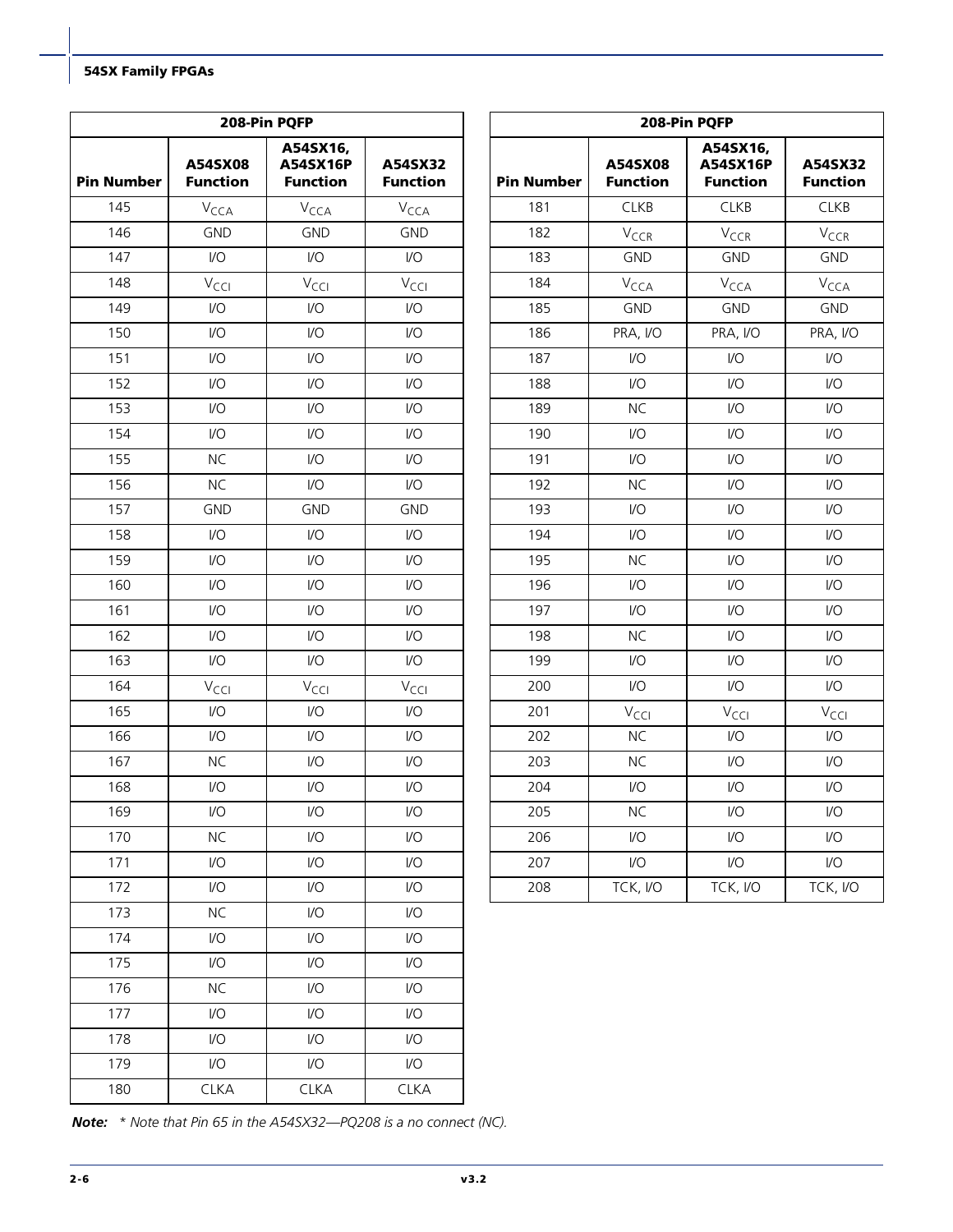| 208-Pin PQFP | | | |
|---|---|---|---|
| **Pin Number** | **A54SX08 Function** | **A54SX16, A54SX16P Function** | **A54SX32 Function** |
| 145 | $V_{CCA}$ | $V_{CCA}$ | $V_{CCA}$ |
| 146 | GND | GND | GND |
| 147 | I/O | I/O | I/O |
| 148 | $V_{CCI}$ | $V_{CCI}$ | $V_{CCI}$ |
| 149 | I/O | I/O | I/O |
| 150 | I/O | I/O | I/O |
| 151 | I/O | I/O | I/O |
| 152 | I/O | I/O | I/O |
| 153 | I/O | I/O | I/O |
| 154 | I/O | I/O | I/O |
| 155 | NC | I/O | I/O |
| 156 | NC | I/O | I/O |
| 157 | GND | GND | GND |
| 158 | I/O | I/O | I/O |
| 159 | I/O | I/O | I/O |
| 160 | I/O | I/O | I/O |
| 161 | I/O | I/O | I/O |
| 162 | I/O | I/O | I/O |
| 163 | I/O | I/O | I/O |
| 164 | $V_{CCI}$ | $V_{CCI}$ | $V_{CCI}$ |
| 165 | I/O | I/O | I/O |
| 166 | I/O | I/O | I/O |
| 167 | NC | I/O | I/O |
| 168 | I/O | I/O | I/O |
| 169 | I/O | I/O | I/O |
| 170 | NC | I/O | I/O |
| 171 | I/O | I/O | I/O |
| 172 | I/O | I/O | I/O |
| 173 | NC | I/O | I/O |
| 174 | I/O | I/O | I/O |
| 175 | I/O | I/O | I/O |
| 176 | NC | I/O | I/O |
| 177 | I/O | I/O | I/O |
| 178 | I/O | I/O | I/O |
| 179 | I/O | I/O | I/O |
| 180 | CLKA | CLKA | CLKA |

| 208-Pin PQFP | | | |
|---|---|---|---|
| **Pin Number** | **A54SX08 Function** | **A54SX16, A54SX16P Function** | **A54SX32 Function** |
| 181 | CLKB | CLKB | CLKB |
| 182 | $V_{CCR}$ | $V_{CCR}$ | $V_{CCR}$ |
| 183 | GND | GND | GND |
| 184 | $V_{CCA}$ | $V_{CCA}$ | $V_{CCA}$ |
| 185 | GND | GND | GND |
| 186 | PRA, I/O | PRA, I/O | PRA, I/O |
| 187 | I/O | I/O | I/O |
| 188 | I/O | I/O | I/O |
| 189 | NC | I/O | I/O |
| 190 | I/O | I/O | I/O |
| 191 | I/O | I/O | I/O |
| 192 | NC | I/O | I/O |
| 193 | I/O | I/O | I/O |
| 194 | I/O | I/O | I/O |
| 195 | NC | I/O | I/O |
| 196 | I/O | I/O | I/O |
| 197 | I/O | I/O | I/O |
| 198 | NC | I/O | I/O |
| 199 | I/O | I/O | I/O |
| 200 | I/O | I/O | I/O |
| 201 | $V_{CCI}$ | $V_{CCI}$ | $V_{CCI}$ |
| 202 | NC | I/O | I/O |
| 203 | NC | I/O | I/O |
| 204 | I/O | I/O | I/O |
| 205 | NC | I/O | I/O |
| 206 | I/O | I/O | I/O |
| 207 | I/O | I/O | I/O |
| 208 | TCK, I/O | TCK, I/O | TCK, I/O |

***Note:*** *\* Note that Pin 65 in the A54SX32—PQ208 is a no connect (NC).*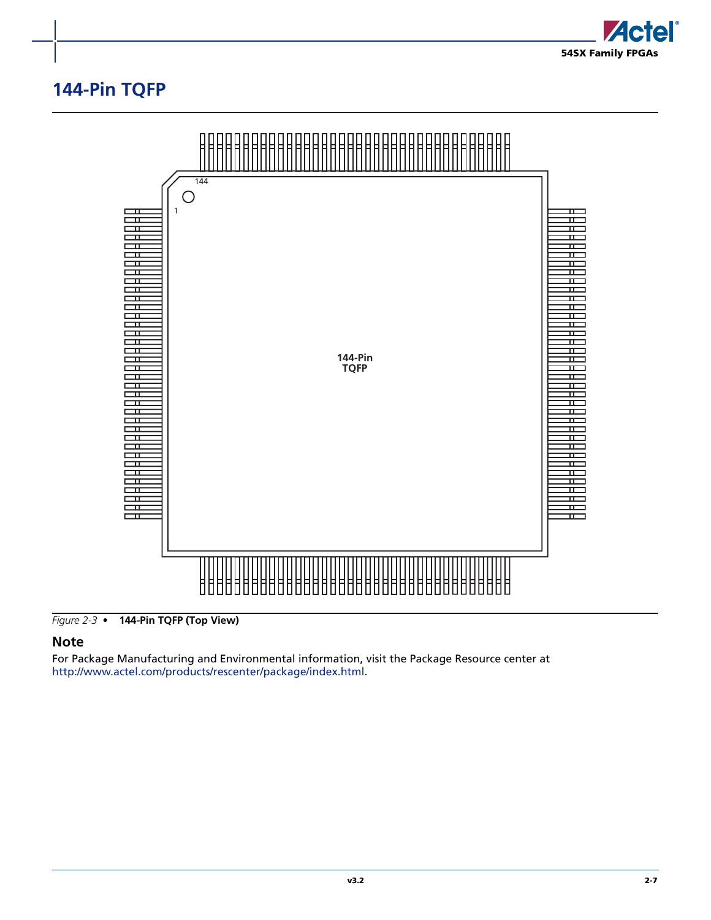# 144-Pin TQFP

*Figure 2-3* • **144-Pin TQFP (Top View)**

## Note

For Package Manufacturing and Environmental information, visit the Package Resource center at http://www.actel.com/products/rescenter/package/index.html.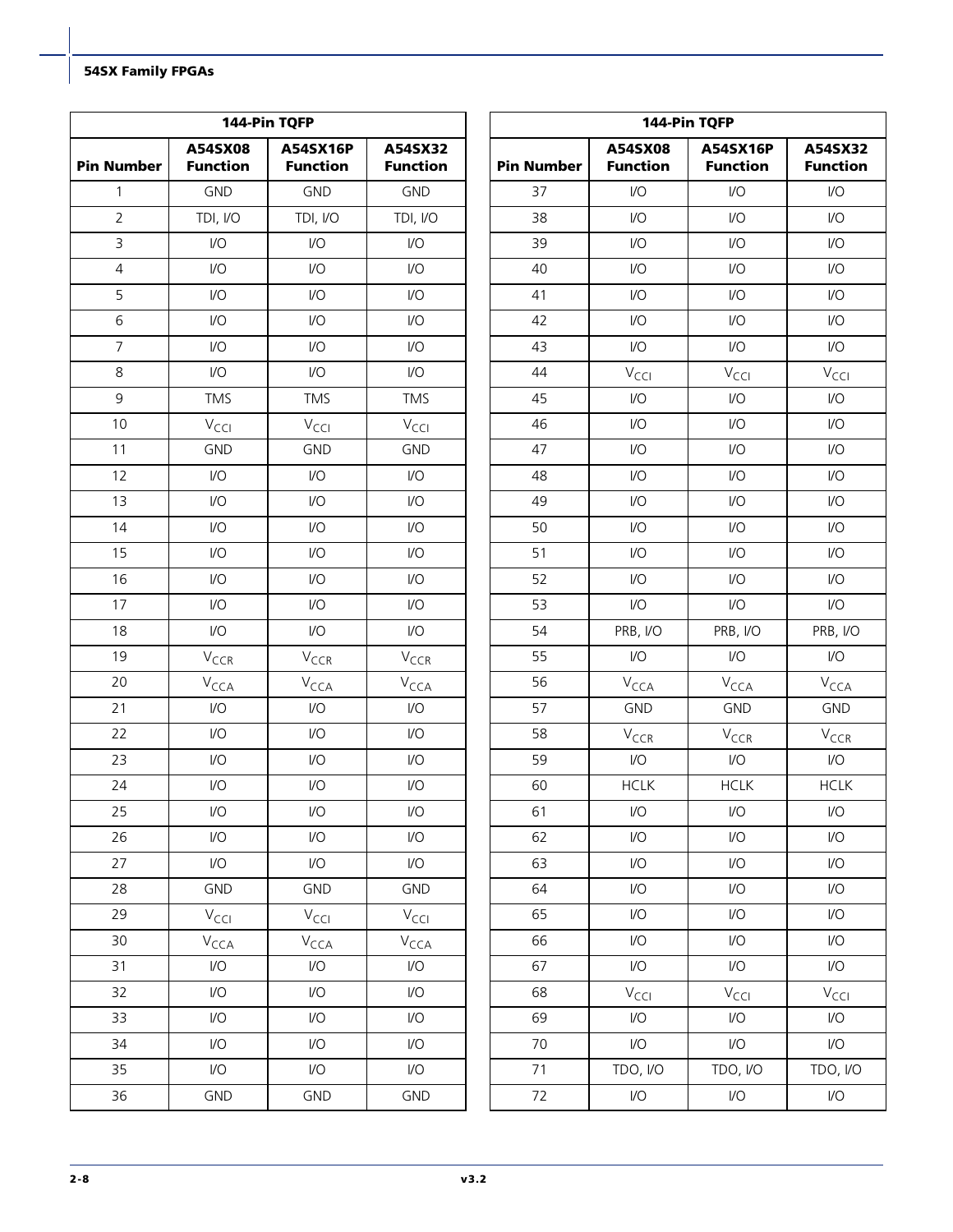| 144-Pin TQFP | | | |
|---|---|---|---|
| **Pin Number** | **A54SX08 Function** | **A54SX16P Function** | **A54SX32 Function** |
| 1 | GND | GND | GND |
| 2 | TDI, I/O | TDI, I/O | TDI, I/O |
| 3 | I/O | I/O | I/O |
| 4 | I/O | I/O | I/O |
| 5 | I/O | I/O | I/O |
| 6 | I/O | I/O | I/O |
| 7 | I/O | I/O | I/O |
| 8 | I/O | I/O | I/O |
| 9 | TMS | TMS | TMS |
| 10 | $V_{CCI}$ | $V_{CCI}$ | $V_{CCI}$ |
| 11 | GND | GND | GND |
| 12 | I/O | I/O | I/O |
| 13 | I/O | I/O | I/O |
| 14 | I/O | I/O | I/O |
| 15 | I/O | I/O | I/O |
| 16 | I/O | I/O | I/O |
| 17 | I/O | I/O | I/O |
| 18 | I/O | I/O | I/O |
| 19 | $V_{CCR}$ | $V_{CCR}$ | $V_{CCR}$ |
| 20 | $V_{CCA}$ | $V_{CCA}$ | $V_{CCA}$ |
| 21 | I/O | I/O | I/O |
| 22 | I/O | I/O | I/O |
| 23 | I/O | I/O | I/O |
| 24 | I/O | I/O | I/O |
| 25 | I/O | I/O | I/O |
| 26 | I/O | I/O | I/O |
| 27 | I/O | I/O | I/O |
| 28 | GND | GND | GND |
| 29 | $V_{CCI}$ | $V_{CCI}$ | $V_{CCI}$ |
| 30 | $V_{CCA}$ | $V_{CCA}$ | $V_{CCA}$ |
| 31 | I/O | I/O | I/O |
| 32 | I/O | I/O | I/O |
| 33 | I/O | I/O | I/O |
| 34 | I/O | I/O | I/O |
| 35 | I/O | I/O | I/O |
| 36 | GND | GND | GND |

| 144-Pin TQFP | | | |
|---|---|---|---|
| **Pin Number** | **A54SX08 Function** | **A54SX16P Function** | **A54SX32 Function** |
| 37 | I/O | I/O | I/O |
| 38 | I/O | I/O | I/O |
| 39 | I/O | I/O | I/O |
| 40 | I/O | I/O | I/O |
| 41 | I/O | I/O | I/O |
| 42 | I/O | I/O | I/O |
| 43 | I/O | I/O | I/O |
| 44 | $V_{CCI}$ | $V_{CCI}$ | $V_{CCI}$ |
| 45 | I/O | I/O | I/O |
| 46 | I/O | I/O | I/O |
| 47 | I/O | I/O | I/O |
| 48 | I/O | I/O | I/O |
| 49 | I/O | I/O | I/O |
| 50 | I/O | I/O | I/O |
| 51 | I/O | I/O | I/O |
| 52 | I/O | I/O | I/O |
| 53 | I/O | I/O | I/O |
| 54 | PRB, I/O | PRB, I/O | PRB, I/O |
| 55 | I/O | I/O | I/O |
| 56 | $V_{CCA}$ | $V_{CCA}$ | $V_{CCA}$ |
| 57 | GND | GND | GND |
| 58 | $V_{CCR}$ | $V_{CCR}$ | $V_{CCR}$ |
| 59 | I/O | I/O | I/O |
| 60 | HCLK | HCLK | HCLK |
| 61 | I/O | I/O | I/O |
| 62 | I/O | I/O | I/O |
| 63 | I/O | I/O | I/O |
| 64 | I/O | I/O | I/O |
| 65 | I/O | I/O | I/O |
| 66 | I/O | I/O | I/O |
| 67 | I/O | I/O | I/O |
| 68 | $V_{CCI}$ | $V_{CCI}$ | $V_{CCI}$ |
| 69 | I/O | I/O | I/O |
| 70 | I/O | I/O | I/O |
| 71 | TDO, I/O | TDO, I/O | TDO, I/O |
| 72 | I/O | I/O | I/O |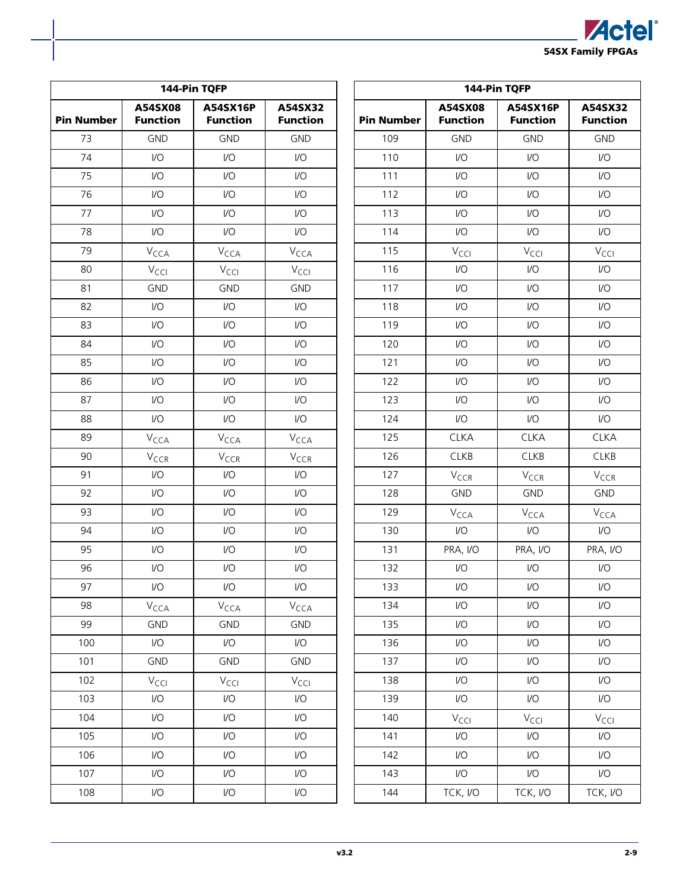| 144-Pin TQFP | | | |
|---|---|---|---|
| **Pin Number** | **A54SX08 Function** | **A54SX16P Function** | **A54SX32 Function** |
| 73 | GND | GND | GND |
| 74 | I/O | I/O | I/O |
| 75 | I/O | I/O | I/O |
| 76 | I/O | I/O | I/O |
| 77 | I/O | I/O | I/O |
| 78 | I/O | I/O | I/O |
| 79 | $V_{CCA}$ | $V_{CCA}$ | $V_{CCA}$ |
| 80 | $V_{CCI}$ | $V_{CCI}$ | $V_{CCI}$ |
| 81 | GND | GND | GND |
| 82 | I/O | I/O | I/O |
| 83 | I/O | I/O | I/O |
| 84 | I/O | I/O | I/O |
| 85 | I/O | I/O | I/O |
| 86 | I/O | I/O | I/O |
| 87 | I/O | I/O | I/O |
| 88 | I/O | I/O | I/O |
| 89 | $V_{CCA}$ | $V_{CCA}$ | $V_{CCA}$ |
| 90 | $V_{CCR}$ | $V_{CCR}$ | $V_{CCR}$ |
| 91 | I/O | I/O | I/O |
| 92 | I/O | I/O | I/O |
| 93 | I/O | I/O | I/O |
| 94 | I/O | I/O | I/O |
| 95 | I/O | I/O | I/O |
| 96 | I/O | I/O | I/O |
| 97 | I/O | I/O | I/O |
| 98 | $V_{CCA}$ | $V_{CCA}$ | $V_{CCA}$ |
| 99 | GND | GND | GND |
| 100 | I/O | I/O | I/O |
| 101 | GND | GND | GND |
| 102 | $V_{CCI}$ | $V_{CCI}$ | $V_{CCI}$ |
| 103 | I/O | I/O | I/O |
| 104 | I/O | I/O | I/O |
| 105 | I/O | I/O | I/O |
| 106 | I/O | I/O | I/O |
| 107 | I/O | I/O | I/O |
| 108 | I/O | I/O | I/O |

| 144-Pin TQFP | | | |
|---|---|---|---|
| **Pin Number** | **A54SX08 Function** | **A54SX16P Function** | **A54SX32 Function** |
| 109 | GND | GND | GND |
| 110 | I/O | I/O | I/O |
| 111 | I/O | I/O | I/O |
| 112 | I/O | I/O | I/O |
| 113 | I/O | I/O | I/O |
| 114 | I/O | I/O | I/O |
| 115 | $V_{CCI}$ | $V_{CCI}$ | $V_{CCI}$ |
| 116 | I/O | I/O | I/O |
| 117 | I/O | I/O | I/O |
| 118 | I/O | I/O | I/O |
| 119 | I/O | I/O | I/O |
| 120 | I/O | I/O | I/O |
| 121 | I/O | I/O | I/O |
| 122 | I/O | I/O | I/O |
| 123 | I/O | I/O | I/O |
| 124 | I/O | I/O | I/O |
| 125 | CLKA | CLKA | CLKA |
| 126 | CLKB | CLKB | CLKB |
| 127 | $V_{CCR}$ | $V_{CCR}$ | $V_{CCR}$ |
| 128 | GND | GND | GND |
| 129 | $V_{CCA}$ | $V_{CCA}$ | $V_{CCA}$ |
| 130 | I/O | I/O | I/O |
| 131 | PRA, I/O | PRA, I/O | PRA, I/O |
| 132 | I/O | I/O | I/O |
| 133 | I/O | I/O | I/O |
| 134 | I/O | I/O | I/O |
| 135 | I/O | I/O | I/O |
| 136 | I/O | I/O | I/O |
| 137 | I/O | I/O | I/O |
| 138 | I/O | I/O | I/O |
| 139 | I/O | I/O | I/O |
| 140 | $V_{CCI}$ | $V_{CCI}$ | $V_{CCI}$ |
| 141 | I/O | I/O | I/O |
| 142 | I/O | I/O | I/O |
| 143 | I/O | I/O | I/O |
| 144 | TCK, I/O | TCK, I/O | TCK, I/O |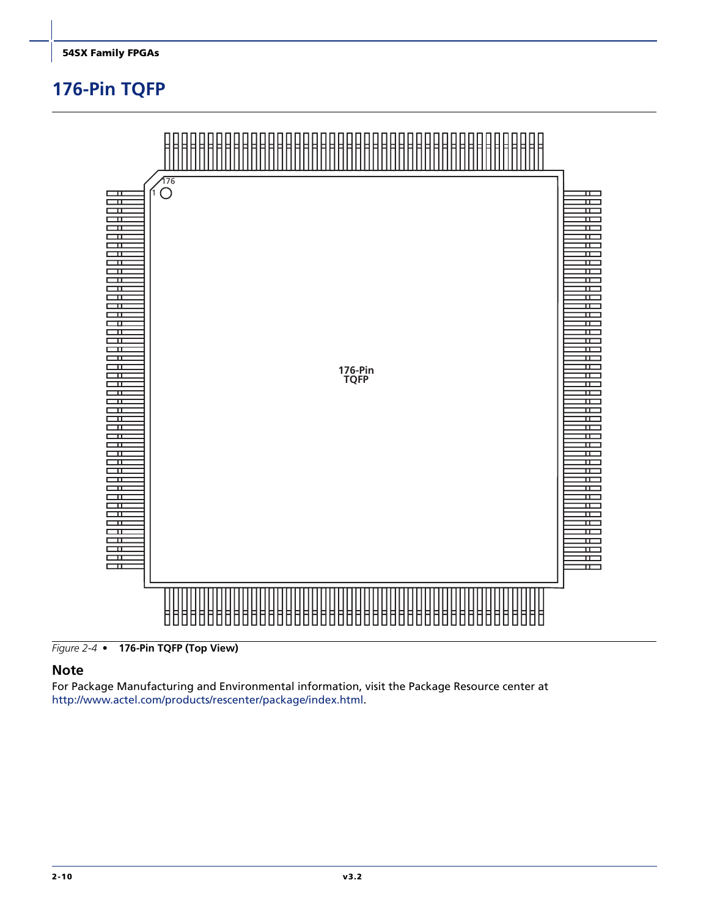## 176-Pin TQFP

*Figure 2-4* • **176-Pin TQFP (Top View)**

### Note

For Package Manufacturing and Environmental information, visit the Package Resource center at http://www.actel.com/products/rescenter/package/index.html.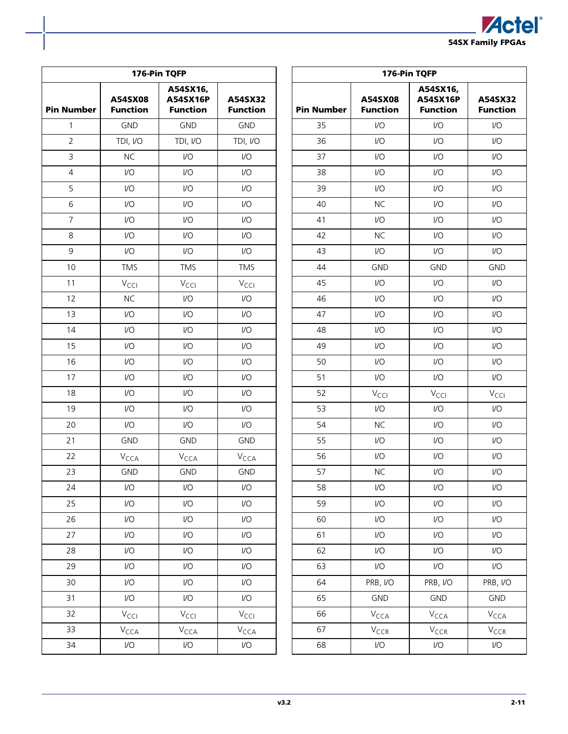| 176-Pin TQFP | | | |
|---|---|---|---|
| **Pin Number** | **A54SX08 Function** | **A54SX16, A54SX16P Function** | **A54SX32 Function** |
| 1 | GND | GND | GND |
| 2 | TDI, I/O | TDI, I/O | TDI, I/O |
| 3 | NC | I/O | I/O |
| 4 | I/O | I/O | I/O |
| 5 | I/O | I/O | I/O |
| 6 | I/O | I/O | I/O |
| 7 | I/O | I/O | I/O |
| 8 | I/O | I/O | I/O |
| 9 | I/O | I/O | I/O |
| 10 | TMS | TMS | TMS |
| 11 | $V_{CCI}$ | $V_{CCI}$ | $V_{CCI}$ |
| 12 | NC | I/O | I/O |
| 13 | I/O | I/O | I/O |
| 14 | I/O | I/O | I/O |
| 15 | I/O | I/O | I/O |
| 16 | I/O | I/O | I/O |
| 17 | I/O | I/O | I/O |
| 18 | I/O | I/O | I/O |
| 19 | I/O | I/O | I/O |
| 20 | I/O | I/O | I/O |
| 21 | GND | GND | GND |
| 22 | $V_{CCA}$ | $V_{CCA}$ | $V_{CCA}$ |
| 23 | GND | GND | GND |
| 24 | I/O | I/O | I/O |
| 25 | I/O | I/O | I/O |
| 26 | I/O | I/O | I/O |
| 27 | I/O | I/O | I/O |
| 28 | I/O | I/O | I/O |
| 29 | I/O | I/O | I/O |
| 30 | I/O | I/O | I/O |
| 31 | I/O | I/O | I/O |
| 32 | $V_{CCI}$ | $V_{CCI}$ | $V_{CCI}$ |
| 33 | $V_{CCA}$ | $V_{CCA}$ | $V_{CCA}$ |
| 34 | I/O | I/O | I/O |

| 176-Pin TQFP | | | |
|---|---|---|---|
| **Pin Number** | **A54SX08 Function** | **A54SX16, A54SX16P Function** | **A54SX32 Function** |
| 35 | I/O | I/O | I/O |
| 36 | I/O | I/O | I/O |
| 37 | I/O | I/O | I/O |
| 38 | I/O | I/O | I/O |
| 39 | I/O | I/O | I/O |
| 40 | NC | I/O | I/O |
| 41 | I/O | I/O | I/O |
| 42 | NC | I/O | I/O |
| 43 | I/O | I/O | I/O |
| 44 | GND | GND | GND |
| 45 | I/O | I/O | I/O |
| 46 | I/O | I/O | I/O |
| 47 | I/O | I/O | I/O |
| 48 | I/O | I/O | I/O |
| 49 | I/O | I/O | I/O |
| 50 | I/O | I/O | I/O |
| 51 | I/O | I/O | I/O |
| 52 | $V_{CCI}$ | $V_{CCI}$ | $V_{CCI}$ |
| 53 | I/O | I/O | I/O |
| 54 | NC | I/O | I/O |
| 55 | I/O | I/O | I/O |
| 56 | I/O | I/O | I/O |
| 57 | NC | I/O | I/O |
| 58 | I/O | I/O | I/O |
| 59 | I/O | I/O | I/O |
| 60 | I/O | I/O | I/O |
| 61 | I/O | I/O | I/O |
| 62 | I/O | I/O | I/O |
| 63 | I/O | I/O | I/O |
| 64 | PRB, I/O | PRB, I/O | PRB, I/O |
| 65 | GND | GND | GND |
| 66 | $V_{CCA}$ | $V_{CCA}$ | $V_{CCA}$ |
| 67 | $V_{CCR}$ | $V_{CCR}$ | $V_{CCR}$ |
| 68 | I/O | I/O | I/O |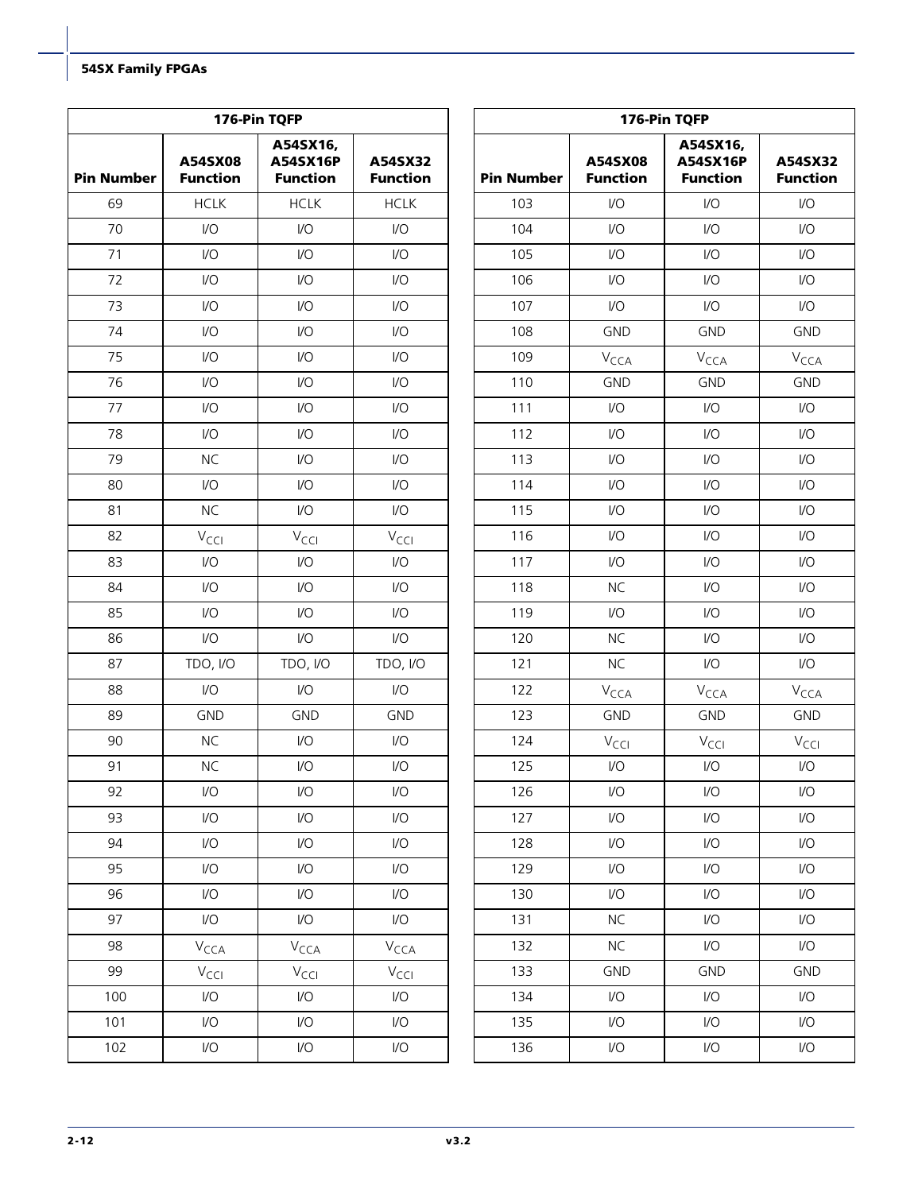| 176-Pin TQFP | | | |
|---|---|---|---|
| Pin Number | A54SX08 Function | A54SX16, A54SX16P Function | A54SX32 Function |
| 69 | HCLK | HCLK | HCLK |
| 70 | I/O | I/O | I/O |
| 71 | I/O | I/O | I/O |
| 72 | I/O | I/O | I/O |
| 73 | I/O | I/O | I/O |
| 74 | I/O | I/O | I/O |
| 75 | I/O | I/O | I/O |
| 76 | I/O | I/O | I/O |
| 77 | I/O | I/O | I/O |
| 78 | I/O | I/O | I/O |
| 79 | NC | I/O | I/O |
| 80 | I/O | I/O | I/O |
| 81 | NC | I/O | I/O |
| 82 | $V_{CCI}$ | $V_{CCI}$ | $V_{CCI}$ |
| 83 | I/O | I/O | I/O |
| 84 | I/O | I/O | I/O |
| 85 | I/O | I/O | I/O |
| 86 | I/O | I/O | I/O |
| 87 | TDO, I/O | TDO, I/O | TDO, I/O |
| 88 | I/O | I/O | I/O |
| 89 | GND | GND | GND |
| 90 | NC | I/O | I/O |
| 91 | NC | I/O | I/O |
| 92 | I/O | I/O | I/O |
| 93 | I/O | I/O | I/O |
| 94 | I/O | I/O | I/O |
| 95 | I/O | I/O | I/O |
| 96 | I/O | I/O | I/O |
| 97 | I/O | I/O | I/O |
| 98 | $V_{CCA}$ | $V_{CCA}$ | $V_{CCA}$ |
| 99 | $V_{CCI}$ | $V_{CCI}$ | $V_{CCI}$ |
| 100 | I/O | I/O | I/O |
| 101 | I/O | I/O | I/O |
| 102 | I/O | I/O | I/O |

| 176-Pin TQFP | | | |
|---|---|---|---|
| Pin Number | A54SX08 Function | A54SX16, A54SX16P Function | A54SX32 Function |
| 103 | I/O | I/O | I/O |
| 104 | I/O | I/O | I/O |
| 105 | I/O | I/O | I/O |
| 106 | I/O | I/O | I/O |
| 107 | I/O | I/O | I/O |
| 108 | GND | GND | GND |
| 109 | $V_{CCA}$ | $V_{CCA}$ | $V_{CCA}$ |
| 110 | GND | GND | GND |
| 111 | I/O | I/O | I/O |
| 112 | I/O | I/O | I/O |
| 113 | I/O | I/O | I/O |
| 114 | I/O | I/O | I/O |
| 115 | I/O | I/O | I/O |
| 116 | I/O | I/O | I/O |
| 117 | I/O | I/O | I/O |
| 118 | NC | I/O | I/O |
| 119 | I/O | I/O | I/O |
| 120 | NC | I/O | I/O |
| 121 | NC | I/O | I/O |
| 122 | $V_{CCA}$ | $V_{CCA}$ | $V_{CCA}$ |
| 123 | GND | GND | GND |
| 124 | $V_{CCI}$ | $V_{CCI}$ | $V_{CCI}$ |
| 125 | I/O | I/O | I/O |
| 126 | I/O | I/O | I/O |
| 127 | I/O | I/O | I/O |
| 128 | I/O | I/O | I/O |
| 129 | I/O | I/O | I/O |
| 130 | I/O | I/O | I/O |
| 131 | NC | I/O | I/O |
| 132 | NC | I/O | I/O |
| 133 | GND | GND | GND |
| 134 | I/O | I/O | I/O |
| 135 | I/O | I/O | I/O |
| 136 | I/O | I/O | I/O |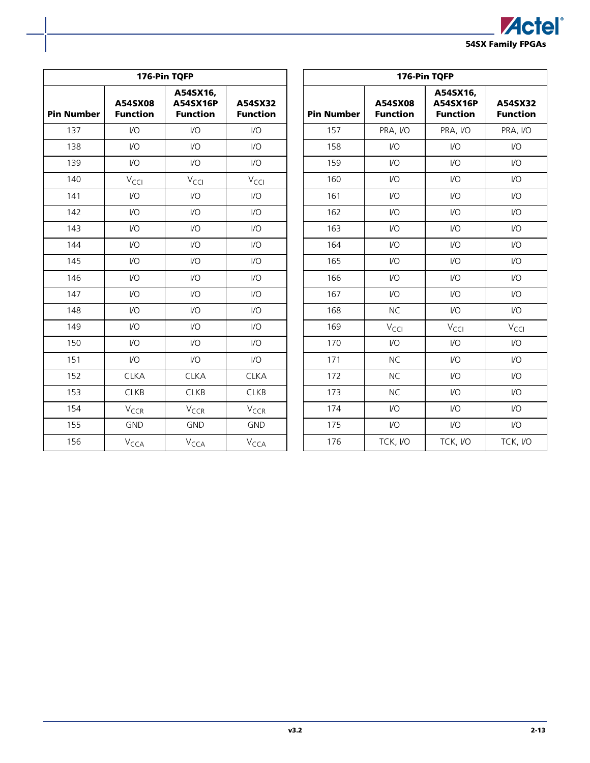| 176-Pin TQFP | | | |
|---|---|---|---|
| **Pin Number** | **A54SX08 Function** | **A54SX16, A54SX16P Function** | **A54SX32 Function** |
| 137 | I/O | I/O | I/O |
| 138 | I/O | I/O | I/O |
| 139 | I/O | I/O | I/O |
| 140 | $V_{CCI}$ | $V_{CCI}$ | $V_{CCI}$ |
| 141 | I/O | I/O | I/O |
| 142 | I/O | I/O | I/O |
| 143 | I/O | I/O | I/O |
| 144 | I/O | I/O | I/O |
| 145 | I/O | I/O | I/O |
| 146 | I/O | I/O | I/O |
| 147 | I/O | I/O | I/O |
| 148 | I/O | I/O | I/O |
| 149 | I/O | I/O | I/O |
| 150 | I/O | I/O | I/O |
| 151 | I/O | I/O | I/O |
| 152 | CLKA | CLKA | CLKA |
| 153 | CLKB | CLKB | CLKB |
| 154 | $V_{CCR}$ | $V_{CCR}$ | $V_{CCR}$ |
| 155 | GND | GND | GND |
| 156 | $V_{CCA}$ | $V_{CCA}$ | $V_{CCA}$ |
| 157 | PRA, I/O | PRA, I/O | PRA, I/O |
| 158 | I/O | I/O | I/O |
| 159 | I/O | I/O | I/O |
| 160 | I/O | I/O | I/O |
| 161 | I/O | I/O | I/O |
| 162 | I/O | I/O | I/O |
| 163 | I/O | I/O | I/O |
| 164 | I/O | I/O | I/O |
| 165 | I/O | I/O | I/O |
| 166 | I/O | I/O | I/O |
| 167 | I/O | I/O | I/O |
| 168 | NC | I/O | I/O |
| 169 | $V_{CCI}$ | $V_{CCI}$ | $V_{CCI}$ |
| 170 | I/O | I/O | I/O |
| 171 | NC | I/O | I/O |
| 172 | NC | I/O | I/O |
| 173 | NC | I/O | I/O |
| 174 | I/O | I/O | I/O |
| 175 | I/O | I/O | I/O |
| 176 | TCK, I/O | TCK, I/O | TCK, I/O |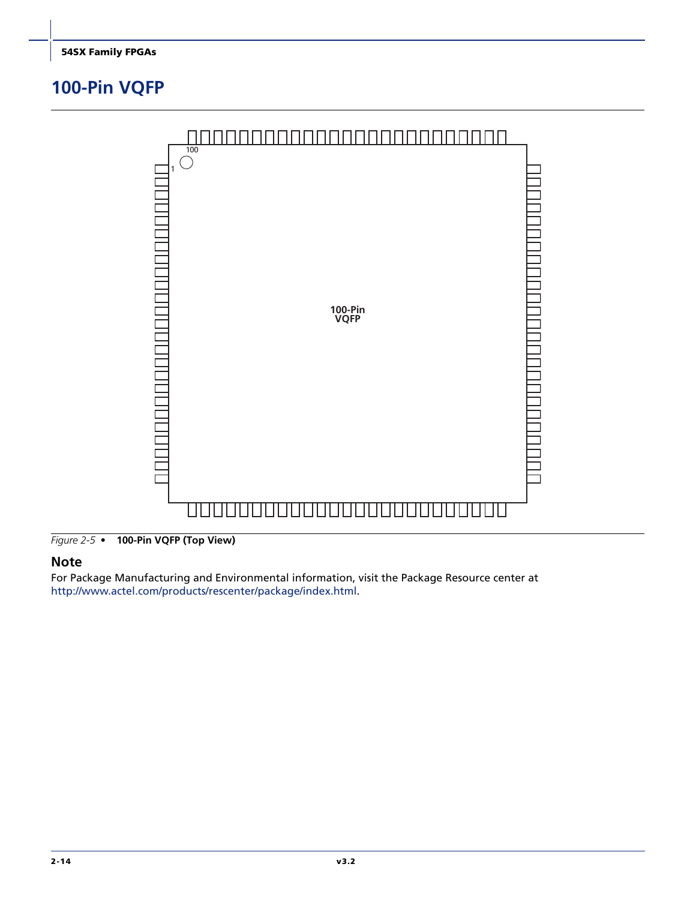# 100-Pin VQFP

Figure 2-5 • **100-Pin VQFP (Top View)**

## Note

For Package Manufacturing and Environmental information, visit the Package Resource center at http://www.actel.com/products/rescenter/package/index.html.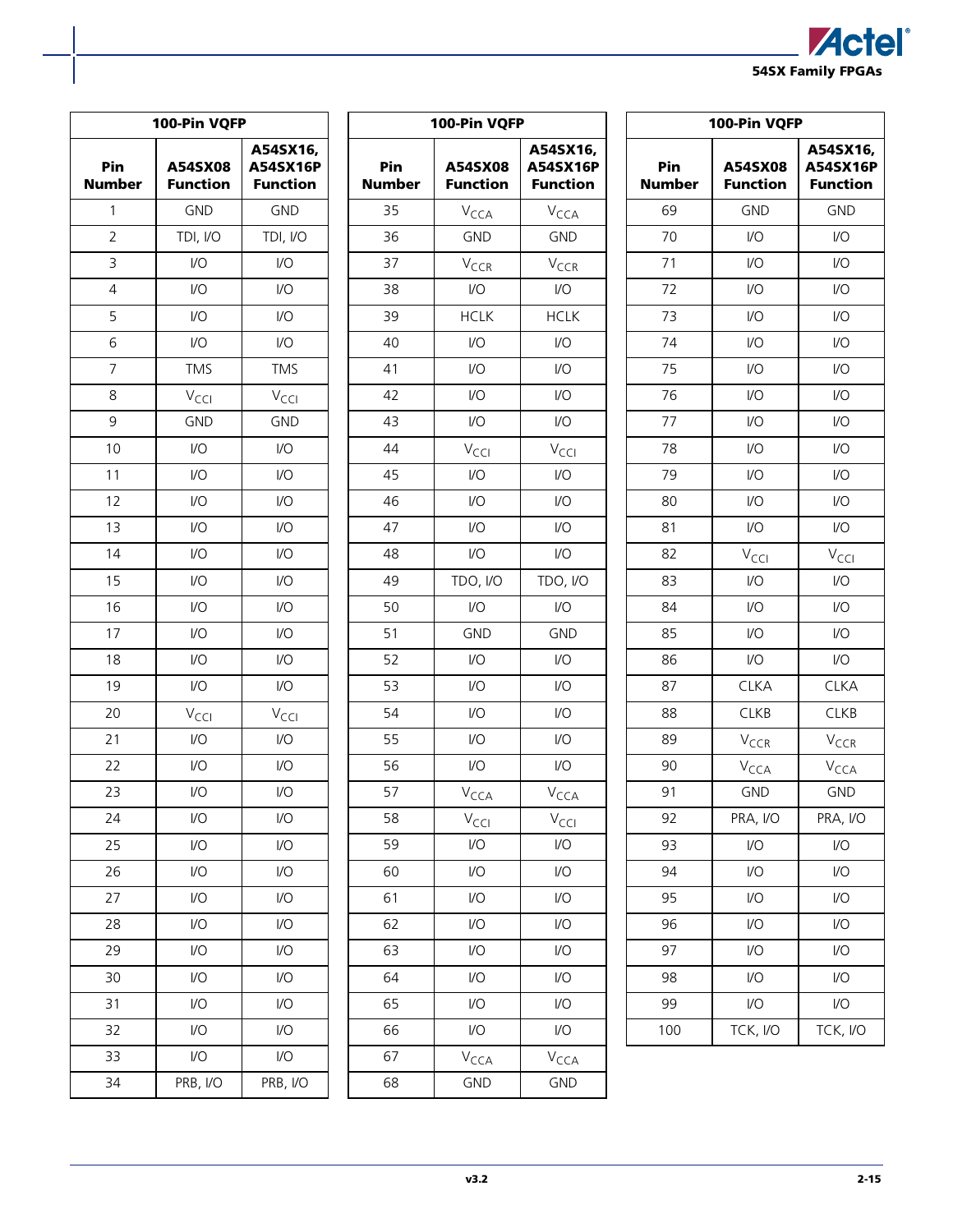| 100-Pin VQFP | | |
|---|---|---|
| Pin Number | A54SX08 Function | A54SX16, A54SX16P Function |
| 1 | GND | GND |
| 2 | TDI, I/O | TDI, I/O |
| 3 | I/O | I/O |
| 4 | I/O | I/O |
| 5 | I/O | I/O |
| 6 | I/O | I/O |
| 7 | TMS | TMS |
| 8 | $V_{CCI}$ | $V_{CCI}$ |
| 9 | GND | GND |
| 10 | I/O | I/O |
| 11 | I/O | I/O |
| 12 | I/O | I/O |
| 13 | I/O | I/O |
| 14 | I/O | I/O |
| 15 | I/O | I/O |
| 16 | I/O | I/O |
| 17 | I/O | I/O |
| 18 | I/O | I/O |
| 19 | I/O | I/O |
| 20 | $V_{CCI}$ | $V_{CCI}$ |
| 21 | I/O | I/O |
| 22 | I/O | I/O |
| 23 | I/O | I/O |
| 24 | I/O | I/O |
| 25 | I/O | I/O |
| 26 | I/O | I/O |
| 27 | I/O | I/O |
| 28 | I/O | I/O |
| 29 | I/O | I/O |
| 30 | I/O | I/O |
| 31 | I/O | I/O |
| 32 | I/O | I/O |
| 33 | I/O | I/O |
| 34 | PRB, I/O | PRB, I/O |

| 100-Pin VQFP | | |
|---|---|---|
| Pin Number | A54SX08 Function | A54SX16, A54SX16P Function |
| 35 | $V_{CCA}$ | $V_{CCA}$ |
| 36 | GND | GND |
| 37 | $V_{CCR}$ | $V_{CCR}$ |
| 38 | I/O | I/O |
| 39 | HCLK | HCLK |
| 40 | I/O | I/O |
| 41 | I/O | I/O |
| 42 | I/O | I/O |
| 43 | I/O | I/O |
| 44 | $V_{CCI}$ | $V_{CCI}$ |
| 45 | I/O | I/O |
| 46 | I/O | I/O |
| 47 | I/O | I/O |
| 48 | I/O | I/O |
| 49 | TDO, I/O | TDO, I/O |
| 50 | I/O | I/O |
| 51 | GND | GND |
| 52 | I/O | I/O |
| 53 | I/O | I/O |
| 54 | I/O | I/O |
| 55 | I/O | I/O |
| 56 | I/O | I/O |
| 57 | $V_{CCA}$ | $V_{CCA}$ |
| 58 | $V_{CCI}$ | $V_{CCI}$ |
| 59 | I/O | I/O |
| 60 | I/O | I/O |
| 61 | I/O | I/O |
| 62 | I/O | I/O |
| 63 | I/O | I/O |
| 64 | I/O | I/O |
| 65 | I/O | I/O |
| 66 | I/O | I/O |
| 67 | $V_{CCA}$ | $V_{CCA}$ |
| 68 | GND | GND |

| 100-Pin VQFP | | |
|---|---|---|
| Pin Number | A54SX08 Function | A54SX16, A54SX16P Function |
| 69 | GND | GND |
| 70 | I/O | I/O |
| 71 | I/O | I/O |
| 72 | I/O | I/O |
| 73 | I/O | I/O |
| 74 | I/O | I/O |
| 75 | I/O | I/O |
| 76 | I/O | I/O |
| 77 | I/O | I/O |
| 78 | I/O | I/O |
| 79 | I/O | I/O |
| 80 | I/O | I/O |
| 81 | I/O | I/O |
| 82 | $V_{CCI}$ | $V_{CCI}$ |
| 83 | I/O | I/O |
| 84 | I/O | I/O |
| 85 | I/O | I/O |
| 86 | I/O | I/O |
| 87 | CLKA | CLKA |
| 88 | CLKB | CLKB |
| 89 | $V_{CCR}$ | $V_{CCR}$ |
| 90 | $V_{CCA}$ | $V_{CCA}$ |
| 91 | GND | GND |
| 92 | PRA, I/O | PRA, I/O |
| 93 | I/O | I/O |
| 94 | I/O | I/O |
| 95 | I/O | I/O |
| 96 | I/O | I/O |
| 97 | I/O | I/O |
| 98 | I/O | I/O |
| 99 | I/O | I/O |
| 100 | TCK, I/O | TCK, I/O |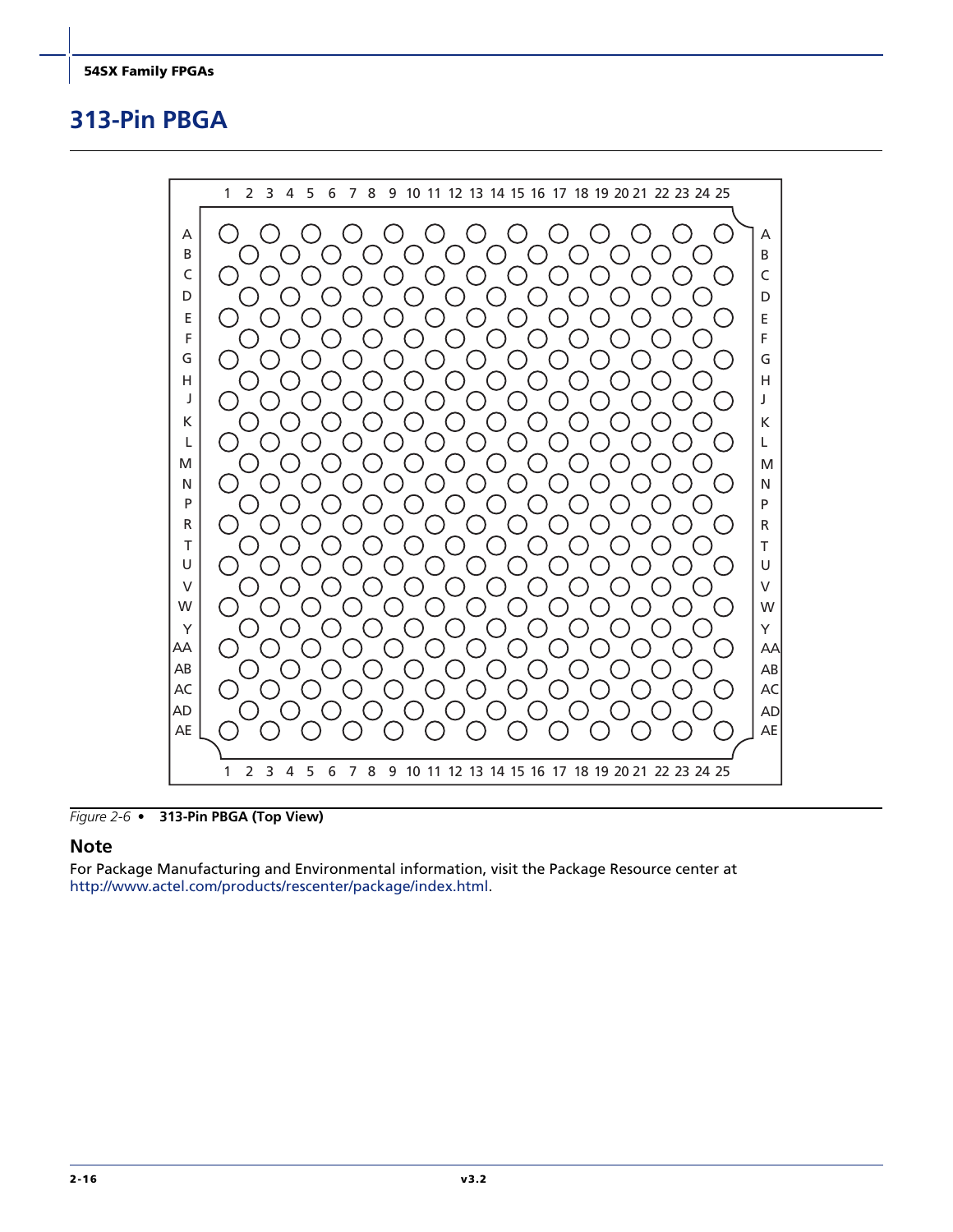# 313-Pin PBGA

Figure 2-6 • **313-Pin PBGA (Top View)**

## Note

For Package Manufacturing and Environmental information, visit the Package Resource center at http://www.actel.com/products/rescenter/package/index.html.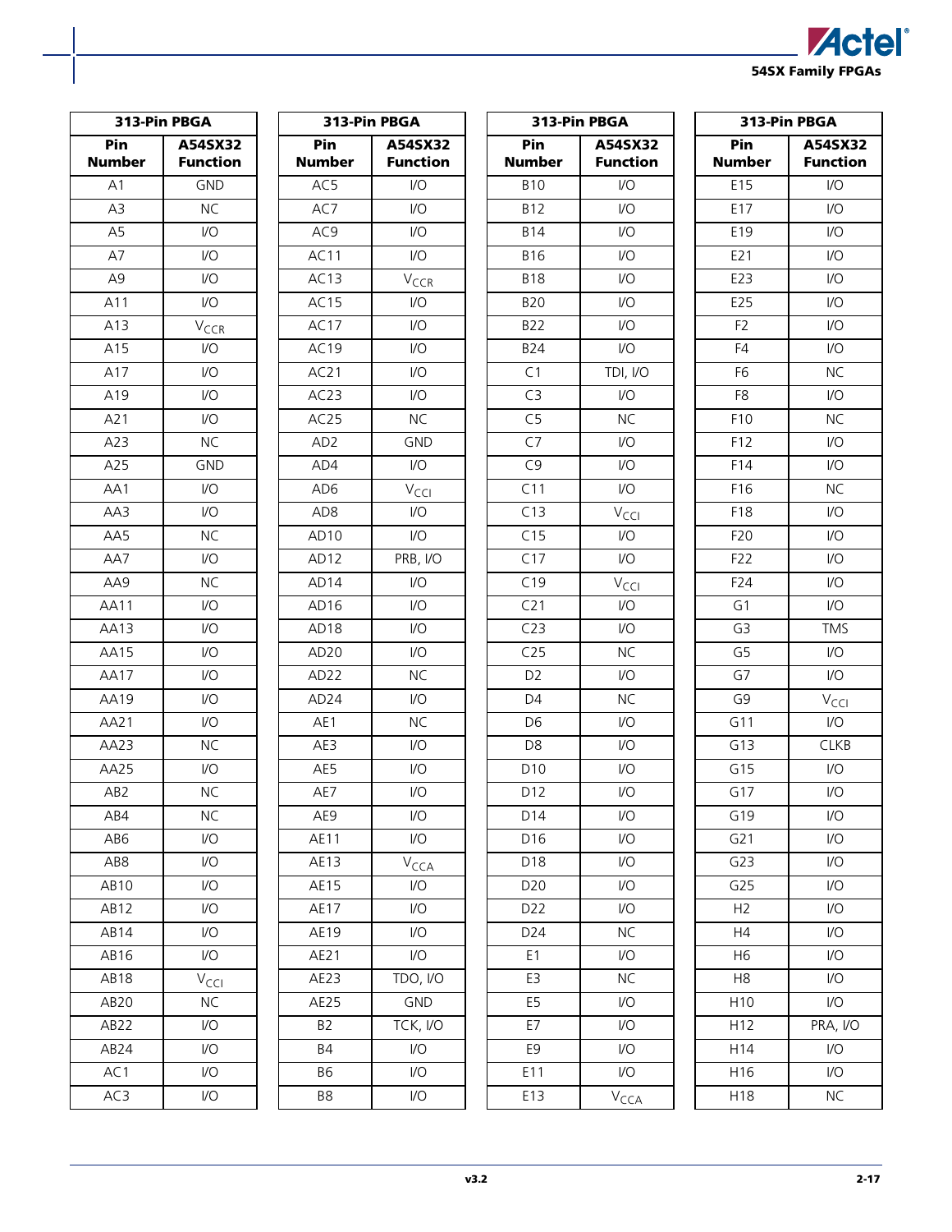| 313-Pin PBGA | |
|---|---|
| Pin Number | A54SX32 Function |
| A1 | GND |
| A3 | NC |
| A5 | I/O |
| A7 | I/O |
| A9 | I/O |
| A11 | I/O |
| A13 | $V_{CCR}$ |
| A15 | I/O |
| A17 | I/O |
| A19 | I/O |
| A21 | I/O |
| A23 | NC |
| A25 | GND |
| AA1 | I/O |
| AA3 | I/O |
| AA5 | NC |
| AA7 | I/O |
| AA9 | NC |
| AA11 | I/O |
| AA13 | I/O |
| AA15 | I/O |
| AA17 | I/O |
| AA19 | I/O |
| AA21 | I/O |
| AA23 | NC |
| AA25 | I/O |
| AB2 | NC |
| AB4 | NC |
| AB6 | I/O |
| AB8 | I/O |
| AB10 | I/O |
| AB12 | I/O |
| AB14 | I/O |
| AB16 | I/O |
| AB18 | $V_{CCI}$ |
| AB20 | NC |
| AB22 | I/O |
| AB24 | I/O |
| AC1 | I/O |
| AC3 | I/O |

| 313-Pin PBGA | |
|---|---|
| Pin Number | A54SX32 Function |
| AC5 | I/O |
| AC7 | I/O |
| AC9 | I/O |
| AC11 | I/O |
| AC13 | $V_{CCR}$ |
| AC15 | I/O |
| AC17 | I/O |
| AC19 | I/O |
| AC21 | I/O |
| AC23 | I/O |
| AC25 | NC |
| AD2 | GND |
| AD4 | I/O |
| AD6 | $V_{CCI}$ |
| AD8 | I/O |
| AD10 | I/O |
| AD12 | PRB, I/O |
| AD14 | I/O |
| AD16 | I/O |
| AD18 | I/O |
| AD20 | I/O |
| AD22 | NC |
| AD24 | I/O |
| AE1 | NC |
| AE3 | I/O |
| AE5 | I/O |
| AE7 | I/O |
| AE9 | I/O |
| AE11 | I/O |
| AE13 | $V_{CCA}$ |
| AE15 | I/O |
| AE17 | I/O |
| AE19 | I/O |
| AE21 | I/O |
| AE23 | TDO, I/O |
| AE25 | GND |
| B2 | TCK, I/O |
| B4 | I/O |
| B6 | I/O |
| B8 | I/O |

| 313-Pin PBGA | |
|---|---|
| Pin Number | A54SX32 Function |
| B10 | I/O |
| B12 | I/O |
| B14 | I/O |
| B16 | I/O |
| B18 | I/O |
| B20 | I/O |
| B22 | I/O |
| B24 | I/O |
| C1 | TDI, I/O |
| C3 | I/O |
| C5 | NC |
| C7 | I/O |
| C9 | I/O |
| C11 | I/O |
| C13 | $V_{CCI}$ |
| C15 | I/O |
| C17 | I/O |
| C19 | $V_{CCI}$ |
| C21 | I/O |
| C23 | I/O |
| C25 | NC |
| D2 | I/O |
| D4 | NC |
| D6 | I/O |
| D8 | I/O |
| D10 | I/O |
| D12 | I/O |
| D14 | I/O |
| D16 | I/O |
| D18 | I/O |
| D20 | I/O |
| D22 | I/O |
| D24 | NC |
| E1 | I/O |
| E3 | NC |
| E5 | I/O |
| E7 | I/O |
| E9 | I/O |
| E11 | I/O |
| E13 | $V_{CCA}$ |

| 313-Pin PBGA | |
|---|---|
| Pin Number | A54SX32 Function |
| E15 | I/O |
| E17 | I/O |
| E19 | I/O |
| E21 | I/O |
| E23 | I/O |
| E25 | I/O |
| F2 | I/O |
| F4 | I/O |
| F6 | NC |
| F8 | I/O |
| F10 | NC |
| F12 | I/O |
| F14 | I/O |
| F16 | NC |
| F18 | I/O |
| F20 | I/O |
| F22 | I/O |
| F24 | I/O |
| G1 | I/O |
| G3 | TMS |
| G5 | I/O |
| G7 | I/O |
| G9 | $V_{CCI}$ |
| G11 | I/O |
| G13 | CLKB |
| G15 | I/O |
| G17 | I/O |
| G19 | I/O |
| G21 | I/O |
| G23 | I/O |
| G25 | I/O |
| H2 | I/O |
| H4 | I/O |
| H6 | I/O |
| H8 | I/O |
| H10 | I/O |
| H12 | PRA, I/O |
| H14 | I/O |
| H16 | I/O |
| H18 | NC |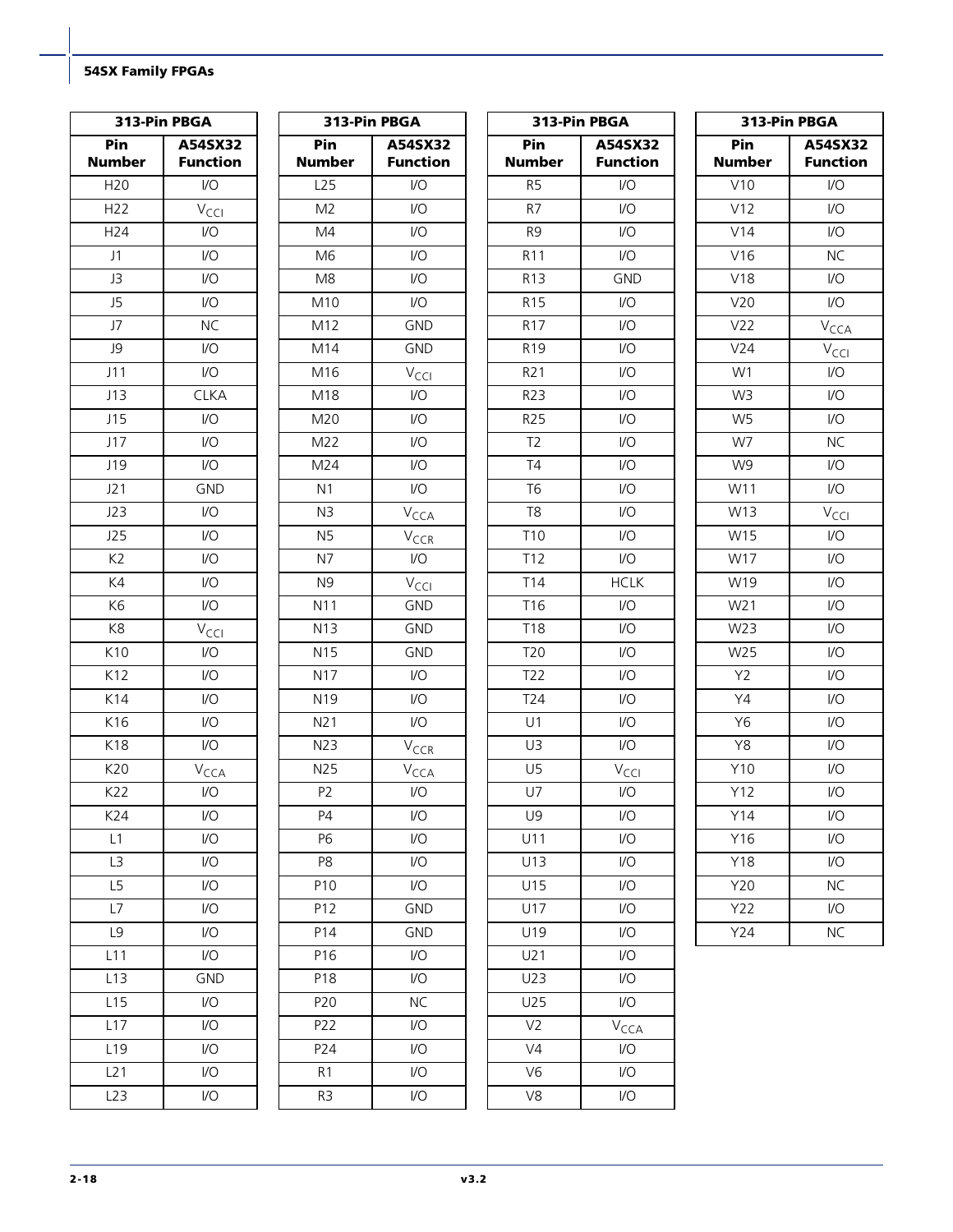| 313-Pin PBGA | |
|---|---|
| Pin Number | A54SX32 Function |
| H20 | I/O |
| H22 | $V_{CCI}$ |
| H24 | I/O |
| J1 | I/O |
| J3 | I/O |
| J5 | I/O |
| J7 | NC |
| J9 | I/O |
| J11 | I/O |
| J13 | CLKA |
| J15 | I/O |
| J17 | I/O |
| J19 | I/O |
| J21 | GND |
| J23 | I/O |
| J25 | I/O |
| K2 | I/O |
| K4 | I/O |
| K6 | I/O |
| K8 | $V_{CCI}$ |
| K10 | I/O |
| K12 | I/O |
| K14 | I/O |
| K16 | I/O |
| K18 | I/O |
| K20 | $V_{CCA}$ |
| K22 | I/O |
| K24 | I/O |
| L1 | I/O |
| L3 | I/O |
| L5 | I/O |
| L7 | I/O |
| L9 | I/O |
| L11 | I/O |
| L13 | GND |
| L15 | I/O |
| L17 | I/O |
| L19 | I/O |
| L21 | I/O |
| L23 | I/O |

| 313-Pin PBGA | |
|---|---|
| Pin Number | A54SX32 Function |
| L25 | I/O |
| M2 | I/O |
| M4 | I/O |
| M6 | I/O |
| M8 | I/O |
| M10 | I/O |
| M12 | GND |
| M14 | GND |
| M16 | $V_{CCI}$ |
| M18 | I/O |
| M20 | I/O |
| M22 | I/O |
| M24 | I/O |
| N1 | I/O |
| N3 | $V_{CCA}$ |
| N5 | $V_{CCR}$ |
| N7 | I/O |
| N9 | $V_{CCI}$ |
| N11 | GND |
| N13 | GND |
| N15 | GND |
| N17 | I/O |
| N19 | I/O |
| N21 | I/O |
| N23 | $V_{CCR}$ |
| N25 | $V_{CCA}$ |
| P2 | I/O |
| P4 | I/O |
| P6 | I/O |
| P8 | I/O |
| P10 | I/O |
| P12 | GND |
| P14 | GND |
| P16 | I/O |
| P18 | I/O |
| P20 | NC |
| P22 | I/O |
| P24 | I/O |
| R1 | I/O |
| R3 | I/O |

| 313-Pin PBGA | |
|---|---|
| Pin Number | A54SX32 Function |
| R5 | I/O |
| R7 | I/O |
| R9 | I/O |
| R11 | I/O |
| R13 | GND |
| R15 | I/O |
| R17 | I/O |
| R19 | I/O |
| R21 | I/O |
| R23 | I/O |
| R25 | I/O |
| T2 | I/O |
| T4 | I/O |
| T6 | I/O |
| T8 | I/O |
| T10 | I/O |
| T12 | I/O |
| T14 | HCLK |
| T16 | I/O |
| T18 | I/O |
| T20 | I/O |
| T22 | I/O |
| T24 | I/O |
| U1 | I/O |
| U3 | I/O |
| U5 | $V_{CCI}$ |
| U7 | I/O |
| U9 | I/O |
| U11 | I/O |
| U13 | I/O |
| U15 | I/O |
| U17 | I/O |
| U19 | I/O |
| U21 | I/O |
| U23 | I/O |
| U25 | I/O |
| V2 | $V_{CCA}$ |
| V4 | I/O |
| V6 | I/O |
| V8 | I/O |

| 313-Pin PBGA | |
|---|---|
| Pin Number | A54SX32 Function |
| V10 | I/O |
| V12 | I/O |
| V14 | I/O |
| V16 | NC |
| V18 | I/O |
| V20 | I/O |
| V22 | $V_{CCA}$ |
| V24 | $V_{CCI}$ |
| W1 | I/O |
| W3 | I/O |
| W5 | I/O |
| W7 | NC |
| W9 | I/O |
| W11 | I/O |
| W13 | $V_{CCI}$ |
| W15 | I/O |
| W17 | I/O |
| W19 | I/O |
| W21 | I/O |
| W23 | I/O |
| W25 | I/O |
| Y2 | I/O |
| Y4 | I/O |
| Y6 | I/O |
| Y8 | I/O |
| Y10 | I/O |
| Y12 | I/O |
| Y14 | I/O |
| Y16 | I/O |
| Y18 | I/O |
| Y20 | NC |
| Y22 | I/O |
| Y24 | NC |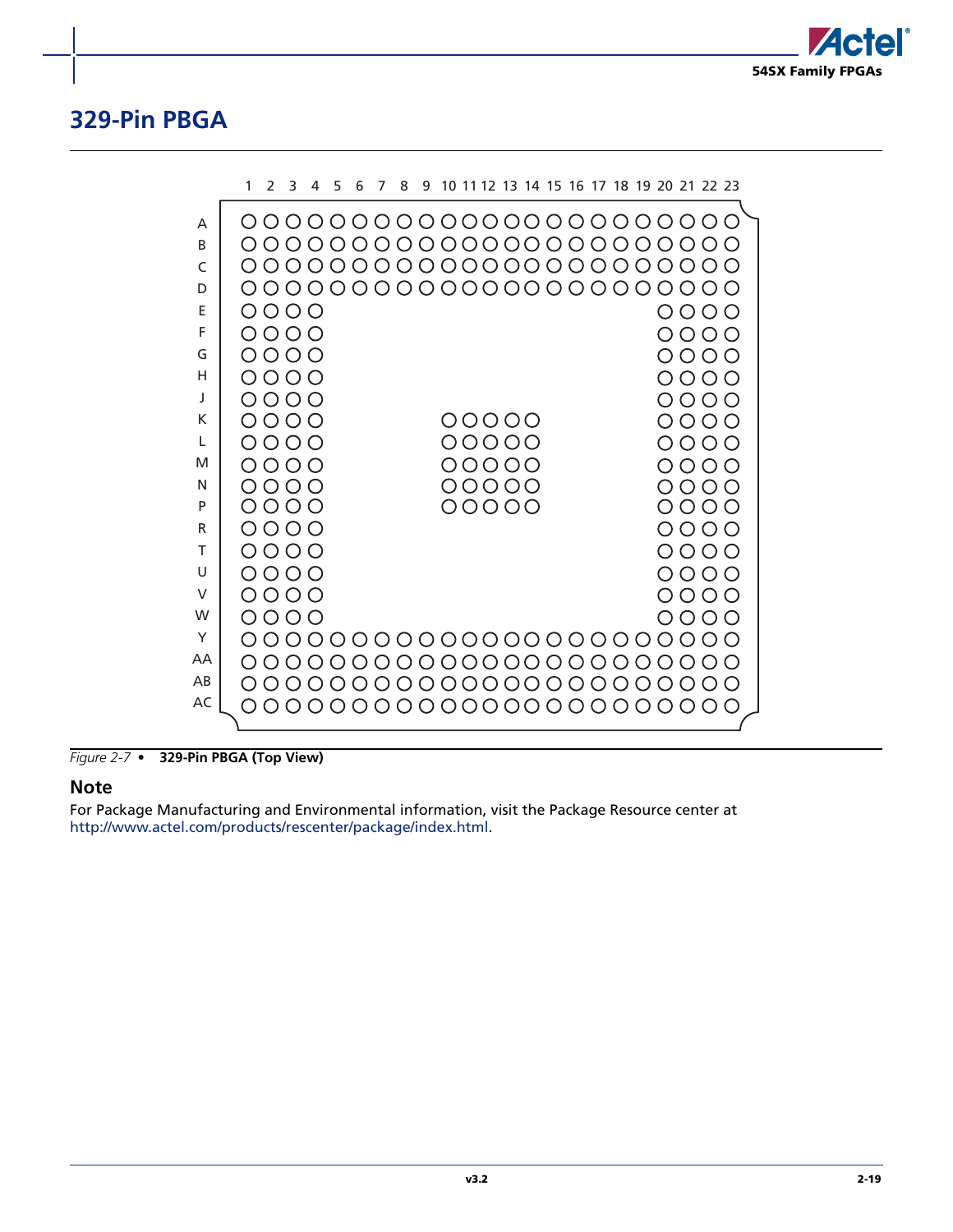## 329-Pin PBGA

Figure 2-7 • **329-Pin PBGA (Top View)**

### Note

For Package Manufacturing and Environmental information, visit the Package Resource center at http://www.actel.com/products/rescenter/package/index.html.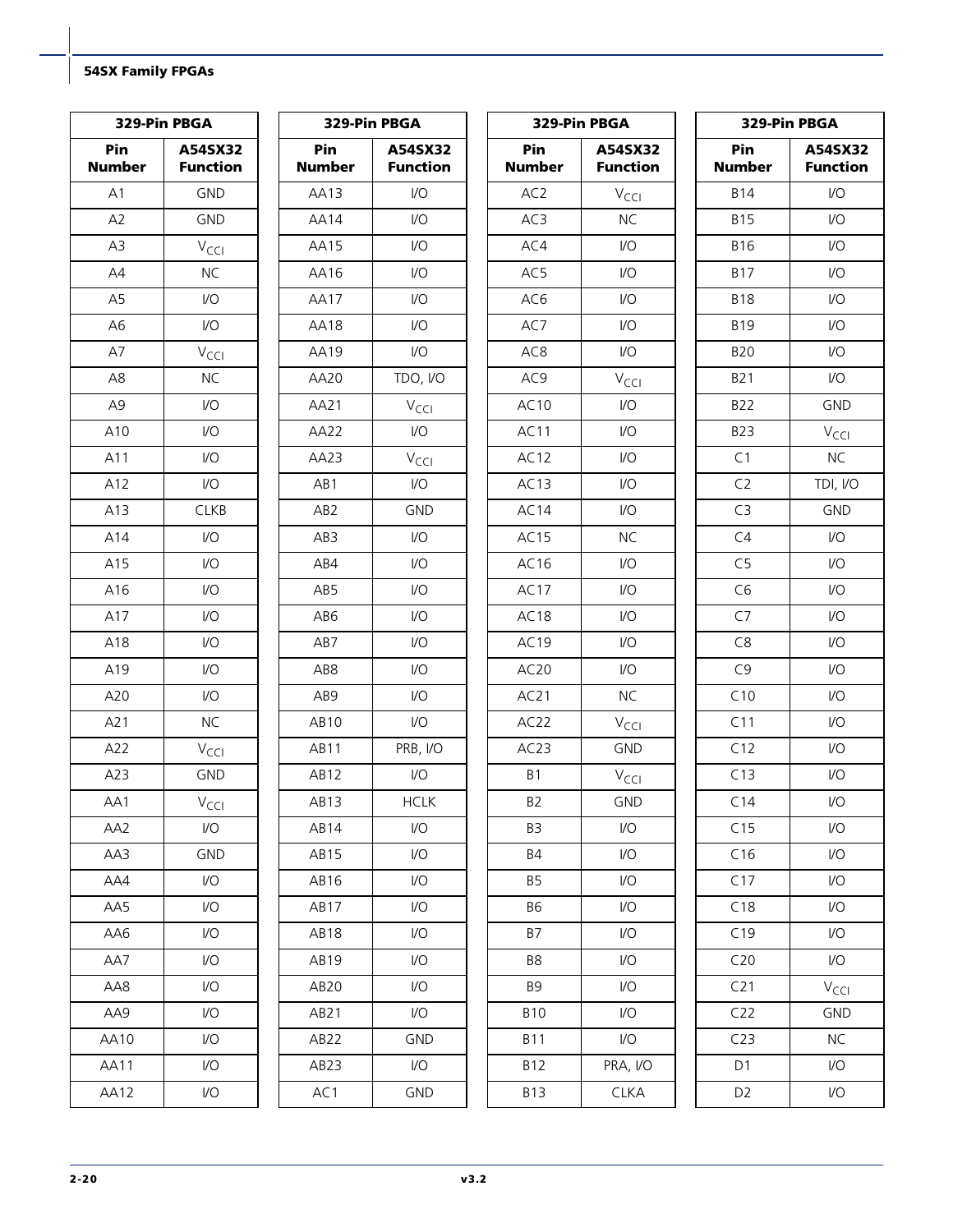| 329-Pin PBGA | |
|---|---|
| Pin Number | A54SX32 Function |
| A1 | GND |
| A2 | GND |
| A3 | $V_{CCI}$ |
| A4 | NC |
| A5 | I/O |
| A6 | I/O |
| A7 | $V_{CCI}$ |
| A8 | NC |
| A9 | I/O |
| A10 | I/O |
| A11 | I/O |
| A12 | I/O |
| A13 | CLKB |
| A14 | I/O |
| A15 | I/O |
| A16 | I/O |
| A17 | I/O |
| A18 | I/O |
| A19 | I/O |
| A20 | I/O |
| A21 | NC |
| A22 | $V_{CCI}$ |
| A23 | GND |
| AA1 | $V_{CCI}$ |
| AA2 | I/O |
| AA3 | GND |
| AA4 | I/O |
| AA5 | I/O |
| AA6 | I/O |
| AA7 | I/O |
| AA8 | I/O |
| AA9 | I/O |
| AA10 | I/O |
| AA11 | I/O |
| AA12 | I/O |

| 329-Pin PBGA | |
|---|---|
| Pin Number | A54SX32 Function |
| AA13 | I/O |
| AA14 | I/O |
| AA15 | I/O |
| AA16 | I/O |
| AA17 | I/O |
| AA18 | I/O |
| AA19 | I/O |
| AA20 | TDO, I/O |
| AA21 | $V_{CCI}$ |
| AA22 | I/O |
| AA23 | $V_{CCI}$ |
| AB1 | I/O |
| AB2 | GND |
| AB3 | I/O |
| AB4 | I/O |
| AB5 | I/O |
| AB6 | I/O |
| AB7 | I/O |
| AB8 | I/O |
| AB9 | I/O |
| AB10 | I/O |
| AB11 | PRB, I/O |
| AB12 | I/O |
| AB13 | HCLK |
| AB14 | I/O |
| AB15 | I/O |
| AB16 | I/O |
| AB17 | I/O |
| AB18 | I/O |
| AB19 | I/O |
| AB20 | I/O |
| AB21 | I/O |
| AB22 | GND |
| AB23 | I/O |
| AC1 | GND |

| 329-Pin PBGA | |
|---|---|
| Pin Number | A54SX32 Function |
| AC2 | $V_{CCI}$ |
| AC3 | NC |
| AC4 | I/O |
| AC5 | I/O |
| AC6 | I/O |
| AC7 | I/O |
| AC8 | I/O |
| AC9 | $V_{CCI}$ |
| AC10 | I/O |
| AC11 | I/O |
| AC12 | I/O |
| AC13 | I/O |
| AC14 | I/O |
| AC15 | NC |
| AC16 | I/O |
| AC17 | I/O |
| AC18 | I/O |
| AC19 | I/O |
| AC20 | I/O |
| AC21 | NC |
| AC22 | $V_{CCI}$ |
| AC23 | GND |
| B1 | $V_{CCI}$ |
| B2 | GND |
| B3 | I/O |
| B4 | I/O |
| B5 | I/O |
| B6 | I/O |
| B7 | I/O |
| B8 | I/O |
| B9 | I/O |
| B10 | I/O |
| B11 | I/O |
| B12 | PRA, I/O |
| B13 | CLKA |

| 329-Pin PBGA | |
|---|---|
| Pin Number | A54SX32 Function |
| B14 | I/O |
| B15 | I/O |
| B16 | I/O |
| B17 | I/O |
| B18 | I/O |
| B19 | I/O |
| B20 | I/O |
| B21 | I/O |
| B22 | GND |
| B23 | $V_{CCI}$ |
| C1 | NC |
| C2 | TDI, I/O |
| C3 | GND |
| C4 | I/O |
| C5 | I/O |
| C6 | I/O |
| C7 | I/O |
| C8 | I/O |
| C9 | I/O |
| C10 | I/O |
| C11 | I/O |
| C12 | I/O |
| C13 | I/O |
| C14 | I/O |
| C15 | I/O |
| C16 | I/O |
| C17 | I/O |
| C18 | I/O |
| C19 | I/O |
| C20 | I/O |
| C21 | $V_{CCI}$ |
| C22 | GND |
| C23 | NC |
| D1 | I/O |
| D2 | I/O |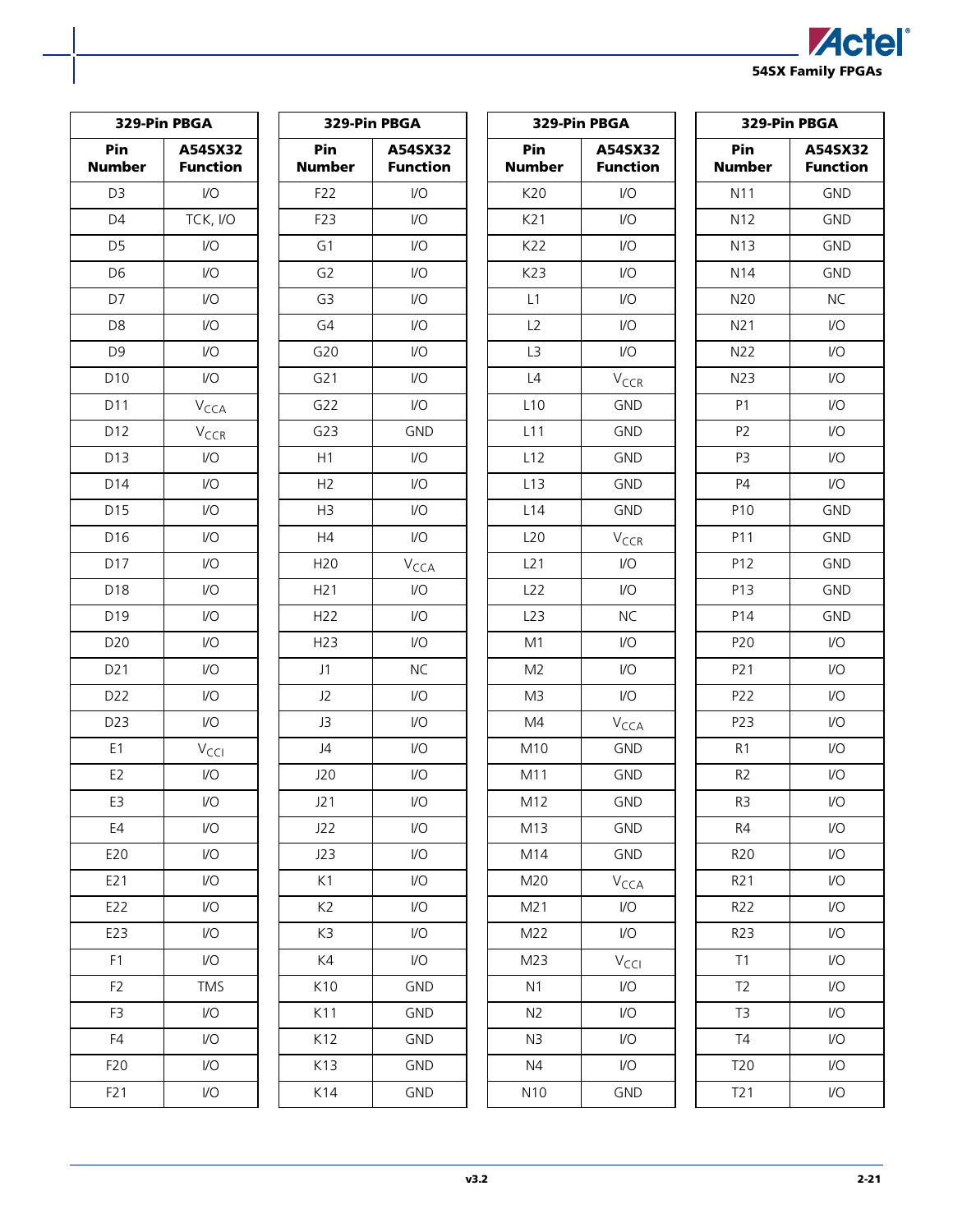| 329-Pin PBGA | |
|---|---|
| Pin Number | A54SX32 Function |
| D3 | I/O |
| D4 | TCK, I/O |
| D5 | I/O |
| D6 | I/O |
| D7 | I/O |
| D8 | I/O |
| D9 | I/O |
| D10 | I/O |
| D11 | $V_{CCA}$ |
| D12 | $V_{CCR}$ |
| D13 | I/O |
| D14 | I/O |
| D15 | I/O |
| D16 | I/O |
| D17 | I/O |
| D18 | I/O |
| D19 | I/O |
| D20 | I/O |
| D21 | I/O |
| D22 | I/O |
| D23 | I/O |
| E1 | $V_{CCI}$ |
| E2 | I/O |
| E3 | I/O |
| E4 | I/O |
| E20 | I/O |
| E21 | I/O |
| E22 | I/O |
| E23 | I/O |
| F1 | I/O |
| F2 | TMS |
| F3 | I/O |
| F4 | I/O |
| F20 | I/O |
| F21 | I/O |

| 329-Pin PBGA | |
|---|---|
| Pin Number | A54SX32 Function |
| F22 | I/O |
| F23 | I/O |
| G1 | I/O |
| G2 | I/O |
| G3 | I/O |
| G4 | I/O |
| G20 | I/O |
| G21 | I/O |
| G22 | I/O |
| G23 | GND |
| H1 | I/O |
| H2 | I/O |
| H3 | I/O |
| H4 | I/O |
| H20 | $V_{CCA}$ |
| H21 | I/O |
| H22 | I/O |
| H23 | I/O |
| J1 | NC |
| J2 | I/O |
| J3 | I/O |
| J4 | I/O |
| J20 | I/O |
| J21 | I/O |
| J22 | I/O |
| J23 | I/O |
| K1 | I/O |
| K2 | I/O |
| K3 | I/O |
| K4 | I/O |
| K10 | GND |
| K11 | GND |
| K12 | GND |
| K13 | GND |
| K14 | GND |

| 329-Pin PBGA | |
|---|---|
| Pin Number | A54SX32 Function |
| K20 | I/O |
| K21 | I/O |
| K22 | I/O |
| K23 | I/O |
| L1 | I/O |
| L2 | I/O |
| L3 | I/O |
| L4 | $V_{CCR}$ |
| L10 | GND |
| L11 | GND |
| L12 | GND |
| L13 | GND |
| L14 | GND |
| L20 | $V_{CCR}$ |
| L21 | I/O |
| L22 | I/O |
| L23 | NC |
| M1 | I/O |
| M2 | I/O |
| M3 | I/O |
| M4 | $V_{CCA}$ |
| M10 | GND |
| M11 | GND |
| M12 | GND |
| M13 | GND |
| M14 | GND |
| M20 | $V_{CCA}$ |
| M21 | I/O |
| M22 | I/O |
| M23 | $V_{CCI}$ |
| N1 | I/O |
| N2 | I/O |
| N3 | I/O |
| N4 | I/O |
| N10 | GND |

| 329-Pin PBGA | |
|---|---|
| Pin Number | A54SX32 Function |
| N11 | GND |
| N12 | GND |
| N13 | GND |
| N14 | GND |
| N20 | NC |
| N21 | I/O |
| N22 | I/O |
| N23 | I/O |
| P1 | I/O |
| P2 | I/O |
| P3 | I/O |
| P4 | I/O |
| P10 | GND |
| P11 | GND |
| P12 | GND |
| P13 | GND |
| P14 | GND |
| P20 | I/O |
| P21 | I/O |
| P22 | I/O |
| P23 | I/O |
| R1 | I/O |
| R2 | I/O |
| R3 | I/O |
| R4 | I/O |
| R20 | I/O |
| R21 | I/O |
| R22 | I/O |
| R23 | I/O |
| T1 | I/O |
| T2 | I/O |
| T3 | I/O |
| T4 | I/O |
| T20 | I/O |
| T21 | I/O |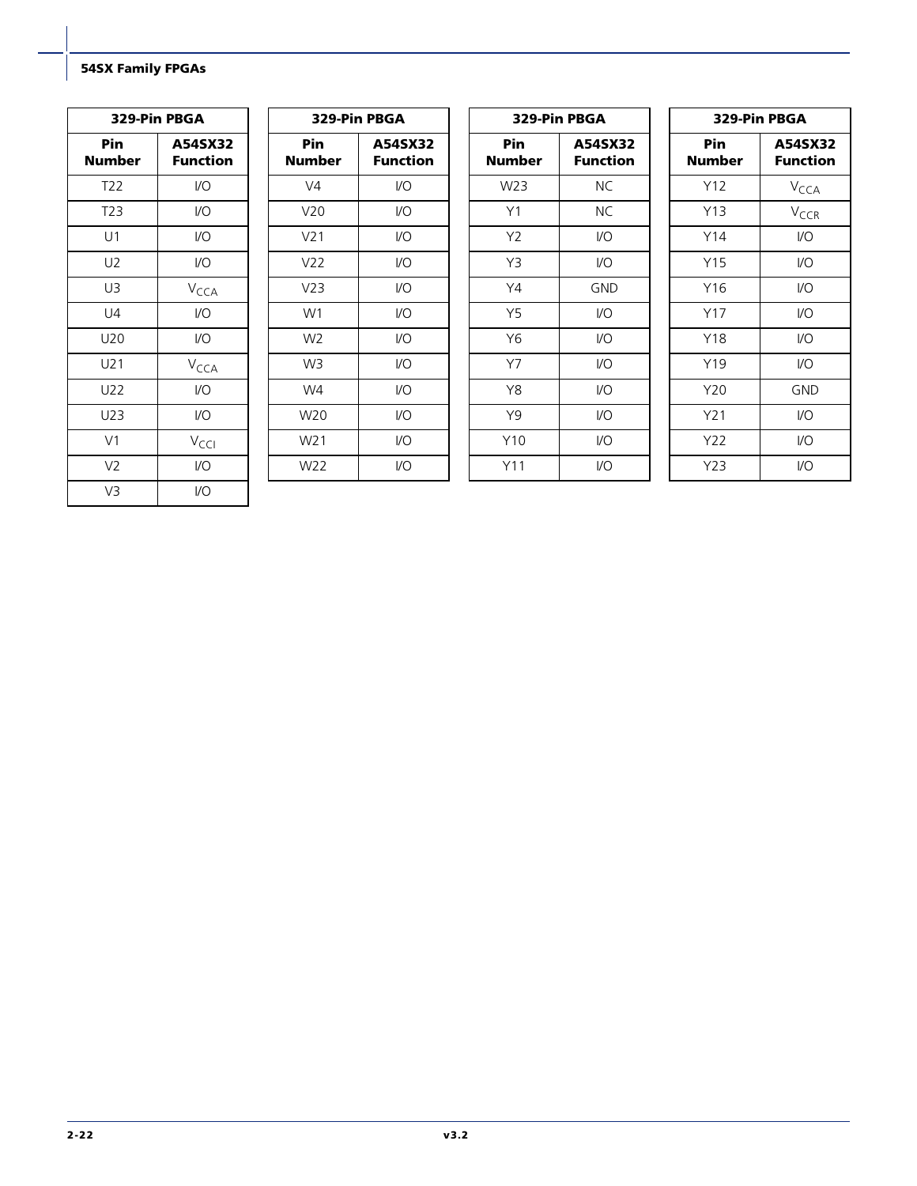| 329-Pin PBGA | |
|---|---|
| Pin Number | A54SX32 Function |
| T22 | I/O |
| T23 | I/O |
| U1 | I/O |
| U2 | I/O |
| U3 | $V_{CCA}$ |
| U4 | I/O |
| U20 | I/O |
| U21 | $V_{CCA}$ |
| U22 | I/O |
| U23 | I/O |
| V1 | $V_{CCI}$ |
| V2 | I/O |
| V3 | I/O |

| 329-Pin PBGA | |
|---|---|
| Pin Number | A54SX32 Function |
| V4 | I/O |
| V20 | I/O |
| V21 | I/O |
| V22 | I/O |
| V23 | I/O |
| W1 | I/O |
| W2 | I/O |
| W3 | I/O |
| W4 | I/O |
| W20 | I/O |
| W21 | I/O |
| W22 | I/O |

| 329-Pin PBGA | |
|---|---|
| Pin Number | A54SX32 Function |
| W23 | NC |
| Y1 | NC |
| Y2 | I/O |
| Y3 | I/O |
| Y4 | GND |
| Y5 | I/O |
| Y6 | I/O |
| Y7 | I/O |
| Y8 | I/O |
| Y9 | I/O |
| Y10 | I/O |
| Y11 | I/O |

| 329-Pin PBGA | |
|---|---|
| Pin Number | A54SX32 Function |
| Y12 | $V_{CCA}$ |
| Y13 | $V_{CCR}$ |
| Y14 | I/O |
| Y15 | I/O |
| Y16 | I/O |
| Y17 | I/O |
| Y18 | I/O |
| Y19 | I/O |
| Y20 | GND |
| Y21 | I/O |
| Y22 | I/O |
| Y23 | I/O |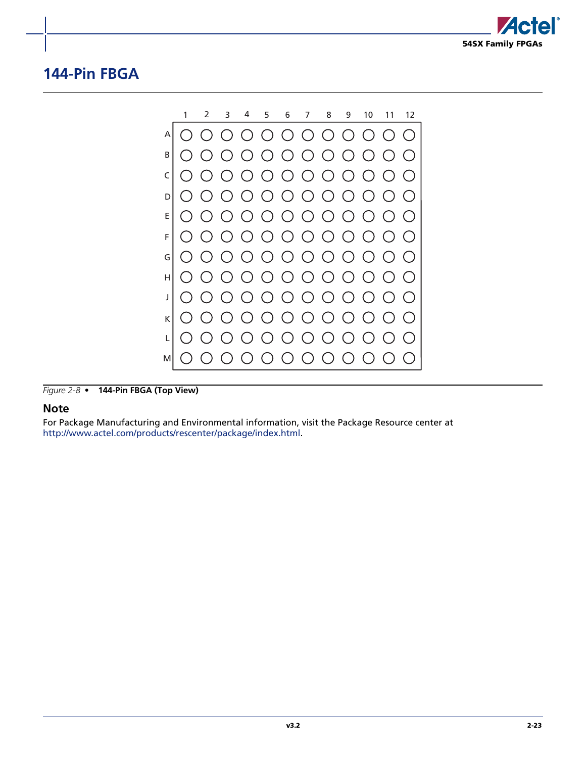# 144-Pin FBGA

Figure 2-8 • **144-Pin FBGA (Top View)**

## Note

For Package Manufacturing and Environmental information, visit the Package Resource center at http://www.actel.com/products/rescenter/package/index.html.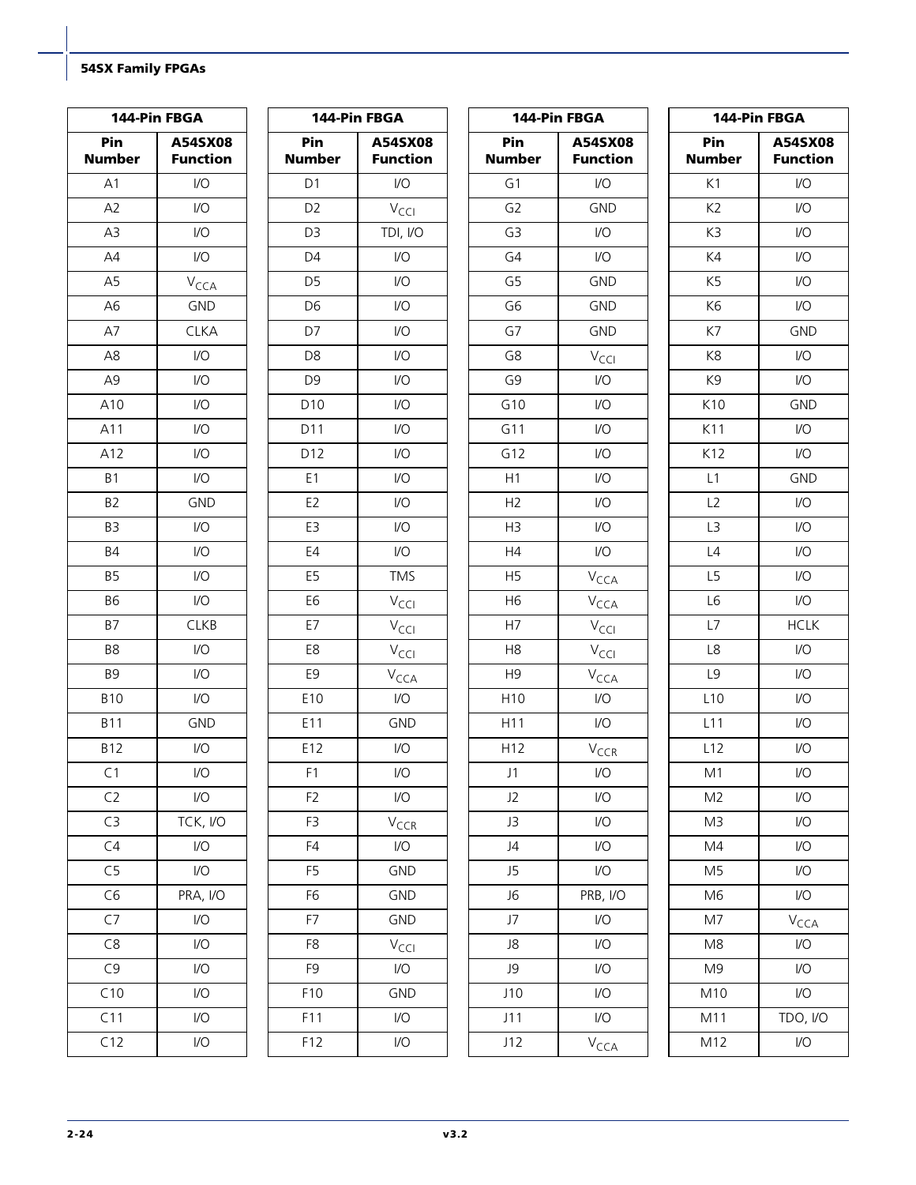| 144-Pin FBGA | |
|---|---|
| Pin Number | A54SX08 Function |
| A1 | I/O |
| A2 | I/O |
| A3 | I/O |
| A4 | I/O |
| A5 | $V_{CCA}$ |
| A6 | GND |
| A7 | CLKA |
| A8 | I/O |
| A9 | I/O |
| A10 | I/O |
| A11 | I/O |
| A12 | I/O |
| B1 | I/O |
| B2 | GND |
| B3 | I/O |
| B4 | I/O |
| B5 | I/O |
| B6 | I/O |
| B7 | CLKB |
| B8 | I/O |
| B9 | I/O |
| B10 | I/O |
| B11 | GND |
| B12 | I/O |
| C1 | I/O |
| C2 | I/O |
| C3 | TCK, I/O |
| C4 | I/O |
| C5 | I/O |
| C6 | PRA, I/O |
| C7 | I/O |
| C8 | I/O |
| C9 | I/O |
| C10 | I/O |
| C11 | I/O |
| C12 | I/O |

| 144-Pin FBGA | |
|---|---|
| Pin Number | A54SX08 Function |
| D1 | I/O |
| D2 | $V_{CCI}$ |
| D3 | TDI, I/O |
| D4 | I/O |
| D5 | I/O |
| D6 | I/O |
| D7 | I/O |
| D8 | I/O |
| D9 | I/O |
| D10 | I/O |
| D11 | I/O |
| D12 | I/O |
| E1 | I/O |
| E2 | I/O |
| E3 | I/O |
| E4 | I/O |
| E5 | TMS |
| E6 | $V_{CCI}$ |
| E7 | $V_{CCI}$ |
| E8 | $V_{CCI}$ |
| E9 | $V_{CCA}$ |
| E10 | I/O |
| E11 | GND |
| E12 | I/O |
| F1 | I/O |
| F2 | I/O |
| F3 | $V_{CCR}$ |
| F4 | I/O |
| F5 | GND |
| F6 | GND |
| F7 | GND |
| F8 | $V_{CCI}$ |
| F9 | I/O |
| F10 | GND |
| F11 | I/O |
| F12 | I/O |

| 144-Pin FBGA | |
|---|---|
| Pin Number | A54SX08 Function |
| G1 | I/O |
| G2 | GND |
| G3 | I/O |
| G4 | I/O |
| G5 | GND |
| G6 | GND |
| G7 | GND |
| G8 | $V_{CCI}$ |
| G9 | I/O |
| G10 | I/O |
| G11 | I/O |
| G12 | I/O |
| H1 | I/O |
| H2 | I/O |
| H3 | I/O |
| H4 | I/O |
| H5 | $V_{CCA}$ |
| H6 | $V_{CCA}$ |
| H7 | $V_{CCI}$ |
| H8 | $V_{CCI}$ |
| H9 | $V_{CCA}$ |
| H10 | I/O |
| H11 | I/O |
| H12 | $V_{CCR}$ |
| J1 | I/O |
| J2 | I/O |
| J3 | I/O |
| J4 | I/O |
| J5 | I/O |
| J6 | PRB, I/O |
| J7 | I/O |
| J8 | I/O |
| J9 | I/O |
| J10 | I/O |
| J11 | I/O |
| J12 | $V_{CCA}$ |

| 144-Pin FBGA | |
|---|---|
| Pin Number | A54SX08 Function |
| K1 | I/O |
| K2 | I/O |
| K3 | I/O |
| K4 | I/O |
| K5 | I/O |
| K6 | I/O |
| K7 | GND |
| K8 | I/O |
| K9 | I/O |
| K10 | GND |
| K11 | I/O |
| K12 | I/O |
| L1 | GND |
| L2 | I/O |
| L3 | I/O |
| L4 | I/O |
| L5 | I/O |
| L6 | I/O |
| L7 | HCLK |
| L8 | I/O |
| L9 | I/O |
| L10 | I/O |
| L11 | I/O |
| L12 | I/O |
| M1 | I/O |
| M2 | I/O |
| M3 | I/O |
| M4 | I/O |
| M5 | I/O |
| M6 | I/O |
| M7 | $V_{CCA}$ |
| M8 | I/O |
| M9 | I/O |
| M10 | I/O |
| M11 | TDO, I/O |
| M12 | I/O |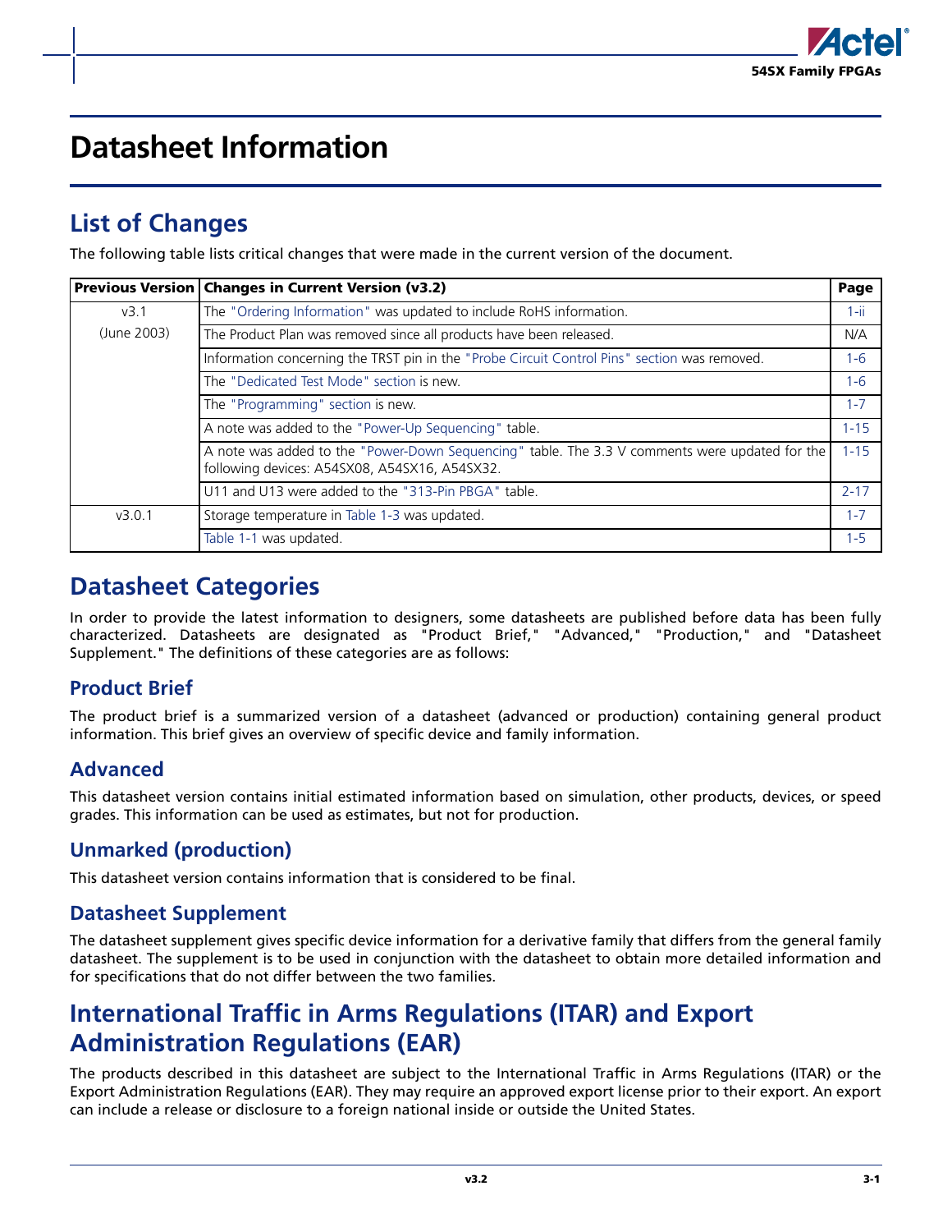# Datasheet Information

## List of Changes

The following table lists critical changes that were made in the current version of the document.

| Previous Version | Changes in Current Version (v3.2) | Page |
|---|---|---|
| v3.1 (June 2003) | The "Ordering Information" was updated to include RoHS information. | 1-ii |
| | The Product Plan was removed since all products have been released. | N/A |
| | Information concerning the TRST pin in the "Probe Circuit Control Pins" section was removed. | 1-6 |
| | The "Dedicated Test Mode" section is new. | 1-6 |
| | The "Programming" section is new. | 1-7 |
| | A note was added to the "Power-Up Sequencing" table. | 1-15 |
| | A note was added to the "Power-Down Sequencing" table. The 3.3 V comments were updated for the following devices: A54SX08, A54SX16, A54SX32. | 1-15 |
| | U11 and U13 were added to the "313-Pin PBGA" table. | 2-17 |
| v3.0.1 | Storage temperature in Table 1-3 was updated. | 1-7 |
| | Table 1-1 was updated. | 1-5 |

## Datasheet Categories

In order to provide the latest information to designers, some datasheets are published before data has been fully characterized. Datasheets are designated as "Product Brief," "Advanced," "Production," and "Datasheet Supplement." The definitions of these categories are as follows:

### Product Brief

The product brief is a summarized version of a datasheet (advanced or production) containing general product information. This brief gives an overview of specific device and family information.

### Advanced

This datasheet version contains initial estimated information based on simulation, other products, devices, or speed grades. This information can be used as estimates, but not for production.

### Unmarked (production)

This datasheet version contains information that is considered to be final.

### Datasheet Supplement

The datasheet supplement gives specific device information for a derivative family that differs from the general family datasheet. The supplement is to be used in conjunction with the datasheet to obtain more detailed information and for specifications that do not differ between the two families.

## International Traffic in Arms Regulations (ITAR) and Export Administration Regulations (EAR)

The products described in this datasheet are subject to the International Traffic in Arms Regulations (ITAR) or the Export Administration Regulations (EAR). They may require an approved export license prior to their export. An export can include a release or disclosure to a foreign national inside or outside the United States.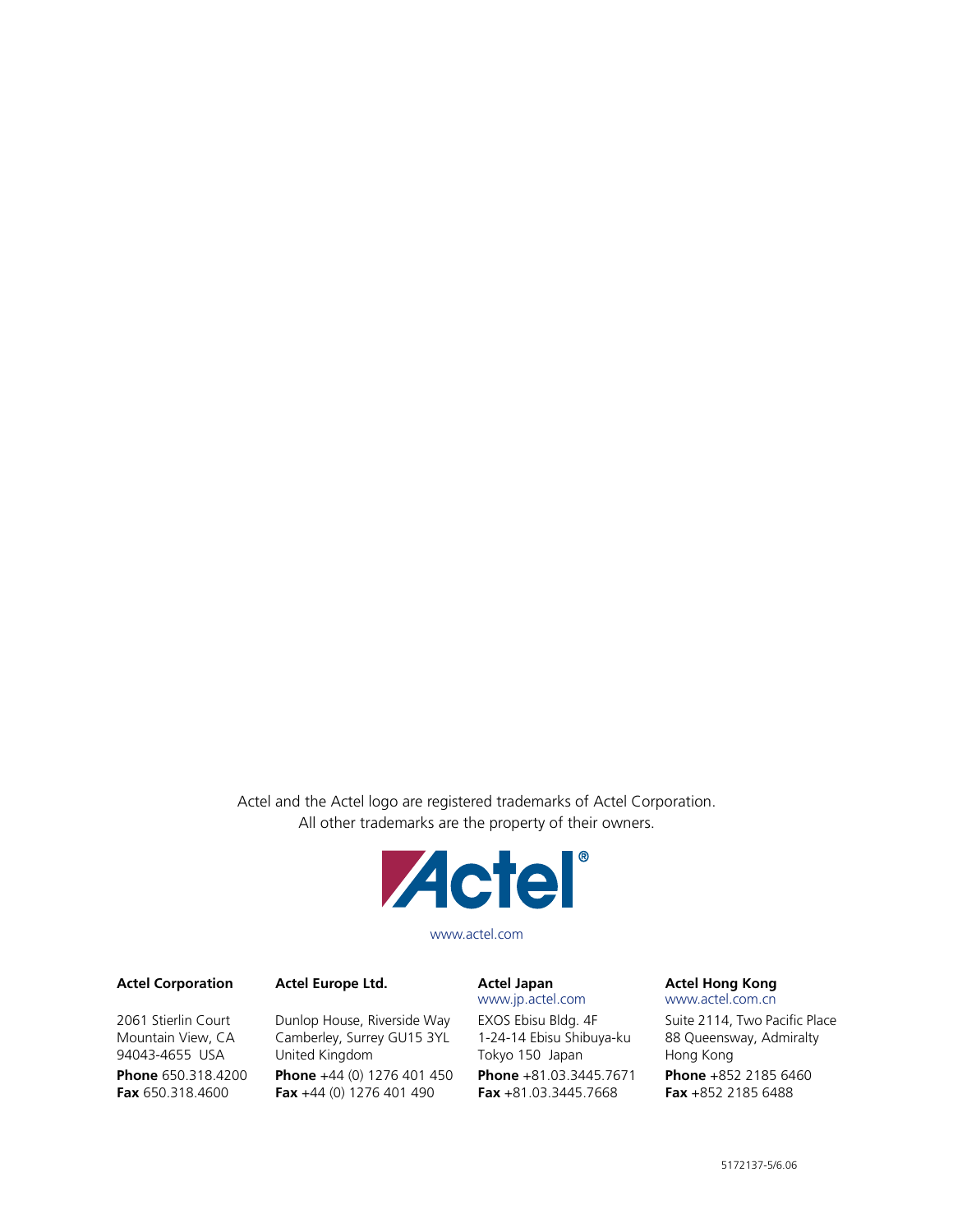Actel and the Actel logo are registered trademarks of Actel Corporation.
All other trademarks are the property of their owners.

Actel®

www.actel.com

**Actel Corporation**

2061 Stierlin Court
Mountain View, CA
94043-4655 USA

**Phone** 650.318.4200
**Fax** 650.318.4600

**Actel Europe Ltd.**

Dunlop House, Riverside Way
Camberley, Surrey GU15 3YL
United Kingdom

**Phone** +44 (0) 1276 401 450
**Fax** +44 (0) 1276 401 490

**Actel Japan**
www.jp.actel.com

EXOS Ebisu Bldg. 4F
1-24-14 Ebisu Shibuya-ku
Tokyo 150 Japan

**Phone** +81.03.3445.7671
**Fax** +81.03.3445.7668

**Actel Hong Kong**
www.actel.com.cn

Suite 2114, Two Pacific Place
88 Queensway, Admiralty
Hong Kong

**Phone** +852 2185 6460
**Fax** +852 2185 6488

5172137-5/6.06